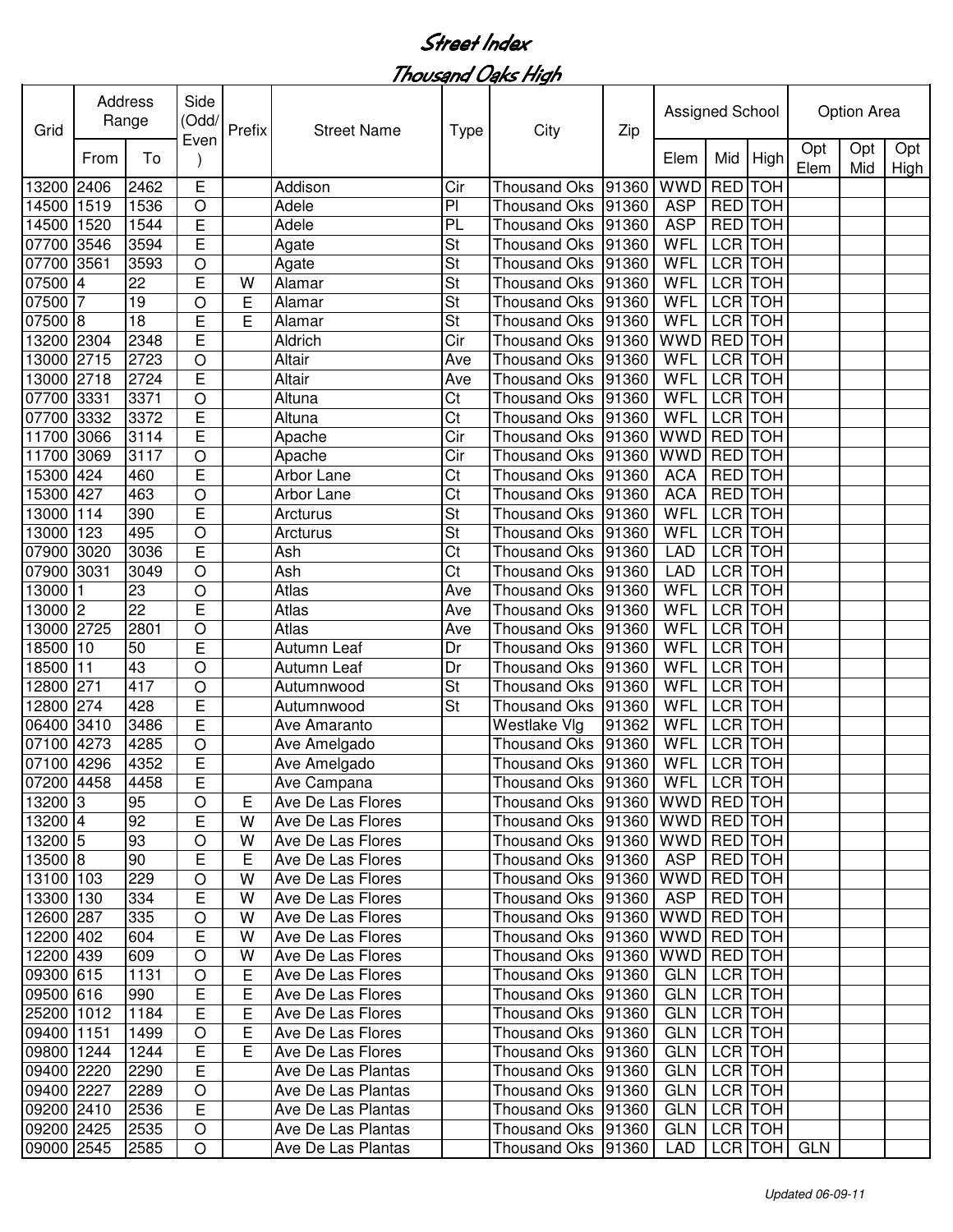# Street Index

## Thousand Oaks High

| Grid | Address Range | | Side (Odd/Even) | Prefix | Street Name | Type | City | Zip | Assigned School | | | Option Area | | |
|---|---|---|---|---|---|---|---|---|---|---|---|---|---|---|
| | From | To | | | | | | | Elem | Mid | High | Opt Elem | Opt Mid | Opt High |
| 13200 | 2406 | 2462 | E | | Addison | Cir | Thousand Oks | 91360 | WWD | RED | TOH | | | |
| 14500 | 1519 | 1536 | O | | Adele | Pl | Thousand Oks | 91360 | ASP | RED | TOH | | | |
| 14500 | 1520 | 1544 | E | | Adele | PL | Thousand Oks | 91360 | ASP | RED | TOH | | | |
| 07700 | 3546 | 3594 | E | | Agate | St | Thousand Oks | 91360 | WFL | LCR | TOH | | | |
| 07700 | 3561 | 3593 | O | | Agate | St | Thousand Oks | 91360 | WFL | LCR | TOH | | | |
| 07500 | 4 | 22 | E | W | Alamar | St | Thousand Oks | 91360 | WFL | LCR | TOH | | | |
| 07500 | 7 | 19 | O | E | Alamar | St | Thousand Oks | 91360 | WFL | LCR | TOH | | | |
| 07500 | 8 | 18 | E | E | Alamar | St | Thousand Oks | 91360 | WFL | LCR | TOH | | | |
| 13200 | 2304 | 2348 | E | | Aldrich | Cir | Thousand Oks | 91360 | WWD | RED | TOH | | | |
| 13000 | 2715 | 2723 | O | | Altair | Ave | Thousand Oks | 91360 | WFL | LCR | TOH | | | |
| 13000 | 2718 | 2724 | E | | Altair | Ave | Thousand Oks | 91360 | WFL | LCR | TOH | | | |
| 07700 | 3331 | 3371 | O | | Altuna | Ct | Thousand Oks | 91360 | WFL | LCR | TOH | | | |
| 07700 | 3332 | 3372 | E | | Altuna | Ct | Thousand Oks | 91360 | WFL | LCR | TOH | | | |
| 11700 | 3066 | 3114 | E | | Apache | Cir | Thousand Oks | 91360 | WWD | RED | TOH | | | |
| 11700 | 3069 | 3117 | O | | Apache | Cir | Thousand Oks | 91360 | WWD | RED | TOH | | | |
| 15300 | 424 | 460 | E | | Arbor Lane | Ct | Thousand Oks | 91360 | ACA | RED | TOH | | | |
| 15300 | 427 | 463 | O | | Arbor Lane | Ct | Thousand Oks | 91360 | ACA | RED | TOH | | | |
| 13000 | 114 | 390 | E | | Arcturus | St | Thousand Oks | 91360 | WFL | LCR | TOH | | | |
| 13000 | 123 | 495 | O | | Arcturus | St | Thousand Oks | 91360 | WFL | LCR | TOH | | | |
| 07900 | 3020 | 3036 | E | | Ash | Ct | Thousand Oks | 91360 | LAD | LCR | TOH | | | |
| 07900 | 3031 | 3049 | O | | Ash | Ct | Thousand Oks | 91360 | LAD | LCR | TOH | | | |
| 13000 | 1 | 23 | O | | Atlas | Ave | Thousand Oks | 91360 | WFL | LCR | TOH | | | |
| 13000 | 2 | 22 | E | | Atlas | Ave | Thousand Oks | 91360 | WFL | LCR | TOH | | | |
| 13000 | 2725 | 2801 | O | | Atlas | Ave | Thousand Oks | 91360 | WFL | LCR | TOH | | | |
| 18500 | 10 | 50 | E | | Autumn Leaf | Dr | Thousand Oks | 91360 | WFL | LCR | TOH | | | |
| 18500 | 11 | 43 | O | | Autumn Leaf | Dr | Thousand Oks | 91360 | WFL | LCR | TOH | | | |
| 12800 | 271 | 417 | O | | Autumnwood | St | Thousand Oks | 91360 | WFL | LCR | TOH | | | |
| 12800 | 274 | 428 | E | | Autumnwood | St | Thousand Oks | 91360 | WFL | LCR | TOH | | | |
| 06400 | 3410 | 3486 | E | | Ave Amaranto | | Westlake Vlg | 91362 | WFL | LCR | TOH | | | |
| 07100 | 4273 | 4285 | O | | Ave Amelgado | | Thousand Oks | 91360 | WFL | LCR | TOH | | | |
| 07100 | 4296 | 4352 | E | | Ave Amelgado | | Thousand Oks | 91360 | WFL | LCR | TOH | | | |
| 07200 | 4458 | 4458 | E | | Ave Campana | | Thousand Oks | 91360 | WFL | LCR | TOH | | | |
| 13200 | 3 | 95 | O | E | Ave De Las Flores | | Thousand Oks | 91360 | WWD | RED | TOH | | | |
| 13200 | 4 | 92 | E | W | Ave De Las Flores | | Thousand Oks | 91360 | WWD | RED | TOH | | | |
| 13200 | 5 | 93 | O | W | Ave De Las Flores | | Thousand Oks | 91360 | WWD | RED | TOH | | | |
| 13500 | 8 | 90 | E | E | Ave De Las Flores | | Thousand Oks | 91360 | ASP | RED | TOH | | | |
| 13100 | 103 | 229 | O | W | Ave De Las Flores | | Thousand Oks | 91360 | WWD | RED | TOH | | | |
| 13300 | 130 | 334 | E | W | Ave De Las Flores | | Thousand Oks | 91360 | ASP | RED | TOH | | | |
| 12600 | 287 | 335 | O | W | Ave De Las Flores | | Thousand Oks | 91360 | WWD | RED | TOH | | | |
| 12200 | 402 | 604 | E | W | Ave De Las Flores | | Thousand Oks | 91360 | WWD | RED | TOH | | | |
| 12200 | 439 | 609 | O | W | Ave De Las Flores | | Thousand Oks | 91360 | WWD | RED | TOH | | | |
| 09300 | 615 | 1131 | O | E | Ave De Las Flores | | Thousand Oks | 91360 | GLN | LCR | TOH | | | |
| 09500 | 616 | 990 | E | E | Ave De Las Flores | | Thousand Oks | 91360 | GLN | LCR | TOH | | | |
| 25200 | 1012 | 1184 | E | E | Ave De Las Flores | | Thousand Oks | 91360 | GLN | LCR | TOH | | | |
| 09400 | 1151 | 1499 | O | E | Ave De Las Flores | | Thousand Oks | 91360 | GLN | LCR | TOH | | | |
| 09800 | 1244 | 1244 | E | E | Ave De Las Flores | | Thousand Oks | 91360 | GLN | LCR | TOH | | | |
| 09400 | 2220 | 2290 | E | | Ave De Las Plantas | | Thousand Oks | 91360 | GLN | LCR | TOH | | | |
| 09400 | 2227 | 2289 | O | | Ave De Las Plantas | | Thousand Oks | 91360 | GLN | LCR | TOH | | | |
| 09200 | 2410 | 2536 | E | | Ave De Las Plantas | | Thousand Oks | 91360 | GLN | LCR | TOH | | | |
| 09200 | 2425 | 2535 | O | | Ave De Las Plantas | | Thousand Oks | 91360 | GLN | LCR | TOH | | | |
| 09000 | 2545 | 2585 | O | | Ave De Las Plantas | | Thousand Oks | 91360 | LAD | LCR | TOH | GLN | | |

*Updated 06-09-11*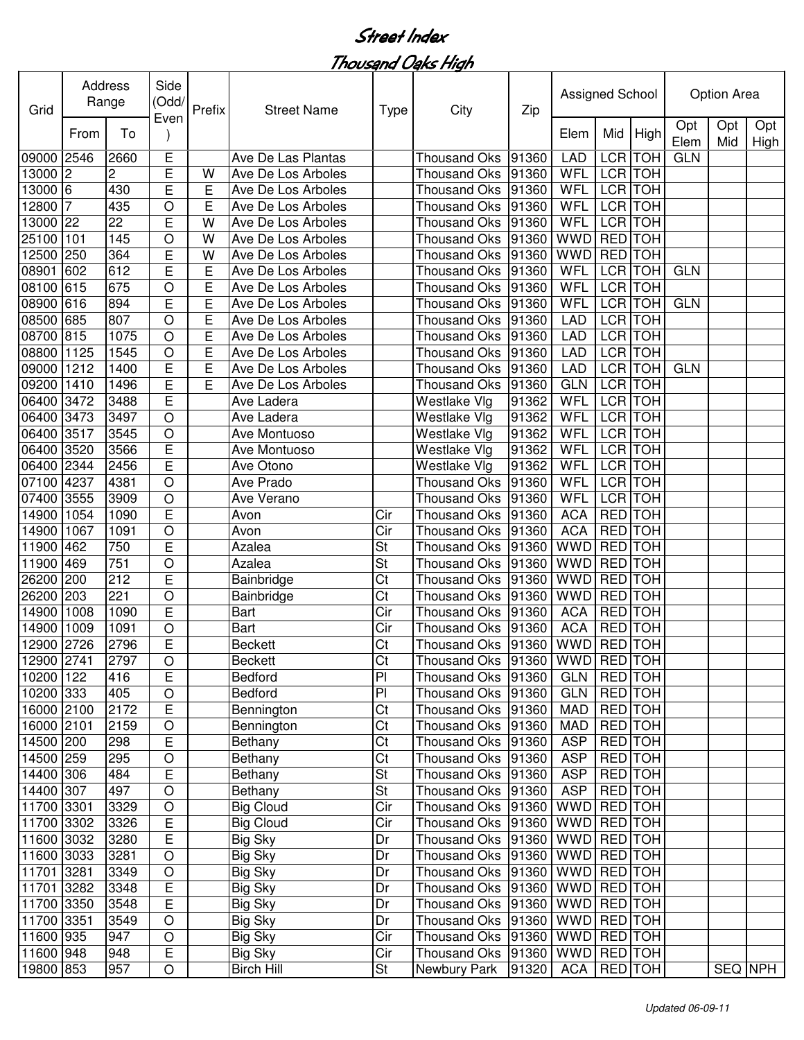# Street Index

## Thousand Oaks High

| Grid | Address Range | | Side (Odd/ Even) | Prefix | Street Name | Type | City | Zip | Assigned School | | | Option Area | | |
|---|---|---|---|---|---|---|---|---|---|---|---|---|---|---|
| | From | To | | | | | | | Elem | Mid | High | Opt Elem | Opt Mid | Opt High |
| 09000 | 2546 | 2660 | E | | Ave De Las Plantas | | Thousand Oks | 91360 | LAD | LCR | TOH | GLN | | |
| 13000 | 2 | 2 | E | W | Ave De Los Arboles | | Thousand Oks | 91360 | WFL | LCR | TOH | | | |
| 13000 | 6 | 430 | E | E | Ave De Los Arboles | | Thousand Oks | 91360 | WFL | LCR | TOH | | | |
| 12800 | 7 | 435 | O | E | Ave De Los Arboles | | Thousand Oks | 91360 | WFL | LCR | TOH | | | |
| 13000 | 22 | 22 | E | W | Ave De Los Arboles | | Thousand Oks | 91360 | WFL | LCR | TOH | | | |
| 25100 | 101 | 145 | O | W | Ave De Los Arboles | | Thousand Oks | 91360 | WWD | RED | TOH | | | |
| 12500 | 250 | 364 | E | W | Ave De Los Arboles | | Thousand Oks | 91360 | WWD | RED | TOH | | | |
| 08901 | 602 | 612 | E | E | Ave De Los Arboles | | Thousand Oks | 91360 | WFL | LCR | TOH | GLN | | |
| 08100 | 615 | 675 | O | E | Ave De Los Arboles | | Thousand Oks | 91360 | WFL | LCR | TOH | | | |
| 08900 | 616 | 894 | E | E | Ave De Los Arboles | | Thousand Oks | 91360 | WFL | LCR | TOH | GLN | | |
| 08500 | 685 | 807 | O | E | Ave De Los Arboles | | Thousand Oks | 91360 | LAD | LCR | TOH | | | |
| 08700 | 815 | 1075 | O | E | Ave De Los Arboles | | Thousand Oks | 91360 | LAD | LCR | TOH | | | |
| 08800 | 1125 | 1545 | O | E | Ave De Los Arboles | | Thousand Oks | 91360 | LAD | LCR | TOH | | | |
| 09000 | 1212 | 1400 | E | E | Ave De Los Arboles | | Thousand Oks | 91360 | LAD | LCR | TOH | GLN | | |
| 09200 | 1410 | 1496 | E | E | Ave De Los Arboles | | Thousand Oks | 91360 | GLN | LCR | TOH | | | |
| 06400 | 3472 | 3488 | E | | Ave Ladera | | Westlake Vlg | 91362 | WFL | LCR | TOH | | | |
| 06400 | 3473 | 3497 | O | | Ave Ladera | | Westlake Vlg | 91362 | WFL | LCR | TOH | | | |
| 06400 | 3517 | 3545 | O | | Ave Montuoso | | Westlake Vlg | 91362 | WFL | LCR | TOH | | | |
| 06400 | 3520 | 3566 | E | | Ave Montuoso | | Westlake Vlg | 91362 | WFL | LCR | TOH | | | |
| 06400 | 2344 | 2456 | E | | Ave Otono | | Westlake Vlg | 91362 | WFL | LCR | TOH | | | |
| 07100 | 4237 | 4381 | O | | Ave Prado | | Thousand Oks | 91360 | WFL | LCR | TOH | | | |
| 07400 | 3555 | 3909 | O | | Ave Verano | | Thousand Oks | 91360 | WFL | LCR | TOH | | | |
| 14900 | 1054 | 1090 | E | | Avon | Cir | Thousand Oks | 91360 | ACA | RED | TOH | | | |
| 14900 | 1067 | 1091 | O | | Avon | Cir | Thousand Oks | 91360 | ACA | RED | TOH | | | |
| 11900 | 462 | 750 | E | | Azalea | St | Thousand Oks | 91360 | WWD | RED | TOH | | | |
| 11900 | 469 | 751 | O | | Azalea | St | Thousand Oks | 91360 | WWD | RED | TOH | | | |
| 26200 | 200 | 212 | E | | Bainbridge | Ct | Thousand Oks | 91360 | WWD | RED | TOH | | | |
| 26200 | 203 | 221 | O | | Bainbridge | Ct | Thousand Oks | 91360 | WWD | RED | TOH | | | |
| 14900 | 1008 | 1090 | E | | Bart | Cir | Thousand Oks | 91360 | ACA | RED | TOH | | | |
| 14900 | 1009 | 1091 | O | | Bart | Cir | Thousand Oks | 91360 | ACA | RED | TOH | | | |
| 12900 | 2726 | 2796 | E | | Beckett | Ct | Thousand Oks | 91360 | WWD | RED | TOH | | | |
| 12900 | 2741 | 2797 | O | | Beckett | Ct | Thousand Oks | 91360 | WWD | RED | TOH | | | |
| 10200 | 122 | 416 | E | | Bedford | Pl | Thousand Oks | 91360 | GLN | RED | TOH | | | |
| 10200 | 333 | 405 | O | | Bedford | Pl | Thousand Oks | 91360 | GLN | RED | TOH | | | |
| 16000 | 2100 | 2172 | E | | Bennington | Ct | Thousand Oks | 91360 | MAD | RED | TOH | | | |
| 16000 | 2101 | 2159 | O | | Bennington | Ct | Thousand Oks | 91360 | MAD | RED | TOH | | | |
| 14500 | 200 | 298 | E | | Bethany | Ct | Thousand Oks | 91360 | ASP | RED | TOH | | | |
| 14500 | 259 | 295 | O | | Bethany | Ct | Thousand Oks | 91360 | ASP | RED | TOH | | | |
| 14400 | 306 | 484 | E | | Bethany | St | Thousand Oks | 91360 | ASP | RED | TOH | | | |
| 14400 | 307 | 497 | O | | Bethany | St | Thousand Oks | 91360 | ASP | RED | TOH | | | |
| 11700 | 3301 | 3329 | O | | Big Cloud | Cir | Thousand Oks | 91360 | WWD | RED | TOH | | | |
| 11700 | 3302 | 3326 | E | | Big Cloud | Cir | Thousand Oks | 91360 | WWD | RED | TOH | | | |
| 11600 | 3032 | 3280 | E | | Big Sky | Dr | Thousand Oks | 91360 | WWD | RED | TOH | | | |
| 11600 | 3033 | 3281 | O | | Big Sky | Dr | Thousand Oks | 91360 | WWD | RED | TOH | | | |
| 11701 | 3281 | 3349 | O | | Big Sky | Dr | Thousand Oks | 91360 | WWD | RED | TOH | | | |
| 11701 | 3282 | 3348 | E | | Big Sky | Dr | Thousand Oks | 91360 | WWD | RED | TOH | | | |
| 11700 | 3350 | 3548 | E | | Big Sky | Dr | Thousand Oks | 91360 | WWD | RED | TOH | | | |
| 11700 | 3351 | 3549 | O | | Big Sky | Dr | Thousand Oks | 91360 | WWD | RED | TOH | | | |
| 11600 | 935 | 947 | O | | Big Sky | Cir | Thousand Oks | 91360 | WWD | RED | TOH | | | |
| 11600 | 948 | 948 | E | | Big Sky | Cir | Thousand Oks | 91360 | WWD | RED | TOH | | | |
| 19800 | 853 | 957 | O | | Birch Hill | St | Newbury Park | 91320 | ACA | RED | TOH | | SEQ | NPH |

*Updated 06-09-11*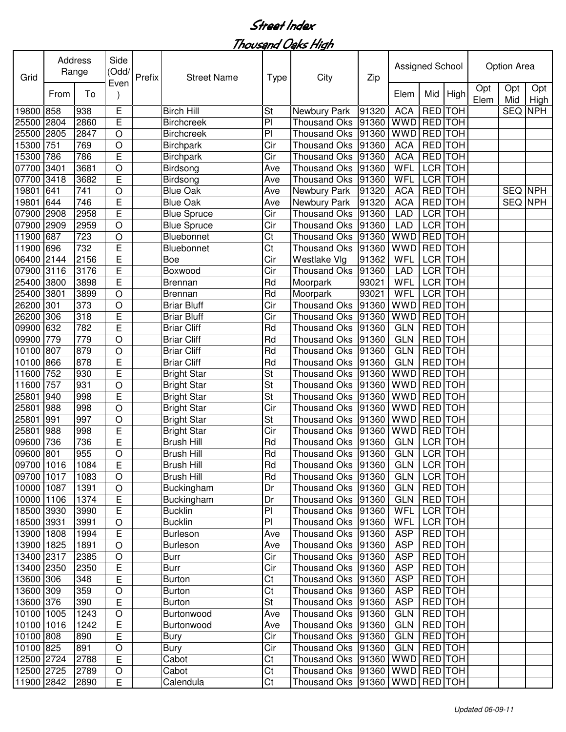# Street Index

## Thousand Oaks High

| Grid | Address Range | | Side (Odd/Even) | Prefix | Street Name | Type | City | Zip | Assigned School | | | Option Area | | |
|---|---|---|---|---|---|---|---|---|---|---|---|---|---|---|
| | From | To | | | | | | | Elem | Mid | High | Opt Elem | Opt Mid | Opt High |
| 19800 | 858 | 938 | E | | Birch Hill | St | Newbury Park | 91320 | ACA | RED | TOH | | SEQ | NPH |
| 25500 | 2804 | 2860 | E | | Birchcreek | Pl | Thousand Oks | 91360 | WWD | RED | TOH | | | |
| 25500 | 2805 | 2847 | O | | Birchcreek | Pl | Thousand Oks | 91360 | WWD | RED | TOH | | | |
| 15300 | 751 | 769 | O | | Birchpark | Cir | Thousand Oks | 91360 | ACA | RED | TOH | | | |
| 15300 | 786 | 786 | E | | Birchpark | Cir | Thousand Oks | 91360 | ACA | RED | TOH | | | |
| 07700 | 3401 | 3681 | O | | Birdsong | Ave | Thousand Oks | 91360 | WFL | LCR | TOH | | | |
| 07700 | 3418 | 3682 | E | | Birdsong | Ave | Thousand Oks | 91360 | WFL | LCR | TOH | | | |
| 19801 | 641 | 741 | O | | Blue Oak | Ave | Newbury Park | 91320 | ACA | RED | TOH | | SEQ | NPH |
| 19801 | 644 | 746 | E | | Blue Oak | Ave | Newbury Park | 91320 | ACA | RED | TOH | | SEQ | NPH |
| 07900 | 2908 | 2958 | E | | Blue Spruce | Cir | Thousand Oks | 91360 | LAD | LCR | TOH | | | |
| 07900 | 2909 | 2959 | O | | Blue Spruce | Cir | Thousand Oks | 91360 | LAD | LCR | TOH | | | |
| 11900 | 687 | 723 | O | | Bluebonnet | Ct | Thousand Oks | 91360 | WWD | RED | TOH | | | |
| 11900 | 696 | 732 | E | | Bluebonnet | Ct | Thousand Oks | 91360 | WWD | RED | TOH | | | |
| 06400 | 2144 | 2156 | E | | Boe | Cir | Westlake Vlg | 91362 | WFL | LCR | TOH | | | |
| 07900 | 3116 | 3176 | E | | Boxwood | Cir | Thousand Oks | 91360 | LAD | LCR | TOH | | | |
| 25400 | 3800 | 3898 | E | | Brennan | Rd | Moorpark | 93021 | WFL | LCR | TOH | | | |
| 25400 | 3801 | 3899 | O | | Brennan | Rd | Moorpark | 93021 | WFL | LCR | TOH | | | |
| 26200 | 301 | 373 | O | | Briar Bluff | Cir | Thousand Oks | 91360 | WWD | RED | TOH | | | |
| 26200 | 306 | 318 | E | | Briar Bluff | Cir | Thousand Oks | 91360 | WWD | RED | TOH | | | |
| 09900 | 632 | 782 | E | | Briar Cliff | Rd | Thousand Oks | 91360 | GLN | RED | TOH | | | |
| 09900 | 779 | 779 | O | | Briar Cliff | Rd | Thousand Oks | 91360 | GLN | RED | TOH | | | |
| 10100 | 807 | 879 | O | | Briar Cliff | Rd | Thousand Oks | 91360 | GLN | RED | TOH | | | |
| 10100 | 866 | 878 | E | | Briar Cliff | Rd | Thousand Oks | 91360 | GLN | RED | TOH | | | |
| 11600 | 752 | 930 | E | | Bright Star | St | Thousand Oks | 91360 | WWD | RED | TOH | | | |
| 11600 | 757 | 931 | O | | Bright Star | St | Thousand Oks | 91360 | WWD | RED | TOH | | | |
| 25801 | 940 | 998 | E | | Bright Star | St | Thousand Oks | 91360 | WWD | RED | TOH | | | |
| 25801 | 988 | 998 | O | | Bright Star | Cir | Thousand Oks | 91360 | WWD | RED | TOH | | | |
| 25801 | 991 | 997 | O | | Bright Star | St | Thousand Oks | 91360 | WWD | RED | TOH | | | |
| 25801 | 988 | 998 | E | | Bright Star | Cir | Thousand Oks | 91360 | WWD | RED | TOH | | | |
| 09600 | 736 | 736 | E | | Brush Hill | Rd | Thousand Oks | 91360 | GLN | LCR | TOH | | | |
| 09600 | 801 | 955 | O | | Brush Hill | Rd | Thousand Oks | 91360 | GLN | LCR | TOH | | | |
| 09700 | 1016 | 1084 | E | | Brush Hill | Rd | Thousand Oks | 91360 | GLN | LCR | TOH | | | |
| 09700 | 1017 | 1083 | O | | Brush Hill | Rd | Thousand Oks | 91360 | GLN | LCR | TOH | | | |
| 10000 | 1087 | 1391 | O | | Buckingham | Dr | Thousand Oks | 91360 | GLN | RED | TOH | | | |
| 10000 | 1106 | 1374 | E | | Buckingham | Dr | Thousand Oks | 91360 | GLN | RED | TOH | | | |
| 18500 | 3930 | 3990 | E | | Bucklin | Pl | Thousand Oks | 91360 | WFL | LCR | TOH | | | |
| 18500 | 3931 | 3991 | O | | Bucklin | Pl | Thousand Oks | 91360 | WFL | LCR | TOH | | | |
| 13900 | 1808 | 1994 | E | | Burleson | Ave | Thousand Oks | 91360 | ASP | RED | TOH | | | |
| 13900 | 1825 | 1891 | O | | Burleson | Ave | Thousand Oks | 91360 | ASP | RED | TOH | | | |
| 13400 | 2317 | 2385 | O | | Burr | Cir | Thousand Oks | 91360 | ASP | RED | TOH | | | |
| 13400 | 2350 | 2350 | E | | Burr | Cir | Thousand Oks | 91360 | ASP | RED | TOH | | | |
| 13600 | 306 | 348 | E | | Burton | Ct | Thousand Oks | 91360 | ASP | RED | TOH | | | |
| 13600 | 309 | 359 | O | | Burton | Ct | Thousand Oks | 91360 | ASP | RED | TOH | | | |
| 13600 | 376 | 390 | E | | Burton | St | Thousand Oks | 91360 | ASP | RED | TOH | | | |
| 10100 | 1005 | 1243 | O | | Burtonwood | Ave | Thousand Oks | 91360 | GLN | RED | TOH | | | |
| 10100 | 1016 | 1242 | E | | Burtonwood | Ave | Thousand Oks | 91360 | GLN | RED | TOH | | | |
| 10100 | 808 | 890 | E | | Bury | Cir | Thousand Oks | 91360 | GLN | RED | TOH | | | |
| 10100 | 825 | 891 | O | | Bury | Cir | Thousand Oks | 91360 | GLN | RED | TOH | | | |
| 12500 | 2724 | 2788 | E | | Cabot | Ct | Thousand Oks | 91360 | WWD | RED | TOH | | | |
| 12500 | 2725 | 2789 | O | | Cabot | Ct | Thousand Oks | 91360 | WWD | RED | TOH | | | |
| 11900 | 2842 | 2890 | E | | Calendula | Ct | Thousand Oks | 91360 | WWD | RED | TOH | | | |

*Updated 06-09-11*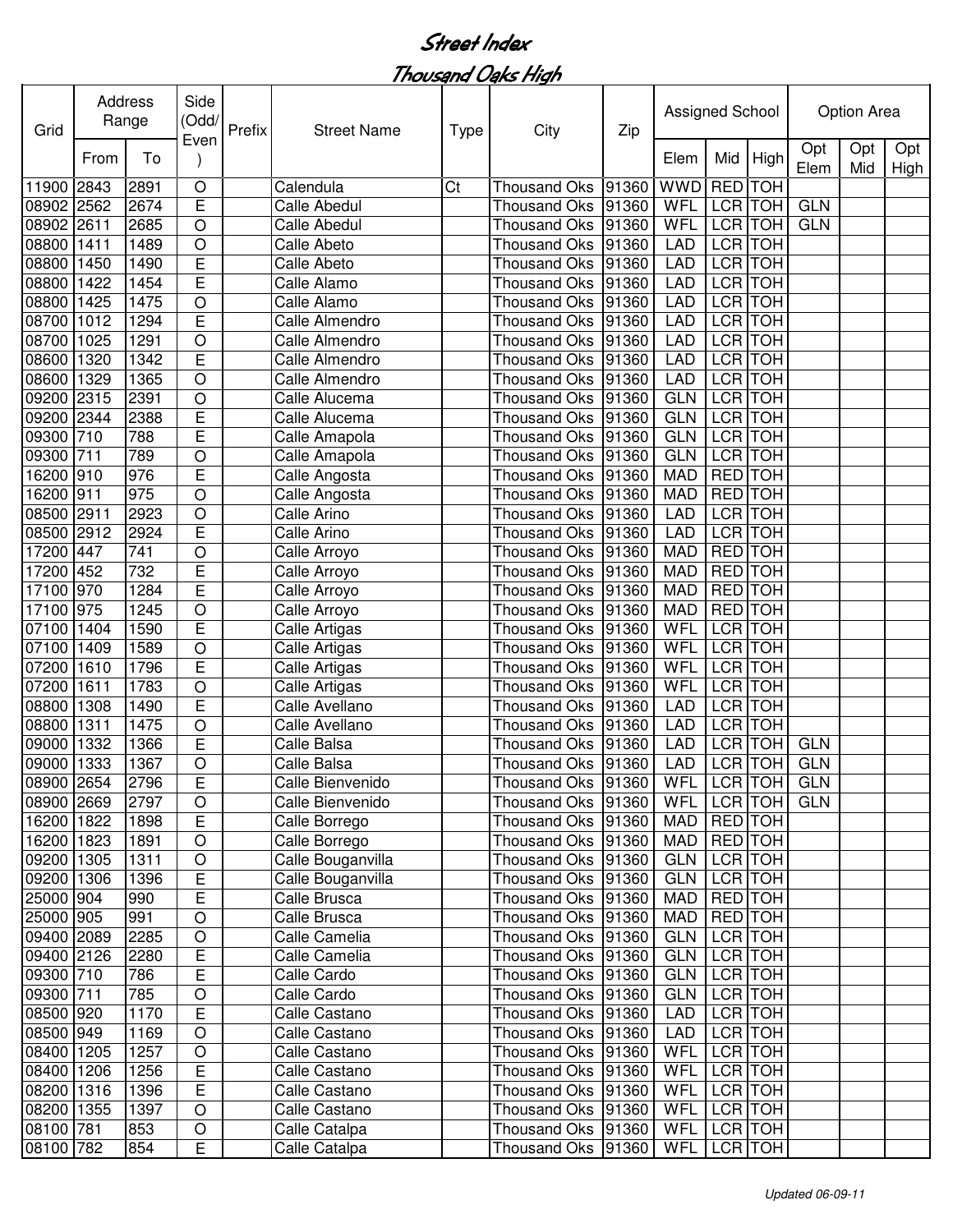# Street Index

## Thousand Oaks High

| Grid | Address Range | | Side (Odd/ Even) | Prefix | Street Name | Type | City | Zip | Assigned School | | | Option Area | | |
|---|---|---|---|---|---|---|---|---|---|---|---|---|---|---|
| | From | To | | | | | | | Elem | Mid | High | Opt Elem | Opt Mid | Opt High |
| 11900 | 2843 | 2891 | O | | Calendula | Ct | Thousand Oks | 91360 | WWD | RED | TOH | | | |
| 08902 | 2562 | 2674 | E | | Calle Abedul | | Thousand Oks | 91360 | WFL | LCR | TOH | GLN | | |
| 08902 | 2611 | 2685 | O | | Calle Abedul | | Thousand Oks | 91360 | WFL | LCR | TOH | GLN | | |
| 08800 | 1411 | 1489 | O | | Calle Abeto | | Thousand Oks | 91360 | LAD | LCR | TOH | | | |
| 08800 | 1450 | 1490 | E | | Calle Abeto | | Thousand Oks | 91360 | LAD | LCR | TOH | | | |
| 08800 | 1422 | 1454 | E | | Calle Alamo | | Thousand Oks | 91360 | LAD | LCR | TOH | | | |
| 08800 | 1425 | 1475 | O | | Calle Alamo | | Thousand Oks | 91360 | LAD | LCR | TOH | | | |
| 08700 | 1012 | 1294 | E | | Calle Almendro | | Thousand Oks | 91360 | LAD | LCR | TOH | | | |
| 08700 | 1025 | 1291 | O | | Calle Almendro | | Thousand Oks | 91360 | LAD | LCR | TOH | | | |
| 08600 | 1320 | 1342 | E | | Calle Almendro | | Thousand Oks | 91360 | LAD | LCR | TOH | | | |
| 08600 | 1329 | 1365 | O | | Calle Almendro | | Thousand Oks | 91360 | LAD | LCR | TOH | | | |
| 09200 | 2315 | 2391 | O | | Calle Alucema | | Thousand Oks | 91360 | GLN | LCR | TOH | | | |
| 09200 | 2344 | 2388 | E | | Calle Alucema | | Thousand Oks | 91360 | GLN | LCR | TOH | | | |
| 09300 | 710 | 788 | E | | Calle Amapola | | Thousand Oks | 91360 | GLN | LCR | TOH | | | |
| 09300 | 711 | 789 | O | | Calle Amapola | | Thousand Oks | 91360 | GLN | LCR | TOH | | | |
| 16200 | 910 | 976 | E | | Calle Angosta | | Thousand Oks | 91360 | MAD | RED | TOH | | | |
| 16200 | 911 | 975 | O | | Calle Angosta | | Thousand Oks | 91360 | MAD | RED | TOH | | | |
| 08500 | 2911 | 2923 | O | | Calle Arino | | Thousand Oks | 91360 | LAD | LCR | TOH | | | |
| 08500 | 2912 | 2924 | E | | Calle Arino | | Thousand Oks | 91360 | LAD | LCR | TOH | | | |
| 17200 | 447 | 741 | O | | Calle Arroyo | | Thousand Oks | 91360 | MAD | RED | TOH | | | |
| 17200 | 452 | 732 | E | | Calle Arroyo | | Thousand Oks | 91360 | MAD | RED | TOH | | | |
| 17100 | 970 | 1284 | E | | Calle Arroyo | | Thousand Oks | 91360 | MAD | RED | TOH | | | |
| 17100 | 975 | 1245 | O | | Calle Arroyo | | Thousand Oks | 91360 | MAD | RED | TOH | | | |
| 07100 | 1404 | 1590 | E | | Calle Artigas | | Thousand Oks | 91360 | WFL | LCR | TOH | | | |
| 07100 | 1409 | 1589 | O | | Calle Artigas | | Thousand Oks | 91360 | WFL | LCR | TOH | | | |
| 07200 | 1610 | 1796 | E | | Calle Artigas | | Thousand Oks | 91360 | WFL | LCR | TOH | | | |
| 07200 | 1611 | 1783 | O | | Calle Artigas | | Thousand Oks | 91360 | WFL | LCR | TOH | | | |
| 08800 | 1308 | 1490 | E | | Calle Avellano | | Thousand Oks | 91360 | LAD | LCR | TOH | | | |
| 08800 | 1311 | 1475 | O | | Calle Avellano | | Thousand Oks | 91360 | LAD | LCR | TOH | | | |
| 09000 | 1332 | 1366 | E | | Calle Balsa | | Thousand Oks | 91360 | LAD | LCR | TOH | GLN | | |
| 09000 | 1333 | 1367 | O | | Calle Balsa | | Thousand Oks | 91360 | LAD | LCR | TOH | GLN | | |
| 08900 | 2654 | 2796 | E | | Calle Bienvenido | | Thousand Oks | 91360 | WFL | LCR | TOH | GLN | | |
| 08900 | 2669 | 2797 | O | | Calle Bienvenido | | Thousand Oks | 91360 | WFL | LCR | TOH | GLN | | |
| 16200 | 1822 | 1898 | E | | Calle Borrego | | Thousand Oks | 91360 | MAD | RED | TOH | | | |
| 16200 | 1823 | 1891 | O | | Calle Borrego | | Thousand Oks | 91360 | MAD | RED | TOH | | | |
| 09200 | 1305 | 1311 | O | | Calle Bouganvilla | | Thousand Oks | 91360 | GLN | LCR | TOH | | | |
| 09200 | 1306 | 1396 | E | | Calle Bouganvilla | | Thousand Oks | 91360 | GLN | LCR | TOH | | | |
| 25000 | 904 | 990 | E | | Calle Brusca | | Thousand Oks | 91360 | MAD | RED | TOH | | | |
| 25000 | 905 | 991 | O | | Calle Brusca | | Thousand Oks | 91360 | MAD | RED | TOH | | | |
| 09400 | 2089 | 2285 | O | | Calle Camelia | | Thousand Oks | 91360 | GLN | LCR | TOH | | | |
| 09400 | 2126 | 2280 | E | | Calle Camelia | | Thousand Oks | 91360 | GLN | LCR | TOH | | | |
| 09300 | 710 | 786 | E | | Calle Cardo | | Thousand Oks | 91360 | GLN | LCR | TOH | | | |
| 09300 | 711 | 785 | O | | Calle Cardo | | Thousand Oks | 91360 | GLN | LCR | TOH | | | |
| 08500 | 920 | 1170 | E | | Calle Castano | | Thousand Oks | 91360 | LAD | LCR | TOH | | | |
| 08500 | 949 | 1169 | O | | Calle Castano | | Thousand Oks | 91360 | LAD | LCR | TOH | | | |
| 08400 | 1205 | 1257 | O | | Calle Castano | | Thousand Oks | 91360 | WFL | LCR | TOH | | | |
| 08400 | 1206 | 1256 | E | | Calle Castano | | Thousand Oks | 91360 | WFL | LCR | TOH | | | |
| 08200 | 1316 | 1396 | E | | Calle Castano | | Thousand Oks | 91360 | WFL | LCR | TOH | | | |
| 08200 | 1355 | 1397 | O | | Calle Castano | | Thousand Oks | 91360 | WFL | LCR | TOH | | | |
| 08100 | 781 | 853 | O | | Calle Catalpa | | Thousand Oks | 91360 | WFL | LCR | TOH | | | |
| 08100 | 782 | 854 | E | | Calle Catalpa | | Thousand Oks | 91360 | WFL | LCR | TOH | | | |

*Updated 06-09-11*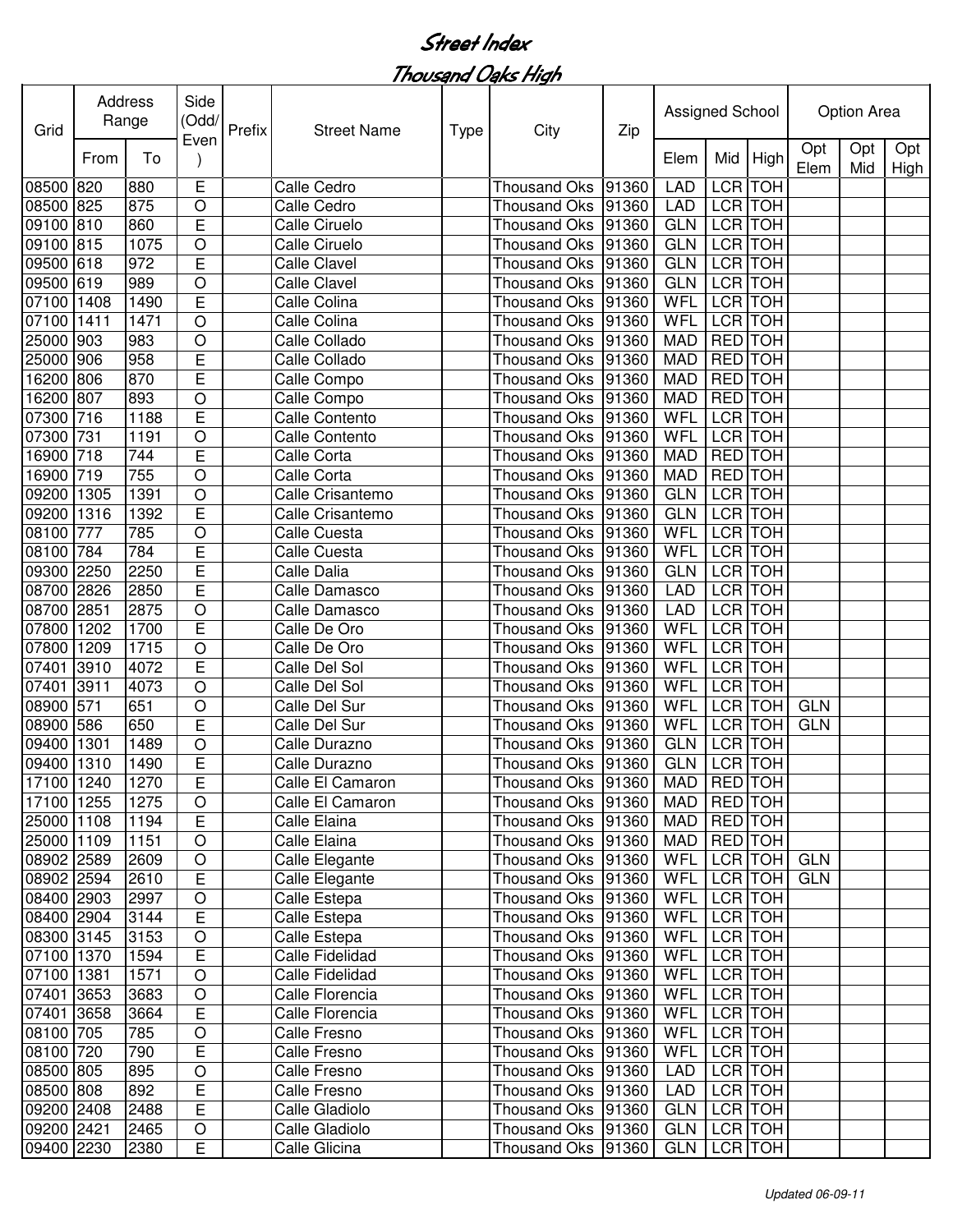# Street Index

## Thousand Oaks High

| Grid | Address Range | | Side (Odd/Even) | Prefix | Street Name | Type | City | Zip | Assigned School | | | Option Area | | |
|---|---|---|---|---|---|---|---|---|---|---|---|---|---|---|
| | From | To | | | | | | | Elem | Mid | High | Opt Elem | Opt Mid | Opt High |
| 08500 | 820 | 880 | E | | Calle Cedro | | Thousand Oks | 91360 | LAD | LCR | TOH | | | |
| 08500 | 825 | 875 | O | | Calle Cedro | | Thousand Oks | 91360 | LAD | LCR | TOH | | | |
| 09100 | 810 | 860 | E | | Calle Ciruelo | | Thousand Oks | 91360 | GLN | LCR | TOH | | | |
| 09100 | 815 | 1075 | O | | Calle Ciruelo | | Thousand Oks | 91360 | GLN | LCR | TOH | | | |
| 09500 | 618 | 972 | E | | Calle Clavel | | Thousand Oks | 91360 | GLN | LCR | TOH | | | |
| 09500 | 619 | 989 | O | | Calle Clavel | | Thousand Oks | 91360 | GLN | LCR | TOH | | | |
| 07100 | 1408 | 1490 | E | | Calle Colina | | Thousand Oks | 91360 | WFL | LCR | TOH | | | |
| 07100 | 1411 | 1471 | O | | Calle Colina | | Thousand Oks | 91360 | WFL | LCR | TOH | | | |
| 25000 | 903 | 983 | O | | Calle Collado | | Thousand Oks | 91360 | MAD | RED | TOH | | | |
| 25000 | 906 | 958 | E | | Calle Collado | | Thousand Oks | 91360 | MAD | RED | TOH | | | |
| 16200 | 806 | 870 | E | | Calle Compo | | Thousand Oks | 91360 | MAD | RED | TOH | | | |
| 16200 | 807 | 893 | O | | Calle Compo | | Thousand Oks | 91360 | MAD | RED | TOH | | | |
| 07300 | 716 | 1188 | E | | Calle Contento | | Thousand Oks | 91360 | WFL | LCR | TOH | | | |
| 07300 | 731 | 1191 | O | | Calle Contento | | Thousand Oks | 91360 | WFL | LCR | TOH | | | |
| 16900 | 718 | 744 | E | | Calle Corta | | Thousand Oks | 91360 | MAD | RED | TOH | | | |
| 16900 | 719 | 755 | O | | Calle Corta | | Thousand Oks | 91360 | MAD | RED | TOH | | | |
| 09200 | 1305 | 1391 | O | | Calle Crisantemo | | Thousand Oks | 91360 | GLN | LCR | TOH | | | |
| 09200 | 1316 | 1392 | E | | Calle Crisantemo | | Thousand Oks | 91360 | GLN | LCR | TOH | | | |
| 08100 | 777 | 785 | O | | Calle Cuesta | | Thousand Oks | 91360 | WFL | LCR | TOH | | | |
| 08100 | 784 | 784 | E | | Calle Cuesta | | Thousand Oks | 91360 | WFL | LCR | TOH | | | |
| 09300 | 2250 | 2250 | E | | Calle Dalia | | Thousand Oks | 91360 | GLN | LCR | TOH | | | |
| 08700 | 2826 | 2850 | E | | Calle Damasco | | Thousand Oks | 91360 | LAD | LCR | TOH | | | |
| 08700 | 2851 | 2875 | O | | Calle Damasco | | Thousand Oks | 91360 | LAD | LCR | TOH | | | |
| 07800 | 1202 | 1700 | E | | Calle De Oro | | Thousand Oks | 91360 | WFL | LCR | TOH | | | |
| 07800 | 1209 | 1715 | O | | Calle De Oro | | Thousand Oks | 91360 | WFL | LCR | TOH | | | |
| 07401 | 3910 | 4072 | E | | Calle Del Sol | | Thousand Oks | 91360 | WFL | LCR | TOH | | | |
| 07401 | 3911 | 4073 | O | | Calle Del Sol | | Thousand Oks | 91360 | WFL | LCR | TOH | | | |
| 08900 | 571 | 651 | O | | Calle Del Sur | | Thousand Oks | 91360 | WFL | LCR | TOH | GLN | | |
| 08900 | 586 | 650 | E | | Calle Del Sur | | Thousand Oks | 91360 | WFL | LCR | TOH | GLN | | |
| 09400 | 1301 | 1489 | O | | Calle Durazno | | Thousand Oks | 91360 | GLN | LCR | TOH | | | |
| 09400 | 1310 | 1490 | E | | Calle Durazno | | Thousand Oks | 91360 | GLN | LCR | TOH | | | |
| 17100 | 1240 | 1270 | E | | Calle El Camaron | | Thousand Oks | 91360 | MAD | RED | TOH | | | |
| 17100 | 1255 | 1275 | O | | Calle El Camaron | | Thousand Oks | 91360 | MAD | RED | TOH | | | |
| 25000 | 1108 | 1194 | E | | Calle Elaina | | Thousand Oks | 91360 | MAD | RED | TOH | | | |
| 25000 | 1109 | 1151 | O | | Calle Elaina | | Thousand Oks | 91360 | MAD | RED | TOH | | | |
| 08902 | 2589 | 2609 | O | | Calle Elegante | | Thousand Oks | 91360 | WFL | LCR | TOH | GLN | | |
| 08902 | 2594 | 2610 | E | | Calle Elegante | | Thousand Oks | 91360 | WFL | LCR | TOH | GLN | | |
| 08400 | 2903 | 2997 | O | | Calle Estepa | | Thousand Oks | 91360 | WFL | LCR | TOH | | | |
| 08400 | 2904 | 3144 | E | | Calle Estepa | | Thousand Oks | 91360 | WFL | LCR | TOH | | | |
| 08300 | 3145 | 3153 | O | | Calle Estepa | | Thousand Oks | 91360 | WFL | LCR | TOH | | | |
| 07100 | 1370 | 1594 | E | | Calle Fidelidad | | Thousand Oks | 91360 | WFL | LCR | TOH | | | |
| 07100 | 1381 | 1571 | O | | Calle Fidelidad | | Thousand Oks | 91360 | WFL | LCR | TOH | | | |
| 07401 | 3653 | 3683 | O | | Calle Florencia | | Thousand Oks | 91360 | WFL | LCR | TOH | | | |
| 07401 | 3658 | 3664 | E | | Calle Florencia | | Thousand Oks | 91360 | WFL | LCR | TOH | | | |
| 08100 | 705 | 785 | O | | Calle Fresno | | Thousand Oks | 91360 | WFL | LCR | TOH | | | |
| 08100 | 720 | 790 | E | | Calle Fresno | | Thousand Oks | 91360 | WFL | LCR | TOH | | | |
| 08500 | 805 | 895 | O | | Calle Fresno | | Thousand Oks | 91360 | LAD | LCR | TOH | | | |
| 08500 | 808 | 892 | E | | Calle Fresno | | Thousand Oks | 91360 | LAD | LCR | TOH | | | |
| 09200 | 2408 | 2488 | E | | Calle Gladiolo | | Thousand Oks | 91360 | GLN | LCR | TOH | | | |
| 09200 | 2421 | 2465 | O | | Calle Gladiolo | | Thousand Oks | 91360 | GLN | LCR | TOH | | | |
| 09400 | 2230 | 2380 | E | | Calle Glicina | | Thousand Oks | 91360 | GLN | LCR | TOH | | | |

*Updated 06-09-11*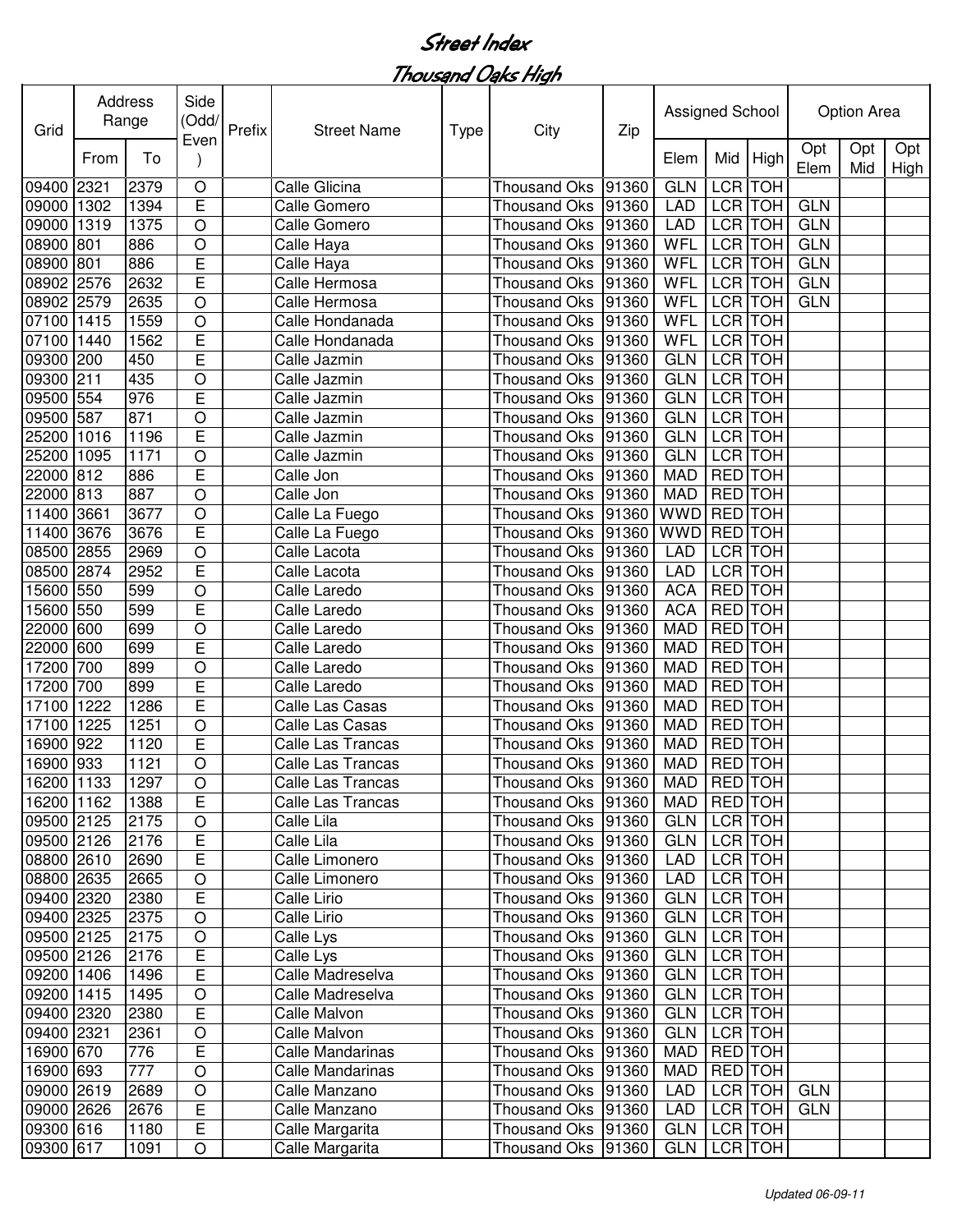# Street Index

## Thousand Oaks High

| Grid | Address Range | | Side (Odd/Even) | Prefix | Street Name | Type | City | Zip | Assigned School | | | Option Area | | |
|---|---|---|---|---|---|---|---|---|---|---|---|---|---|---|
| | From | To | | | | | | | Elem | Mid | High | Opt Elem | Opt Mid | Opt High |
| 09400 | 2321 | 2379 | O | | Calle Glicina | | Thousand Oks | 91360 | GLN | LCR | TOH | | | |
| 09000 | 1302 | 1394 | E | | Calle Gomero | | Thousand Oks | 91360 | LAD | LCR | TOH | GLN | | |
| 09000 | 1319 | 1375 | O | | Calle Gomero | | Thousand Oks | 91360 | LAD | LCR | TOH | GLN | | |
| 08900 | 801 | 886 | O | | Calle Haya | | Thousand Oks | 91360 | WFL | LCR | TOH | GLN | | |
| 08900 | 801 | 886 | E | | Calle Haya | | Thousand Oks | 91360 | WFL | LCR | TOH | GLN | | |
| 08902 | 2576 | 2632 | E | | Calle Hermosa | | Thousand Oks | 91360 | WFL | LCR | TOH | GLN | | |
| 08902 | 2579 | 2635 | O | | Calle Hermosa | | Thousand Oks | 91360 | WFL | LCR | TOH | GLN | | |
| 07100 | 1415 | 1559 | O | | Calle Hondanada | | Thousand Oks | 91360 | WFL | LCR | TOH | | | |
| 07100 | 1440 | 1562 | E | | Calle Hondanada | | Thousand Oks | 91360 | WFL | LCR | TOH | | | |
| 09300 | 200 | 450 | E | | Calle Jazmin | | Thousand Oks | 91360 | GLN | LCR | TOH | | | |
| 09300 | 211 | 435 | O | | Calle Jazmin | | Thousand Oks | 91360 | GLN | LCR | TOH | | | |
| 09500 | 554 | 976 | E | | Calle Jazmin | | Thousand Oks | 91360 | GLN | LCR | TOH | | | |
| 09500 | 587 | 871 | O | | Calle Jazmin | | Thousand Oks | 91360 | GLN | LCR | TOH | | | |
| 25200 | 1016 | 1196 | E | | Calle Jazmin | | Thousand Oks | 91360 | GLN | LCR | TOH | | | |
| 25200 | 1095 | 1171 | O | | Calle Jazmin | | Thousand Oks | 91360 | GLN | LCR | TOH | | | |
| 22000 | 812 | 886 | E | | Calle Jon | | Thousand Oks | 91360 | MAD | RED | TOH | | | |
| 22000 | 813 | 887 | O | | Calle Jon | | Thousand Oks | 91360 | MAD | RED | TOH | | | |
| 11400 | 3661 | 3677 | O | | Calle La Fuego | | Thousand Oks | 91360 | WWD | RED | TOH | | | |
| 11400 | 3676 | 3676 | E | | Calle La Fuego | | Thousand Oks | 91360 | WWD | RED | TOH | | | |
| 08500 | 2855 | 2969 | O | | Calle Lacota | | Thousand Oks | 91360 | LAD | LCR | TOH | | | |
| 08500 | 2874 | 2952 | E | | Calle Lacota | | Thousand Oks | 91360 | LAD | LCR | TOH | | | |
| 15600 | 550 | 599 | O | | Calle Laredo | | Thousand Oks | 91360 | ACA | RED | TOH | | | |
| 15600 | 550 | 599 | E | | Calle Laredo | | Thousand Oks | 91360 | ACA | RED | TOH | | | |
| 22000 | 600 | 699 | O | | Calle Laredo | | Thousand Oks | 91360 | MAD | RED | TOH | | | |
| 22000 | 600 | 699 | E | | Calle Laredo | | Thousand Oks | 91360 | MAD | RED | TOH | | | |
| 17200 | 700 | 899 | O | | Calle Laredo | | Thousand Oks | 91360 | MAD | RED | TOH | | | |
| 17200 | 700 | 899 | E | | Calle Laredo | | Thousand Oks | 91360 | MAD | RED | TOH | | | |
| 17100 | 1222 | 1286 | E | | Calle Las Casas | | Thousand Oks | 91360 | MAD | RED | TOH | | | |
| 17100 | 1225 | 1251 | O | | Calle Las Casas | | Thousand Oks | 91360 | MAD | RED | TOH | | | |
| 16900 | 922 | 1120 | E | | Calle Las Trancas | | Thousand Oks | 91360 | MAD | RED | TOH | | | |
| 16900 | 933 | 1121 | O | | Calle Las Trancas | | Thousand Oks | 91360 | MAD | RED | TOH | | | |
| 16200 | 1133 | 1297 | O | | Calle Las Trancas | | Thousand Oks | 91360 | MAD | RED | TOH | | | |
| 16200 | 1162 | 1388 | E | | Calle Las Trancas | | Thousand Oks | 91360 | MAD | RED | TOH | | | |
| 09500 | 2125 | 2175 | O | | Calle Lila | | Thousand Oks | 91360 | GLN | LCR | TOH | | | |
| 09500 | 2126 | 2176 | E | | Calle Lila | | Thousand Oks | 91360 | GLN | LCR | TOH | | | |
| 08800 | 2610 | 2690 | E | | Calle Limonero | | Thousand Oks | 91360 | LAD | LCR | TOH | | | |
| 08800 | 2635 | 2665 | O | | Calle Limonero | | Thousand Oks | 91360 | LAD | LCR | TOH | | | |
| 09400 | 2320 | 2380 | E | | Calle Lirio | | Thousand Oks | 91360 | GLN | LCR | TOH | | | |
| 09400 | 2325 | 2375 | O | | Calle Lirio | | Thousand Oks | 91360 | GLN | LCR | TOH | | | |
| 09500 | 2125 | 2175 | O | | Calle Lys | | Thousand Oks | 91360 | GLN | LCR | TOH | | | |
| 09500 | 2126 | 2176 | E | | Calle Lys | | Thousand Oks | 91360 | GLN | LCR | TOH | | | |
| 09200 | 1406 | 1496 | E | | Calle Madreselva | | Thousand Oks | 91360 | GLN | LCR | TOH | | | |
| 09200 | 1415 | 1495 | O | | Calle Madreselva | | Thousand Oks | 91360 | GLN | LCR | TOH | | | |
| 09400 | 2320 | 2380 | E | | Calle Malvon | | Thousand Oks | 91360 | GLN | LCR | TOH | | | |
| 09400 | 2321 | 2361 | O | | Calle Malvon | | Thousand Oks | 91360 | GLN | LCR | TOH | | | |
| 16900 | 670 | 776 | E | | Calle Mandarinas | | Thousand Oks | 91360 | MAD | RED | TOH | | | |
| 16900 | 693 | 777 | O | | Calle Mandarinas | | Thousand Oks | 91360 | MAD | RED | TOH | | | |
| 09000 | 2619 | 2689 | O | | Calle Manzano | | Thousand Oks | 91360 | LAD | LCR | TOH | GLN | | |
| 09000 | 2626 | 2676 | E | | Calle Manzano | | Thousand Oks | 91360 | LAD | LCR | TOH | GLN | | |
| 09300 | 616 | 1180 | E | | Calle Margarita | | Thousand Oks | 91360 | GLN | LCR | TOH | | | |
| 09300 | 617 | 1091 | O | | Calle Margarita | | Thousand Oks | 91360 | GLN | LCR | TOH | | | |

*Updated 06-09-11*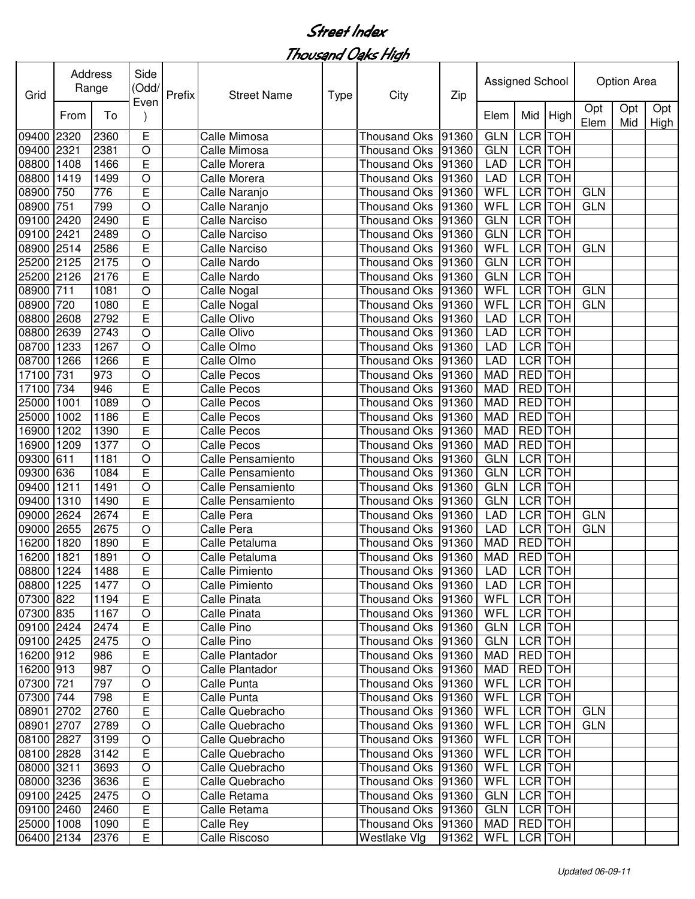# Street Index

## Thousand Oaks High

| Grid | Address Range | | Side (Odd/Even) | Prefix | Street Name | Type | City | Zip | Assigned School | | | Option Area | | |
|---|---|---|---|---|---|---|---|---|---|---|---|---|---|---|
| | From | To | | | | | | | Elem | Mid | High | Opt Elem | Opt Mid | Opt High |
| 09400 | 2320 | 2360 | E | | Calle Mimosa | | Thousand Oks | 91360 | GLN | LCR | TOH | | | |
| 09400 | 2321 | 2381 | O | | Calle Mimosa | | Thousand Oks | 91360 | GLN | LCR | TOH | | | |
| 08800 | 1408 | 1466 | E | | Calle Morera | | Thousand Oks | 91360 | LAD | LCR | TOH | | | |
| 08800 | 1419 | 1499 | O | | Calle Morera | | Thousand Oks | 91360 | LAD | LCR | TOH | | | |
| 08900 | 750 | 776 | E | | Calle Naranjo | | Thousand Oks | 91360 | WFL | LCR | TOH | GLN | | |
| 08900 | 751 | 799 | O | | Calle Naranjo | | Thousand Oks | 91360 | WFL | LCR | TOH | GLN | | |
| 09100 | 2420 | 2490 | E | | Calle Narciso | | Thousand Oks | 91360 | GLN | LCR | TOH | | | |
| 09100 | 2421 | 2489 | O | | Calle Narciso | | Thousand Oks | 91360 | GLN | LCR | TOH | | | |
| 08900 | 2514 | 2586 | E | | Calle Narciso | | Thousand Oks | 91360 | WFL | LCR | TOH | GLN | | |
| 25200 | 2125 | 2175 | O | | Calle Nardo | | Thousand Oks | 91360 | GLN | LCR | TOH | | | |
| 25200 | 2126 | 2176 | E | | Calle Nardo | | Thousand Oks | 91360 | GLN | LCR | TOH | | | |
| 08900 | 711 | 1081 | O | | Calle Nogal | | Thousand Oks | 91360 | WFL | LCR | TOH | GLN | | |
| 08900 | 720 | 1080 | E | | Calle Nogal | | Thousand Oks | 91360 | WFL | LCR | TOH | GLN | | |
| 08800 | 2608 | 2792 | E | | Calle Olivo | | Thousand Oks | 91360 | LAD | LCR | TOH | | | |
| 08800 | 2639 | 2743 | O | | Calle Olivo | | Thousand Oks | 91360 | LAD | LCR | TOH | | | |
| 08700 | 1233 | 1267 | O | | Calle Olmo | | Thousand Oks | 91360 | LAD | LCR | TOH | | | |
| 08700 | 1266 | 1266 | E | | Calle Olmo | | Thousand Oks | 91360 | LAD | LCR | TOH | | | |
| 17100 | 731 | 973 | O | | Calle Pecos | | Thousand Oks | 91360 | MAD | RED | TOH | | | |
| 17100 | 734 | 946 | E | | Calle Pecos | | Thousand Oks | 91360 | MAD | RED | TOH | | | |
| 25000 | 1001 | 1089 | O | | Calle Pecos | | Thousand Oks | 91360 | MAD | RED | TOH | | | |
| 25000 | 1002 | 1186 | E | | Calle Pecos | | Thousand Oks | 91360 | MAD | RED | TOH | | | |
| 16900 | 1202 | 1390 | E | | Calle Pecos | | Thousand Oks | 91360 | MAD | RED | TOH | | | |
| 16900 | 1209 | 1377 | O | | Calle Pecos | | Thousand Oks | 91360 | MAD | RED | TOH | | | |
| 09300 | 611 | 1181 | O | | Calle Pensamiento | | Thousand Oks | 91360 | GLN | LCR | TOH | | | |
| 09300 | 636 | 1084 | E | | Calle Pensamiento | | Thousand Oks | 91360 | GLN | LCR | TOH | | | |
| 09400 | 1211 | 1491 | O | | Calle Pensamiento | | Thousand Oks | 91360 | GLN | LCR | TOH | | | |
| 09400 | 1310 | 1490 | E | | Calle Pensamiento | | Thousand Oks | 91360 | GLN | LCR | TOH | | | |
| 09000 | 2624 | 2674 | E | | Calle Pera | | Thousand Oks | 91360 | LAD | LCR | TOH | GLN | | |
| 09000 | 2655 | 2675 | O | | Calle Pera | | Thousand Oks | 91360 | LAD | LCR | TOH | GLN | | |
| 16200 | 1820 | 1890 | E | | Calle Petaluma | | Thousand Oks | 91360 | MAD | RED | TOH | | | |
| 16200 | 1821 | 1891 | O | | Calle Petaluma | | Thousand Oks | 91360 | MAD | RED | TOH | | | |
| 08800 | 1224 | 1488 | E | | Calle Pimiento | | Thousand Oks | 91360 | LAD | LCR | TOH | | | |
| 08800 | 1225 | 1477 | O | | Calle Pimiento | | Thousand Oks | 91360 | LAD | LCR | TOH | | | |
| 07300 | 822 | 1194 | E | | Calle Pinata | | Thousand Oks | 91360 | WFL | LCR | TOH | | | |
| 07300 | 835 | 1167 | O | | Calle Pinata | | Thousand Oks | 91360 | WFL | LCR | TOH | | | |
| 09100 | 2424 | 2474 | E | | Calle Pino | | Thousand Oks | 91360 | GLN | LCR | TOH | | | |
| 09100 | 2425 | 2475 | O | | Calle Pino | | Thousand Oks | 91360 | GLN | LCR | TOH | | | |
| 16200 | 912 | 986 | E | | Calle Plantador | | Thousand Oks | 91360 | MAD | RED | TOH | | | |
| 16200 | 913 | 987 | O | | Calle Plantador | | Thousand Oks | 91360 | MAD | RED | TOH | | | |
| 07300 | 721 | 797 | O | | Calle Punta | | Thousand Oks | 91360 | WFL | LCR | TOH | | | |
| 07300 | 744 | 798 | E | | Calle Punta | | Thousand Oks | 91360 | WFL | LCR | TOH | | | |
| 08901 | 2702 | 2760 | E | | Calle Quebracho | | Thousand Oks | 91360 | WFL | LCR | TOH | GLN | | |
| 08901 | 2707 | 2789 | O | | Calle Quebracho | | Thousand Oks | 91360 | WFL | LCR | TOH | GLN | | |
| 08100 | 2827 | 3199 | O | | Calle Quebracho | | Thousand Oks | 91360 | WFL | LCR | TOH | | | |
| 08100 | 2828 | 3142 | E | | Calle Quebracho | | Thousand Oks | 91360 | WFL | LCR | TOH | | | |
| 08000 | 3211 | 3693 | O | | Calle Quebracho | | Thousand Oks | 91360 | WFL | LCR | TOH | | | |
| 08000 | 3236 | 3636 | E | | Calle Quebracho | | Thousand Oks | 91360 | WFL | LCR | TOH | | | |
| 09100 | 2425 | 2475 | O | | Calle Retama | | Thousand Oks | 91360 | GLN | LCR | TOH | | | |
| 09100 | 2460 | 2460 | E | | Calle Retama | | Thousand Oks | 91360 | GLN | LCR | TOH | | | |
| 25000 | 1008 | 1090 | E | | Calle Rey | | Thousand Oks | 91360 | MAD | RED | TOH | | | |
| 06400 | 2134 | 2376 | E | | Calle Riscoso | | Westlake Vlg | 91362 | WFL | LCR | TOH | | | |

*Updated 06-09-11*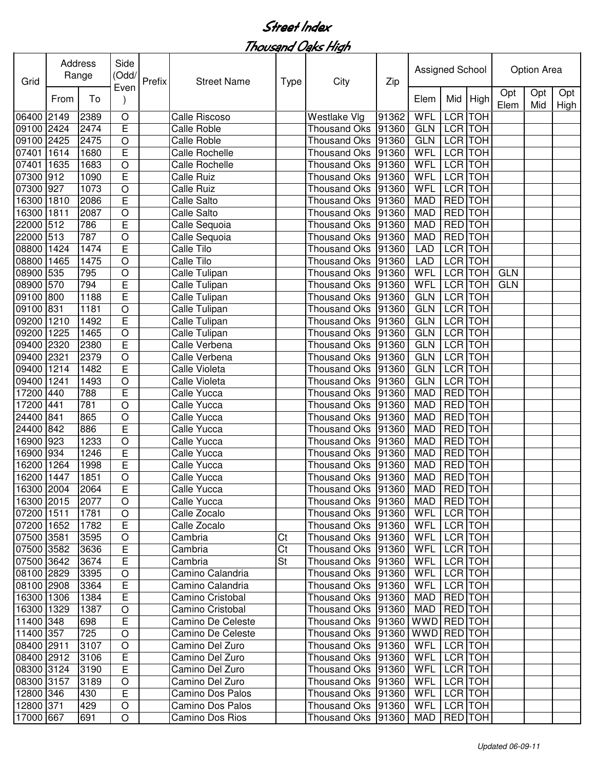# Street Index

## Thousand Oaks High

| Grid | Address Range | | Side (Odd/ Even) | Prefix | Street Name | Type | City | Zip | Assigned School | | | Option Area | | |
|---|---|---|---|---|---|---|---|---|---|---|---|---|---|---|
| | From | To | | | | | | | Elem | Mid | High | Opt Elem | Opt Mid | Opt High |
| 06400 | 2149 | 2389 | O | | Calle Riscoso | | Westlake Vlg | 91362 | WFL | LCR | TOH | | | |
| 09100 | 2424 | 2474 | E | | Calle Roble | | Thousand Oks | 91360 | GLN | LCR | TOH | | | |
| 09100 | 2425 | 2475 | O | | Calle Roble | | Thousand Oks | 91360 | GLN | LCR | TOH | | | |
| 07401 | 1614 | 1680 | E | | Calle Rochelle | | Thousand Oks | 91360 | WFL | LCR | TOH | | | |
| 07401 | 1635 | 1683 | O | | Calle Rochelle | | Thousand Oks | 91360 | WFL | LCR | TOH | | | |
| 07300 | 912 | 1090 | E | | Calle Ruiz | | Thousand Oks | 91360 | WFL | LCR | TOH | | | |
| 07300 | 927 | 1073 | O | | Calle Ruiz | | Thousand Oks | 91360 | WFL | LCR | TOH | | | |
| 16300 | 1810 | 2086 | E | | Calle Salto | | Thousand Oks | 91360 | MAD | RED | TOH | | | |
| 16300 | 1811 | 2087 | O | | Calle Salto | | Thousand Oks | 91360 | MAD | RED | TOH | | | |
| 22000 | 512 | 786 | E | | Calle Sequoia | | Thousand Oks | 91360 | MAD | RED | TOH | | | |
| 22000 | 513 | 787 | O | | Calle Sequoia | | Thousand Oks | 91360 | MAD | RED | TOH | | | |
| 08800 | 1424 | 1474 | E | | Calle Tilo | | Thousand Oks | 91360 | LAD | LCR | TOH | | | |
| 08800 | 1465 | 1475 | O | | Calle Tilo | | Thousand Oks | 91360 | LAD | LCR | TOH | | | |
| 08900 | 535 | 795 | O | | Calle Tulipan | | Thousand Oks | 91360 | WFL | LCR | TOH | GLN | | |
| 08900 | 570 | 794 | E | | Calle Tulipan | | Thousand Oks | 91360 | WFL | LCR | TOH | GLN | | |
| 09100 | 800 | 1188 | E | | Calle Tulipan | | Thousand Oks | 91360 | GLN | LCR | TOH | | | |
| 09100 | 831 | 1181 | O | | Calle Tulipan | | Thousand Oks | 91360 | GLN | LCR | TOH | | | |
| 09200 | 1210 | 1492 | E | | Calle Tulipan | | Thousand Oks | 91360 | GLN | LCR | TOH | | | |
| 09200 | 1225 | 1465 | O | | Calle Tulipan | | Thousand Oks | 91360 | GLN | LCR | TOH | | | |
| 09400 | 2320 | 2380 | E | | Calle Verbena | | Thousand Oks | 91360 | GLN | LCR | TOH | | | |
| 09400 | 2321 | 2379 | O | | Calle Verbena | | Thousand Oks | 91360 | GLN | LCR | TOH | | | |
| 09400 | 1214 | 1482 | E | | Calle Violeta | | Thousand Oks | 91360 | GLN | LCR | TOH | | | |
| 09400 | 1241 | 1493 | O | | Calle Violeta | | Thousand Oks | 91360 | GLN | LCR | TOH | | | |
| 17200 | 440 | 788 | E | | Calle Yucca | | Thousand Oks | 91360 | MAD | RED | TOH | | | |
| 17200 | 441 | 781 | O | | Calle Yucca | | Thousand Oks | 91360 | MAD | RED | TOH | | | |
| 24400 | 841 | 865 | O | | Calle Yucca | | Thousand Oks | 91360 | MAD | RED | TOH | | | |
| 24400 | 842 | 886 | E | | Calle Yucca | | Thousand Oks | 91360 | MAD | RED | TOH | | | |
| 16900 | 923 | 1233 | O | | Calle Yucca | | Thousand Oks | 91360 | MAD | RED | TOH | | | |
| 16900 | 934 | 1246 | E | | Calle Yucca | | Thousand Oks | 91360 | MAD | RED | TOH | | | |
| 16200 | 1264 | 1998 | E | | Calle Yucca | | Thousand Oks | 91360 | MAD | RED | TOH | | | |
| 16200 | 1447 | 1851 | O | | Calle Yucca | | Thousand Oks | 91360 | MAD | RED | TOH | | | |
| 16300 | 2004 | 2064 | E | | Calle Yucca | | Thousand Oks | 91360 | MAD | RED | TOH | | | |
| 16300 | 2015 | 2077 | O | | Calle Yucca | | Thousand Oks | 91360 | MAD | RED | TOH | | | |
| 07200 | 1511 | 1781 | O | | Calle Zocalo | | Thousand Oks | 91360 | WFL | LCR | TOH | | | |
| 07200 | 1652 | 1782 | E | | Calle Zocalo | | Thousand Oks | 91360 | WFL | LCR | TOH | | | |
| 07500 | 3581 | 3595 | O | | Cambria | Ct | Thousand Oks | 91360 | WFL | LCR | TOH | | | |
| 07500 | 3582 | 3636 | E | | Cambria | Ct | Thousand Oks | 91360 | WFL | LCR | TOH | | | |
| 07500 | 3642 | 3674 | E | | Cambria | St | Thousand Oks | 91360 | WFL | LCR | TOH | | | |
| 08100 | 2829 | 3395 | O | | Camino Calandria | | Thousand Oks | 91360 | WFL | LCR | TOH | | | |
| 08100 | 2908 | 3364 | E | | Camino Calandria | | Thousand Oks | 91360 | WFL | LCR | TOH | | | |
| 16300 | 1306 | 1384 | E | | Camino Cristobal | | Thousand Oks | 91360 | MAD | RED | TOH | | | |
| 16300 | 1329 | 1387 | O | | Camino Cristobal | | Thousand Oks | 91360 | MAD | RED | TOH | | | |
| 11400 | 348 | 698 | E | | Camino De Celeste | | Thousand Oks | 91360 | WWD | RED | TOH | | | |
| 11400 | 357 | 725 | O | | Camino De Celeste | | Thousand Oks | 91360 | WWD | RED | TOH | | | |
| 08400 | 2911 | 3107 | O | | Camino Del Zuro | | Thousand Oks | 91360 | WFL | LCR | TOH | | | |
| 08400 | 2912 | 3106 | E | | Camino Del Zuro | | Thousand Oks | 91360 | WFL | LCR | TOH | | | |
| 08300 | 3124 | 3190 | E | | Camino Del Zuro | | Thousand Oks | 91360 | WFL | LCR | TOH | | | |
| 08300 | 3157 | 3189 | O | | Camino Del Zuro | | Thousand Oks | 91360 | WFL | LCR | TOH | | | |
| 12800 | 346 | 430 | E | | Camino Dos Palos | | Thousand Oks | 91360 | WFL | LCR | TOH | | | |
| 12800 | 371 | 429 | O | | Camino Dos Palos | | Thousand Oks | 91360 | WFL | LCR | TOH | | | |
| 17000 | 667 | 691 | O | | Camino Dos Rios | | Thousand Oks | 91360 | MAD | RED | TOH | | | |

*Updated 06-09-11*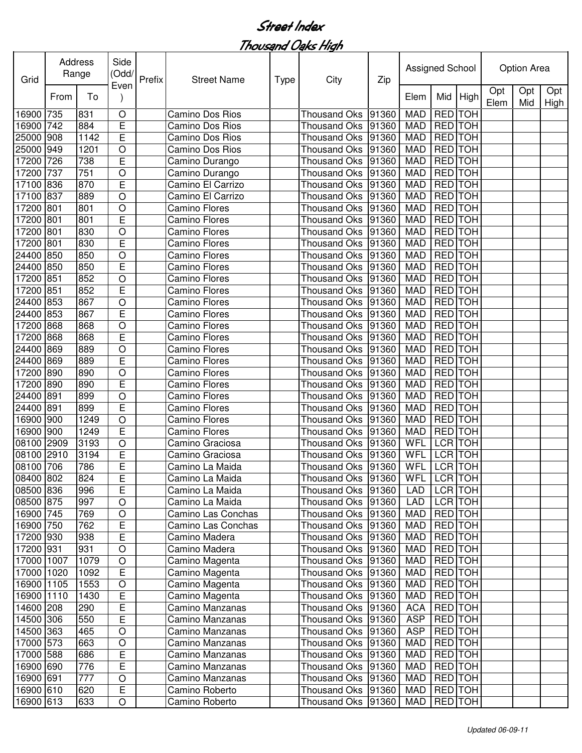# Street Index

## Thousand Oaks High

| Grid | Address Range | | Side (Odd/Even) | Prefix | Street Name | Type | City | Zip | Assigned School | | | Option Area | | |
|---|---|---|---|---|---|---|---|---|---|---|---|---|---|---|
| | From | To | | | | | | | Elem | Mid | High | Opt Elem | Opt Mid | Opt High |
| 16900 | 735 | 831 | O | | Camino Dos Rios | | Thousand Oks | 91360 | MAD | RED | TOH | | | |
| 16900 | 742 | 884 | E | | Camino Dos Rios | | Thousand Oks | 91360 | MAD | RED | TOH | | | |
| 25000 | 908 | 1142 | E | | Camino Dos Rios | | Thousand Oks | 91360 | MAD | RED | TOH | | | |
| 25000 | 949 | 1201 | O | | Camino Dos Rios | | Thousand Oks | 91360 | MAD | RED | TOH | | | |
| 17200 | 726 | 738 | E | | Camino Durango | | Thousand Oks | 91360 | MAD | RED | TOH | | | |
| 17200 | 737 | 751 | O | | Camino Durango | | Thousand Oks | 91360 | MAD | RED | TOH | | | |
| 17100 | 836 | 870 | E | | Camino El Carrizo | | Thousand Oks | 91360 | MAD | RED | TOH | | | |
| 17100 | 837 | 889 | O | | Camino El Carrizo | | Thousand Oks | 91360 | MAD | RED | TOH | | | |
| 17200 | 801 | 801 | O | | Camino Flores | | Thousand Oks | 91360 | MAD | RED | TOH | | | |
| 17200 | 801 | 801 | E | | Camino Flores | | Thousand Oks | 91360 | MAD | RED | TOH | | | |
| 17200 | 801 | 830 | O | | Camino Flores | | Thousand Oks | 91360 | MAD | RED | TOH | | | |
| 17200 | 801 | 830 | E | | Camino Flores | | Thousand Oks | 91360 | MAD | RED | TOH | | | |
| 24400 | 850 | 850 | O | | Camino Flores | | Thousand Oks | 91360 | MAD | RED | TOH | | | |
| 24400 | 850 | 850 | E | | Camino Flores | | Thousand Oks | 91360 | MAD | RED | TOH | | | |
| 17200 | 851 | 852 | O | | Camino Flores | | Thousand Oks | 91360 | MAD | RED | TOH | | | |
| 17200 | 851 | 852 | E | | Camino Flores | | Thousand Oks | 91360 | MAD | RED | TOH | | | |
| 24400 | 853 | 867 | O | | Camino Flores | | Thousand Oks | 91360 | MAD | RED | TOH | | | |
| 24400 | 853 | 867 | E | | Camino Flores | | Thousand Oks | 91360 | MAD | RED | TOH | | | |
| 17200 | 868 | 868 | O | | Camino Flores | | Thousand Oks | 91360 | MAD | RED | TOH | | | |
| 17200 | 868 | 868 | E | | Camino Flores | | Thousand Oks | 91360 | MAD | RED | TOH | | | |
| 24400 | 869 | 889 | O | | Camino Flores | | Thousand Oks | 91360 | MAD | RED | TOH | | | |
| 24400 | 869 | 889 | E | | Camino Flores | | Thousand Oks | 91360 | MAD | RED | TOH | | | |
| 17200 | 890 | 890 | O | | Camino Flores | | Thousand Oks | 91360 | MAD | RED | TOH | | | |
| 17200 | 890 | 890 | E | | Camino Flores | | Thousand Oks | 91360 | MAD | RED | TOH | | | |
| 24400 | 891 | 899 | O | | Camino Flores | | Thousand Oks | 91360 | MAD | RED | TOH | | | |
| 24400 | 891 | 899 | E | | Camino Flores | | Thousand Oks | 91360 | MAD | RED | TOH | | | |
| 16900 | 900 | 1249 | O | | Camino Flores | | Thousand Oks | 91360 | MAD | RED | TOH | | | |
| 16900 | 900 | 1249 | E | | Camino Flores | | Thousand Oks | 91360 | MAD | RED | TOH | | | |
| 08100 | 2909 | 3193 | O | | Camino Graciosa | | Thousand Oks | 91360 | WFL | LCR | TOH | | | |
| 08100 | 2910 | 3194 | E | | Camino Graciosa | | Thousand Oks | 91360 | WFL | LCR | TOH | | | |
| 08100 | 706 | 786 | E | | Camino La Maida | | Thousand Oks | 91360 | WFL | LCR | TOH | | | |
| 08400 | 802 | 824 | E | | Camino La Maida | | Thousand Oks | 91360 | WFL | LCR | TOH | | | |
| 08500 | 836 | 996 | E | | Camino La Maida | | Thousand Oks | 91360 | LAD | LCR | TOH | | | |
| 08500 | 875 | 997 | O | | Camino La Maida | | Thousand Oks | 91360 | LAD | LCR | TOH | | | |
| 16900 | 745 | 769 | O | | Camino Las Conchas | | Thousand Oks | 91360 | MAD | RED | TOH | | | |
| 16900 | 750 | 762 | E | | Camino Las Conchas | | Thousand Oks | 91360 | MAD | RED | TOH | | | |
| 17200 | 930 | 938 | E | | Camino Madera | | Thousand Oks | 91360 | MAD | RED | TOH | | | |
| 17200 | 931 | 931 | O | | Camino Madera | | Thousand Oks | 91360 | MAD | RED | TOH | | | |
| 17000 | 1007 | 1079 | O | | Camino Magenta | | Thousand Oks | 91360 | MAD | RED | TOH | | | |
| 17000 | 1020 | 1092 | E | | Camino Magenta | | Thousand Oks | 91360 | MAD | RED | TOH | | | |
| 16900 | 1105 | 1553 | O | | Camino Magenta | | Thousand Oks | 91360 | MAD | RED | TOH | | | |
| 16900 | 1110 | 1430 | E | | Camino Magenta | | Thousand Oks | 91360 | MAD | RED | TOH | | | |
| 14600 | 208 | 290 | E | | Camino Manzanas | | Thousand Oks | 91360 | ACA | RED | TOH | | | |
| 14500 | 306 | 550 | E | | Camino Manzanas | | Thousand Oks | 91360 | ASP | RED | TOH | | | |
| 14500 | 363 | 465 | O | | Camino Manzanas | | Thousand Oks | 91360 | ASP | RED | TOH | | | |
| 17000 | 573 | 663 | O | | Camino Manzanas | | Thousand Oks | 91360 | MAD | RED | TOH | | | |
| 17000 | 588 | 686 | E | | Camino Manzanas | | Thousand Oks | 91360 | MAD | RED | TOH | | | |
| 16900 | 690 | 776 | E | | Camino Manzanas | | Thousand Oks | 91360 | MAD | RED | TOH | | | |
| 16900 | 691 | 777 | O | | Camino Manzanas | | Thousand Oks | 91360 | MAD | RED | TOH | | | |
| 16900 | 610 | 620 | E | | Camino Roberto | | Thousand Oks | 91360 | MAD | RED | TOH | | | |
| 16900 | 613 | 633 | O | | Camino Roberto | | Thousand Oks | 91360 | MAD | RED | TOH | | | |

*Updated 06-09-11*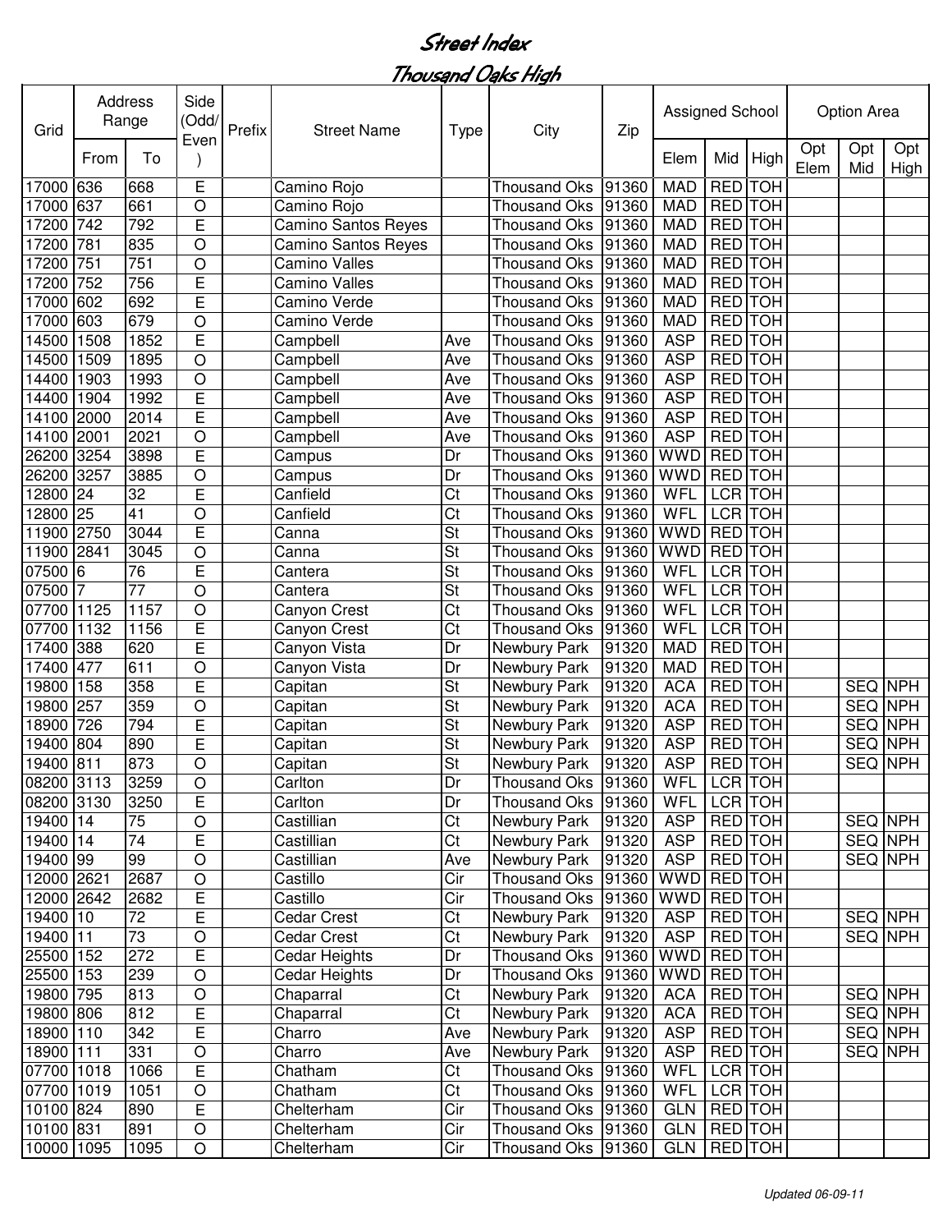# Street Index

## Thousand Oaks High

| Grid | Address Range | | Side (Odd/Even) | Prefix | Street Name | Type | City | Zip | Assigned School | | | Option Area | | |
|---|---|---|---|---|---|---|---|---|---|---|---|---|---|---|
| | From | To | | | | | | | Elem | Mid | High | Opt Elem | Opt Mid | Opt High |
| 17000 | 636 | 668 | E | | Camino Rojo | | Thousand Oks | 91360 | MAD | RED | TOH | | | |
| 17000 | 637 | 661 | O | | Camino Rojo | | Thousand Oks | 91360 | MAD | RED | TOH | | | |
| 17200 | 742 | 792 | E | | Camino Santos Reyes | | Thousand Oks | 91360 | MAD | RED | TOH | | | |
| 17200 | 781 | 835 | O | | Camino Santos Reyes | | Thousand Oks | 91360 | MAD | RED | TOH | | | |
| 17200 | 751 | 751 | O | | Camino Valles | | Thousand Oks | 91360 | MAD | RED | TOH | | | |
| 17200 | 752 | 756 | E | | Camino Valles | | Thousand Oks | 91360 | MAD | RED | TOH | | | |
| 17000 | 602 | 692 | E | | Camino Verde | | Thousand Oks | 91360 | MAD | RED | TOH | | | |
| 17000 | 603 | 679 | O | | Camino Verde | | Thousand Oks | 91360 | MAD | RED | TOH | | | |
| 14500 | 1508 | 1852 | E | | Campbell | Ave | Thousand Oks | 91360 | ASP | RED | TOH | | | |
| 14500 | 1509 | 1895 | O | | Campbell | Ave | Thousand Oks | 91360 | ASP | RED | TOH | | | |
| 14400 | 1903 | 1993 | O | | Campbell | Ave | Thousand Oks | 91360 | ASP | RED | TOH | | | |
| 14400 | 1904 | 1992 | E | | Campbell | Ave | Thousand Oks | 91360 | ASP | RED | TOH | | | |
| 14100 | 2000 | 2014 | E | | Campbell | Ave | Thousand Oks | 91360 | ASP | RED | TOH | | | |
| 14100 | 2001 | 2021 | O | | Campbell | Ave | Thousand Oks | 91360 | ASP | RED | TOH | | | |
| 26200 | 3254 | 3898 | E | | Campus | Dr | Thousand Oks | 91360 | WWD | RED | TOH | | | |
| 26200 | 3257 | 3885 | O | | Campus | Dr | Thousand Oks | 91360 | WWD | RED | TOH | | | |
| 12800 | 24 | 32 | E | | Canfield | Ct | Thousand Oks | 91360 | WFL | LCR | TOH | | | |
| 12800 | 25 | 41 | O | | Canfield | Ct | Thousand Oks | 91360 | WFL | LCR | TOH | | | |
| 11900 | 2750 | 3044 | E | | Canna | St | Thousand Oks | 91360 | WWD | RED | TOH | | | |
| 11900 | 2841 | 3045 | O | | Canna | St | Thousand Oks | 91360 | WWD | RED | TOH | | | |
| 07500 | 6 | 76 | E | | Cantera | St | Thousand Oks | 91360 | WFL | LCR | TOH | | | |
| 07500 | 7 | 77 | O | | Cantera | St | Thousand Oks | 91360 | WFL | LCR | TOH | | | |
| 07700 | 1125 | 1157 | O | | Canyon Crest | Ct | Thousand Oks | 91360 | WFL | LCR | TOH | | | |
| 07700 | 1132 | 1156 | E | | Canyon Crest | Ct | Thousand Oks | 91360 | WFL | LCR | TOH | | | |
| 17400 | 388 | 620 | E | | Canyon Vista | Dr | Newbury Park | 91320 | MAD | RED | TOH | | | |
| 17400 | 477 | 611 | O | | Canyon Vista | Dr | Newbury Park | 91320 | MAD | RED | TOH | | | |
| 19800 | 158 | 358 | E | | Capitan | St | Newbury Park | 91320 | ACA | RED | TOH | | SEQ | NPH |
| 19800 | 257 | 359 | O | | Capitan | St | Newbury Park | 91320 | ACA | RED | TOH | | SEQ | NPH |
| 18900 | 726 | 794 | E | | Capitan | St | Newbury Park | 91320 | ASP | RED | TOH | | SEQ | NPH |
| 19400 | 804 | 890 | E | | Capitan | St | Newbury Park | 91320 | ASP | RED | TOH | | SEQ | NPH |
| 19400 | 811 | 873 | O | | Capitan | St | Newbury Park | 91320 | ASP | RED | TOH | | SEQ | NPH |
| 08200 | 3113 | 3259 | O | | Carlton | Dr | Thousand Oks | 91360 | WFL | LCR | TOH | | | |
| 08200 | 3130 | 3250 | E | | Carlton | Dr | Thousand Oks | 91360 | WFL | LCR | TOH | | | |
| 19400 | 14 | 75 | O | | Castillian | Ct | Newbury Park | 91320 | ASP | RED | TOH | | SEQ | NPH |
| 19400 | 14 | 74 | E | | Castillian | Ct | Newbury Park | 91320 | ASP | RED | TOH | | SEQ | NPH |
| 19400 | 99 | 99 | O | | Castillian | Ave | Newbury Park | 91320 | ASP | RED | TOH | | SEQ | NPH |
| 12000 | 2621 | 2687 | O | | Castillo | Cir | Thousand Oks | 91360 | WWD | RED | TOH | | | |
| 12000 | 2642 | 2682 | E | | Castillo | Cir | Thousand Oks | 91360 | WWD | RED | TOH | | | |
| 19400 | 10 | 72 | E | | Cedar Crest | Ct | Newbury Park | 91320 | ASP | RED | TOH | | SEQ | NPH |
| 19400 | 11 | 73 | O | | Cedar Crest | Ct | Newbury Park | 91320 | ASP | RED | TOH | | SEQ | NPH |
| 25500 | 152 | 272 | E | | Cedar Heights | Dr | Thousand Oks | 91360 | WWD | RED | TOH | | | |
| 25500 | 153 | 239 | O | | Cedar Heights | Dr | Thousand Oks | 91360 | WWD | RED | TOH | | | |
| 19800 | 795 | 813 | O | | Chaparral | Ct | Newbury Park | 91320 | ACA | RED | TOH | | SEQ | NPH |
| 19800 | 806 | 812 | E | | Chaparral | Ct | Newbury Park | 91320 | ACA | RED | TOH | | SEQ | NPH |
| 18900 | 110 | 342 | E | | Charro | Ave | Newbury Park | 91320 | ASP | RED | TOH | | SEQ | NPH |
| 18900 | 111 | 331 | O | | Charro | Ave | Newbury Park | 91320 | ASP | RED | TOH | | SEQ | NPH |
| 07700 | 1018 | 1066 | E | | Chatham | Ct | Thousand Oks | 91360 | WFL | LCR | TOH | | | |
| 07700 | 1019 | 1051 | O | | Chatham | Ct | Thousand Oks | 91360 | WFL | LCR | TOH | | | |
| 10100 | 824 | 890 | E | | Chelterham | Cir | Thousand Oks | 91360 | GLN | RED | TOH | | | |
| 10100 | 831 | 891 | O | | Chelterham | Cir | Thousand Oks | 91360 | GLN | RED | TOH | | | |
| 10000 | 1095 | 1095 | O | | Chelterham | Cir | Thousand Oks | 91360 | GLN | RED | TOH | | | |

*Updated 06-09-11*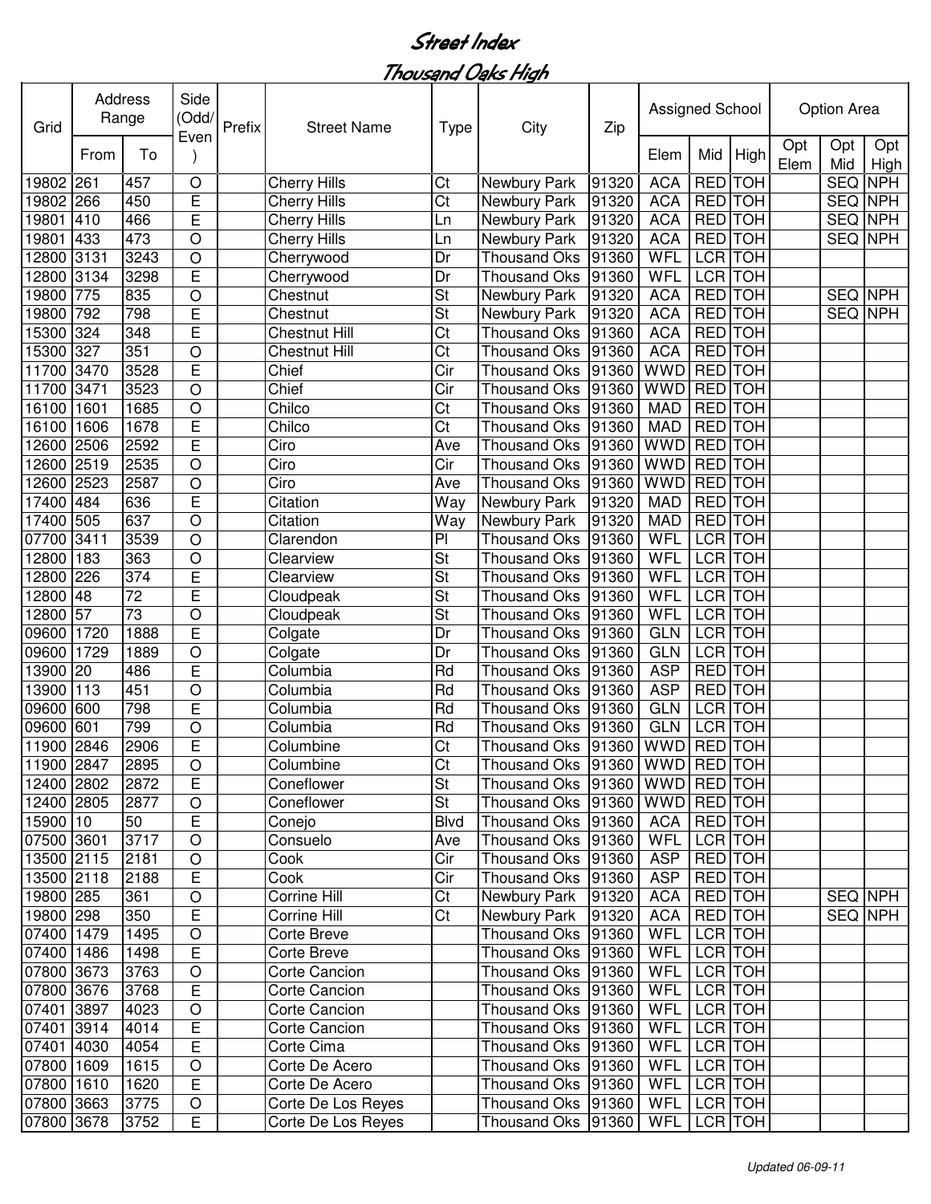# Street Index

## Thousand Oaks High

| Grid | Address Range | | Side (Odd/Even) | Prefix | Street Name | Type | City | Zip | Assigned School | | | Option Area | | |
|---|---|---|---|---|---|---|---|---|---|---|---|---|---|---|
| | From | To | | | | | | | Elem | Mid | High | Opt Elem | Opt Mid | Opt High |
| 19802 | 261 | 457 | O | | Cherry Hills | Ct | Newbury Park | 91320 | ACA | RED | TOH | | SEQ | NPH |
| 19802 | 266 | 450 | E | | Cherry Hills | Ct | Newbury Park | 91320 | ACA | RED | TOH | | SEQ | NPH |
| 19801 | 410 | 466 | E | | Cherry Hills | Ln | Newbury Park | 91320 | ACA | RED | TOH | | SEQ | NPH |
| 19801 | 433 | 473 | O | | Cherry Hills | Ln | Newbury Park | 91320 | ACA | RED | TOH | | SEQ | NPH |
| 12800 | 3131 | 3243 | O | | Cherrywood | Dr | Thousand Oks | 91360 | WFL | LCR | TOH | | | |
| 12800 | 3134 | 3298 | E | | Cherrywood | Dr | Thousand Oks | 91360 | WFL | LCR | TOH | | | |
| 19800 | 775 | 835 | O | | Chestnut | St | Newbury Park | 91320 | ACA | RED | TOH | | SEQ | NPH |
| 19800 | 792 | 798 | E | | Chestnut | St | Newbury Park | 91320 | ACA | RED | TOH | | SEQ | NPH |
| 15300 | 324 | 348 | E | | Chestnut Hill | Ct | Thousand Oks | 91360 | ACA | RED | TOH | | | |
| 15300 | 327 | 351 | O | | Chestnut Hill | Ct | Thousand Oks | 91360 | ACA | RED | TOH | | | |
| 11700 | 3470 | 3528 | E | | Chief | Cir | Thousand Oks | 91360 | WWD | RED | TOH | | | |
| 11700 | 3471 | 3523 | O | | Chief | Cir | Thousand Oks | 91360 | WWD | RED | TOH | | | |
| 16100 | 1601 | 1685 | O | | Chilco | Ct | Thousand Oks | 91360 | MAD | RED | TOH | | | |
| 16100 | 1606 | 1678 | E | | Chilco | Ct | Thousand Oks | 91360 | MAD | RED | TOH | | | |
| 12600 | 2506 | 2592 | E | | Ciro | Ave | Thousand Oks | 91360 | WWD | RED | TOH | | | |
| 12600 | 2519 | 2535 | O | | Ciro | Cir | Thousand Oks | 91360 | WWD | RED | TOH | | | |
| 12600 | 2523 | 2587 | O | | Ciro | Ave | Thousand Oks | 91360 | WWD | RED | TOH | | | |
| 17400 | 484 | 636 | E | | Citation | Way | Newbury Park | 91320 | MAD | RED | TOH | | | |
| 17400 | 505 | 637 | O | | Citation | Way | Newbury Park | 91320 | MAD | RED | TOH | | | |
| 07700 | 3411 | 3539 | O | | Clarendon | Pl | Thousand Oks | 91360 | WFL | LCR | TOH | | | |
| 12800 | 183 | 363 | O | | Clearview | St | Thousand Oks | 91360 | WFL | LCR | TOH | | | |
| 12800 | 226 | 374 | E | | Clearview | St | Thousand Oks | 91360 | WFL | LCR | TOH | | | |
| 12800 | 48 | 72 | E | | Cloudpeak | St | Thousand Oks | 91360 | WFL | LCR | TOH | | | |
| 12800 | 57 | 73 | O | | Cloudpeak | St | Thousand Oks | 91360 | WFL | LCR | TOH | | | |
| 09600 | 1720 | 1888 | E | | Colgate | Dr | Thousand Oks | 91360 | GLN | LCR | TOH | | | |
| 09600 | 1729 | 1889 | O | | Colgate | Dr | Thousand Oks | 91360 | GLN | LCR | TOH | | | |
| 13900 | 20 | 486 | E | | Columbia | Rd | Thousand Oks | 91360 | ASP | RED | TOH | | | |
| 13900 | 113 | 451 | O | | Columbia | Rd | Thousand Oks | 91360 | ASP | RED | TOH | | | |
| 09600 | 600 | 798 | E | | Columbia | Rd | Thousand Oks | 91360 | GLN | LCR | TOH | | | |
| 09600 | 601 | 799 | O | | Columbia | Rd | Thousand Oks | 91360 | GLN | LCR | TOH | | | |
| 11900 | 2846 | 2906 | E | | Columbine | Ct | Thousand Oks | 91360 | WWD | RED | TOH | | | |
| 11900 | 2847 | 2895 | O | | Columbine | Ct | Thousand Oks | 91360 | WWD | RED | TOH | | | |
| 12400 | 2802 | 2872 | E | | Coneflower | St | Thousand Oks | 91360 | WWD | RED | TOH | | | |
| 12400 | 2805 | 2877 | O | | Coneflower | St | Thousand Oks | 91360 | WWD | RED | TOH | | | |
| 15900 | 10 | 50 | E | | Conejo | Blvd | Thousand Oks | 91360 | ACA | RED | TOH | | | |
| 07500 | 3601 | 3717 | O | | Consuelo | Ave | Thousand Oks | 91360 | WFL | LCR | TOH | | | |
| 13500 | 2115 | 2181 | O | | Cook | Cir | Thousand Oks | 91360 | ASP | RED | TOH | | | |
| 13500 | 2118 | 2188 | E | | Cook | Cir | Thousand Oks | 91360 | ASP | RED | TOH | | | |
| 19800 | 285 | 361 | O | | Corrine Hill | Ct | Newbury Park | 91320 | ACA | RED | TOH | | SEQ | NPH |
| 19800 | 298 | 350 | E | | Corrine Hill | Ct | Newbury Park | 91320 | ACA | RED | TOH | | SEQ | NPH |
| 07400 | 1479 | 1495 | O | | Corte Breve | | Thousand Oks | 91360 | WFL | LCR | TOH | | | |
| 07400 | 1486 | 1498 | E | | Corte Breve | | Thousand Oks | 91360 | WFL | LCR | TOH | | | |
| 07800 | 3673 | 3763 | O | | Corte Cancion | | Thousand Oks | 91360 | WFL | LCR | TOH | | | |
| 07800 | 3676 | 3768 | E | | Corte Cancion | | Thousand Oks | 91360 | WFL | LCR | TOH | | | |
| 07401 | 3897 | 4023 | O | | Corte Cancion | | Thousand Oks | 91360 | WFL | LCR | TOH | | | |
| 07401 | 3914 | 4014 | E | | Corte Cancion | | Thousand Oks | 91360 | WFL | LCR | TOH | | | |
| 07401 | 4030 | 4054 | E | | Corte Cima | | Thousand Oks | 91360 | WFL | LCR | TOH | | | |
| 07800 | 1609 | 1615 | O | | Corte De Acero | | Thousand Oks | 91360 | WFL | LCR | TOH | | | |
| 07800 | 1610 | 1620 | E | | Corte De Acero | | Thousand Oks | 91360 | WFL | LCR | TOH | | | |
| 07800 | 3663 | 3775 | O | | Corte De Los Reyes | | Thousand Oks | 91360 | WFL | LCR | TOH | | | |
| 07800 | 3678 | 3752 | E | | Corte De Los Reyes | | Thousand Oks | 91360 | WFL | LCR | TOH | | | |

*Updated 06-09-11*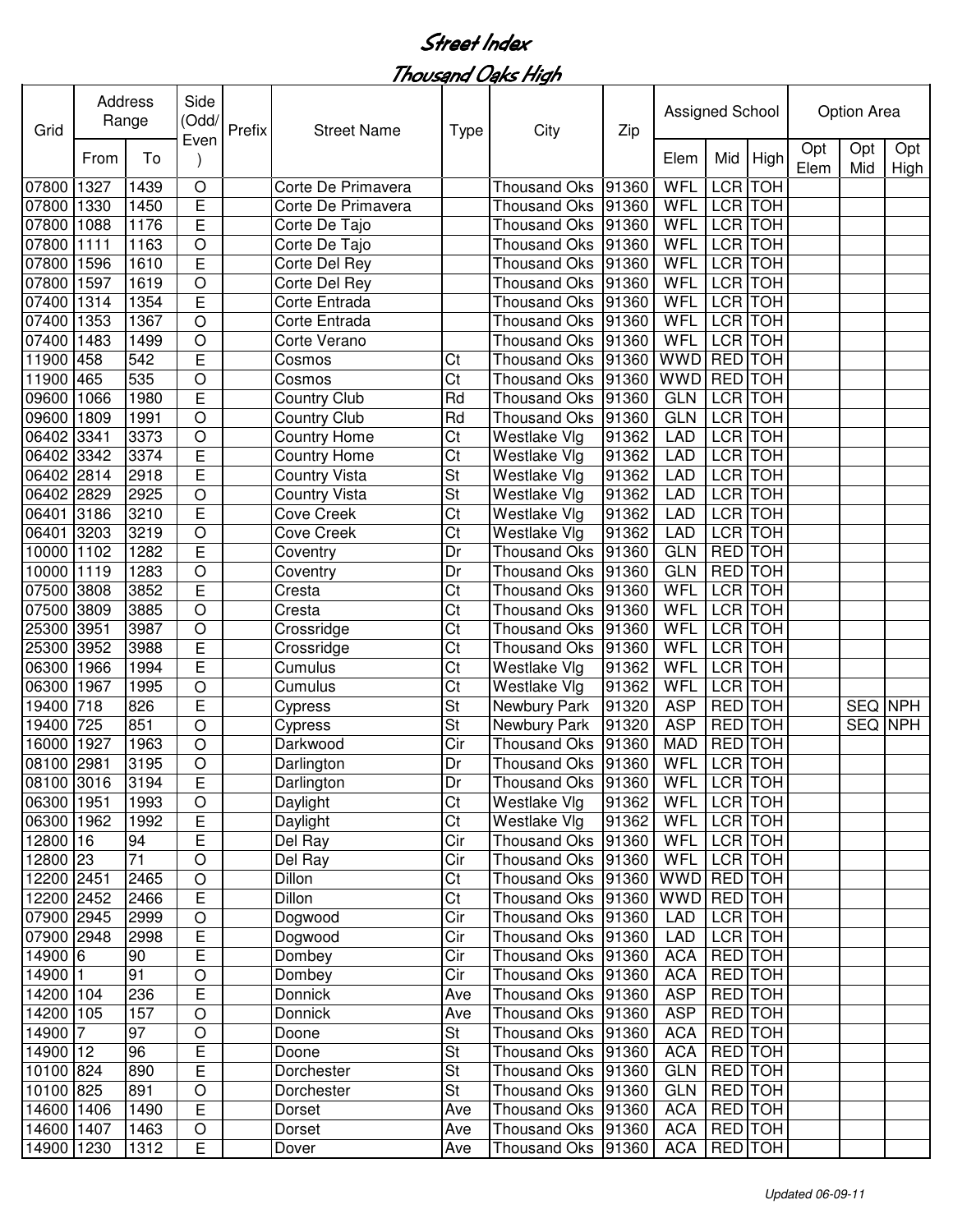# Street Index

## Thousand Oaks High

| Grid | Address Range | | Side (Odd/ Even) | Prefix | Street Name | Type | City | Zip | Assigned School | | | Option Area | | |
|---|---|---|---|---|---|---|---|---|---|---|---|---|---|---|
| | From | To | | | | | | | Elem | Mid | High | Opt Elem | Opt Mid | Opt High |
| 07800 | 1327 | 1439 | O | | Corte De Primavera | | Thousand Oks | 91360 | WFL | LCR | TOH | | | |
| 07800 | 1330 | 1450 | E | | Corte De Primavera | | Thousand Oks | 91360 | WFL | LCR | TOH | | | |
| 07800 | 1088 | 1176 | E | | Corte De Tajo | | Thousand Oks | 91360 | WFL | LCR | TOH | | | |
| 07800 | 1111 | 1163 | O | | Corte De Tajo | | Thousand Oks | 91360 | WFL | LCR | TOH | | | |
| 07800 | 1596 | 1610 | E | | Corte Del Rey | | Thousand Oks | 91360 | WFL | LCR | TOH | | | |
| 07800 | 1597 | 1619 | O | | Corte Del Rey | | Thousand Oks | 91360 | WFL | LCR | TOH | | | |
| 07400 | 1314 | 1354 | E | | Corte Entrada | | Thousand Oks | 91360 | WFL | LCR | TOH | | | |
| 07400 | 1353 | 1367 | O | | Corte Entrada | | Thousand Oks | 91360 | WFL | LCR | TOH | | | |
| 07400 | 1483 | 1499 | O | | Corte Verano | | Thousand Oks | 91360 | WFL | LCR | TOH | | | |
| 11900 | 458 | 542 | E | | Cosmos | Ct | Thousand Oks | 91360 | WWD | RED | TOH | | | |
| 11900 | 465 | 535 | O | | Cosmos | Ct | Thousand Oks | 91360 | WWD | RED | TOH | | | |
| 09600 | 1066 | 1980 | E | | Country Club | Rd | Thousand Oks | 91360 | GLN | LCR | TOH | | | |
| 09600 | 1809 | 1991 | O | | Country Club | Rd | Thousand Oks | 91360 | GLN | LCR | TOH | | | |
| 06402 | 3341 | 3373 | O | | Country Home | Ct | Westlake Vlg | 91362 | LAD | LCR | TOH | | | |
| 06402 | 3342 | 3374 | E | | Country Home | Ct | Westlake Vlg | 91362 | LAD | LCR | TOH | | | |
| 06402 | 2814 | 2918 | E | | Country Vista | St | Westlake Vlg | 91362 | LAD | LCR | TOH | | | |
| 06402 | 2829 | 2925 | O | | Country Vista | St | Westlake Vlg | 91362 | LAD | LCR | TOH | | | |
| 06401 | 3186 | 3210 | E | | Cove Creek | Ct | Westlake Vlg | 91362 | LAD | LCR | TOH | | | |
| 06401 | 3203 | 3219 | O | | Cove Creek | Ct | Westlake Vlg | 91362 | LAD | LCR | TOH | | | |
| 10000 | 1102 | 1282 | E | | Coventry | Dr | Thousand Oks | 91360 | GLN | RED | TOH | | | |
| 10000 | 1119 | 1283 | O | | Coventry | Dr | Thousand Oks | 91360 | GLN | RED | TOH | | | |
| 07500 | 3808 | 3852 | E | | Cresta | Ct | Thousand Oks | 91360 | WFL | LCR | TOH | | | |
| 07500 | 3809 | 3885 | O | | Cresta | Ct | Thousand Oks | 91360 | WFL | LCR | TOH | | | |
| 25300 | 3951 | 3987 | O | | Crossridge | Ct | Thousand Oks | 91360 | WFL | LCR | TOH | | | |
| 25300 | 3952 | 3988 | E | | Crossridge | Ct | Thousand Oks | 91360 | WFL | LCR | TOH | | | |
| 06300 | 1966 | 1994 | E | | Cumulus | Ct | Westlake Vlg | 91362 | WFL | LCR | TOH | | | |
| 06300 | 1967 | 1995 | O | | Cumulus | Ct | Westlake Vlg | 91362 | WFL | LCR | TOH | | | |
| 19400 | 718 | 826 | E | | Cypress | St | Newbury Park | 91320 | ASP | RED | TOH | | SEQ | NPH |
| 19400 | 725 | 851 | O | | Cypress | St | Newbury Park | 91320 | ASP | RED | TOH | | SEQ | NPH |
| 16000 | 1927 | 1963 | O | | Darkwood | Cir | Thousand Oks | 91360 | MAD | RED | TOH | | | |
| 08100 | 2981 | 3195 | O | | Darlington | Dr | Thousand Oks | 91360 | WFL | LCR | TOH | | | |
| 08100 | 3016 | 3194 | E | | Darlington | Dr | Thousand Oks | 91360 | WFL | LCR | TOH | | | |
| 06300 | 1951 | 1993 | O | | Daylight | Ct | Westlake Vlg | 91362 | WFL | LCR | TOH | | | |
| 06300 | 1962 | 1992 | E | | Daylight | Ct | Westlake Vlg | 91362 | WFL | LCR | TOH | | | |
| 12800 | 16 | 94 | E | | Del Ray | Cir | Thousand Oks | 91360 | WFL | LCR | TOH | | | |
| 12800 | 23 | 71 | O | | Del Ray | Cir | Thousand Oks | 91360 | WFL | LCR | TOH | | | |
| 12200 | 2451 | 2465 | O | | Dillon | Ct | Thousand Oks | 91360 | WWD | RED | TOH | | | |
| 12200 | 2452 | 2466 | E | | Dillon | Ct | Thousand Oks | 91360 | WWD | RED | TOH | | | |
| 07900 | 2945 | 2999 | O | | Dogwood | Cir | Thousand Oks | 91360 | LAD | LCR | TOH | | | |
| 07900 | 2948 | 2998 | E | | Dogwood | Cir | Thousand Oks | 91360 | LAD | LCR | TOH | | | |
| 14900 | 6 | 90 | E | | Dombey | Cir | Thousand Oks | 91360 | ACA | RED | TOH | | | |
| 14900 | 1 | 91 | O | | Dombey | Cir | Thousand Oks | 91360 | ACA | RED | TOH | | | |
| 14200 | 104 | 236 | E | | Donnick | Ave | Thousand Oks | 91360 | ASP | RED | TOH | | | |
| 14200 | 105 | 157 | O | | Donnick | Ave | Thousand Oks | 91360 | ASP | RED | TOH | | | |
| 14900 | 7 | 97 | O | | Doone | St | Thousand Oks | 91360 | ACA | RED | TOH | | | |
| 14900 | 12 | 96 | E | | Doone | St | Thousand Oks | 91360 | ACA | RED | TOH | | | |
| 10100 | 824 | 890 | E | | Dorchester | St | Thousand Oks | 91360 | GLN | RED | TOH | | | |
| 10100 | 825 | 891 | O | | Dorchester | St | Thousand Oks | 91360 | GLN | RED | TOH | | | |
| 14600 | 1406 | 1490 | E | | Dorset | Ave | Thousand Oks | 91360 | ACA | RED | TOH | | | |
| 14600 | 1407 | 1463 | O | | Dorset | Ave | Thousand Oks | 91360 | ACA | RED | TOH | | | |
| 14900 | 1230 | 1312 | E | | Dover | Ave | Thousand Oks | 91360 | ACA | RED | TOH | | | |

*Updated 06-09-11*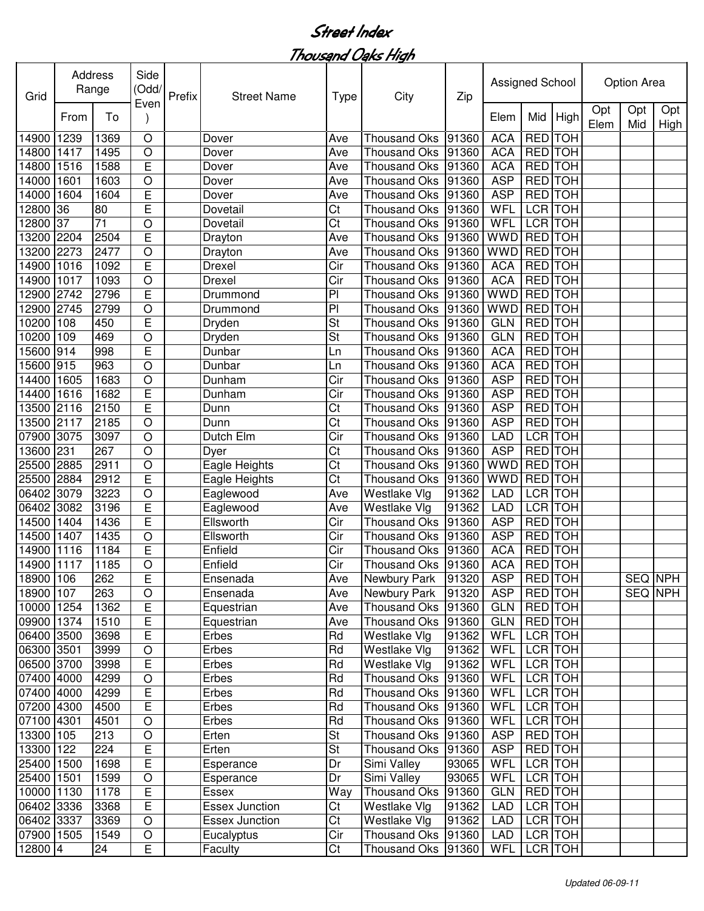# Street Index

## Thousand Oaks High

| Grid | Address Range | | Side (Odd/Even) | Prefix | Street Name | Type | City | Zip | Assigned School | | | Option Area | | |
|---|---|---|---|---|---|---|---|---|---|---|---|---|---|---|
| | From | To | | | | | | | Elem | Mid | High | Opt Elem | Opt Mid | Opt High |
| 14900 | 1239 | 1369 | O | | Dover | Ave | Thousand Oks | 91360 | ACA | RED | TOH | | | |
| 14800 | 1417 | 1495 | O | | Dover | Ave | Thousand Oks | 91360 | ACA | RED | TOH | | | |
| 14800 | 1516 | 1588 | E | | Dover | Ave | Thousand Oks | 91360 | ACA | RED | TOH | | | |
| 14000 | 1601 | 1603 | O | | Dover | Ave | Thousand Oks | 91360 | ASP | RED | TOH | | | |
| 14000 | 1604 | 1604 | E | | Dover | Ave | Thousand Oks | 91360 | ASP | RED | TOH | | | |
| 12800 | 36 | 80 | E | | Dovetail | Ct | Thousand Oks | 91360 | WFL | LCR | TOH | | | |
| 12800 | 37 | 71 | O | | Dovetail | Ct | Thousand Oks | 91360 | WFL | LCR | TOH | | | |
| 13200 | 2204 | 2504 | E | | Drayton | Ave | Thousand Oks | 91360 | WWD | RED | TOH | | | |
| 13200 | 2273 | 2477 | O | | Drayton | Ave | Thousand Oks | 91360 | WWD | RED | TOH | | | |
| 14900 | 1016 | 1092 | E | | Drexel | Cir | Thousand Oks | 91360 | ACA | RED | TOH | | | |
| 14900 | 1017 | 1093 | O | | Drexel | Cir | Thousand Oks | 91360 | ACA | RED | TOH | | | |
| 12900 | 2742 | 2796 | E | | Drummond | Pl | Thousand Oks | 91360 | WWD | RED | TOH | | | |
| 12900 | 2745 | 2799 | O | | Drummond | Pl | Thousand Oks | 91360 | WWD | RED | TOH | | | |
| 10200 | 108 | 450 | E | | Dryden | St | Thousand Oks | 91360 | GLN | RED | TOH | | | |
| 10200 | 109 | 469 | O | | Dryden | St | Thousand Oks | 91360 | GLN | RED | TOH | | | |
| 15600 | 914 | 998 | E | | Dunbar | Ln | Thousand Oks | 91360 | ACA | RED | TOH | | | |
| 15600 | 915 | 963 | O | | Dunbar | Ln | Thousand Oks | 91360 | ACA | RED | TOH | | | |
| 14400 | 1605 | 1683 | O | | Dunham | Cir | Thousand Oks | 91360 | ASP | RED | TOH | | | |
| 14400 | 1616 | 1682 | E | | Dunham | Cir | Thousand Oks | 91360 | ASP | RED | TOH | | | |
| 13500 | 2116 | 2150 | E | | Dunn | Ct | Thousand Oks | 91360 | ASP | RED | TOH | | | |
| 13500 | 2117 | 2185 | O | | Dunn | Ct | Thousand Oks | 91360 | ASP | RED | TOH | | | |
| 07900 | 3075 | 3097 | O | | Dutch Elm | Cir | Thousand Oks | 91360 | LAD | LCR | TOH | | | |
| 13600 | 231 | 267 | O | | Dyer | Ct | Thousand Oks | 91360 | ASP | RED | TOH | | | |
| 25500 | 2885 | 2911 | O | | Eagle Heights | Ct | Thousand Oks | 91360 | WWD | RED | TOH | | | |
| 25500 | 2884 | 2912 | E | | Eagle Heights | Ct | Thousand Oks | 91360 | WWD | RED | TOH | | | |
| 06402 | 3079 | 3223 | O | | Eaglewood | Ave | Westlake Vlg | 91362 | LAD | LCR | TOH | | | |
| 06402 | 3082 | 3196 | E | | Eaglewood | Ave | Westlake Vlg | 91362 | LAD | LCR | TOH | | | |
| 14500 | 1404 | 1436 | E | | Ellsworth | Cir | Thousand Oks | 91360 | ASP | RED | TOH | | | |
| 14500 | 1407 | 1435 | O | | Ellsworth | Cir | Thousand Oks | 91360 | ASP | RED | TOH | | | |
| 14900 | 1116 | 1184 | E | | Enfield | Cir | Thousand Oks | 91360 | ACA | RED | TOH | | | |
| 14900 | 1117 | 1185 | O | | Enfield | Cir | Thousand Oks | 91360 | ACA | RED | TOH | | | |
| 18900 | 106 | 262 | E | | Ensenada | Ave | Newbury Park | 91320 | ASP | RED | TOH | | SEQ | NPH |
| 18900 | 107 | 263 | O | | Ensenada | Ave | Newbury Park | 91320 | ASP | RED | TOH | | SEQ | NPH |
| 10000 | 1254 | 1362 | E | | Equestrian | Ave | Thousand Oks | 91360 | GLN | RED | TOH | | | |
| 09900 | 1374 | 1510 | E | | Equestrian | Ave | Thousand Oks | 91360 | GLN | RED | TOH | | | |
| 06400 | 3500 | 3698 | E | | Erbes | Rd | Westlake Vlg | 91362 | WFL | LCR | TOH | | | |
| 06300 | 3501 | 3999 | O | | Erbes | Rd | Westlake Vlg | 91362 | WFL | LCR | TOH | | | |
| 06500 | 3700 | 3998 | E | | Erbes | Rd | Westlake Vlg | 91362 | WFL | LCR | TOH | | | |
| 07400 | 4000 | 4299 | O | | Erbes | Rd | Thousand Oks | 91360 | WFL | LCR | TOH | | | |
| 07400 | 4000 | 4299 | E | | Erbes | Rd | Thousand Oks | 91360 | WFL | LCR | TOH | | | |
| 07200 | 4300 | 4500 | E | | Erbes | Rd | Thousand Oks | 91360 | WFL | LCR | TOH | | | |
| 07100 | 4301 | 4501 | O | | Erbes | Rd | Thousand Oks | 91360 | WFL | LCR | TOH | | | |
| 13300 | 105 | 213 | O | | Erten | St | Thousand Oks | 91360 | ASP | RED | TOH | | | |
| 13300 | 122 | 224 | E | | Erten | St | Thousand Oks | 91360 | ASP | RED | TOH | | | |
| 25400 | 1500 | 1698 | E | | Esperance | Dr | Simi Valley | 93065 | WFL | LCR | TOH | | | |
| 25400 | 1501 | 1599 | O | | Esperance | Dr | Simi Valley | 93065 | WFL | LCR | TOH | | | |
| 10000 | 1130 | 1178 | E | | Essex | Way | Thousand Oks | 91360 | GLN | RED | TOH | | | |
| 06402 | 3336 | 3368 | E | | Essex Junction | Ct | Westlake Vlg | 91362 | LAD | LCR | TOH | | | |
| 06402 | 3337 | 3369 | O | | Essex Junction | Ct | Westlake Vlg | 91362 | LAD | LCR | TOH | | | |
| 07900 | 1505 | 1549 | O | | Eucalyptus | Cir | Thousand Oks | 91360 | LAD | LCR | TOH | | | |
| 12800 | 4 | 24 | E | | Faculty | Ct | Thousand Oks | 91360 | WFL | LCR | TOH | | | |

*Updated 06-09-11*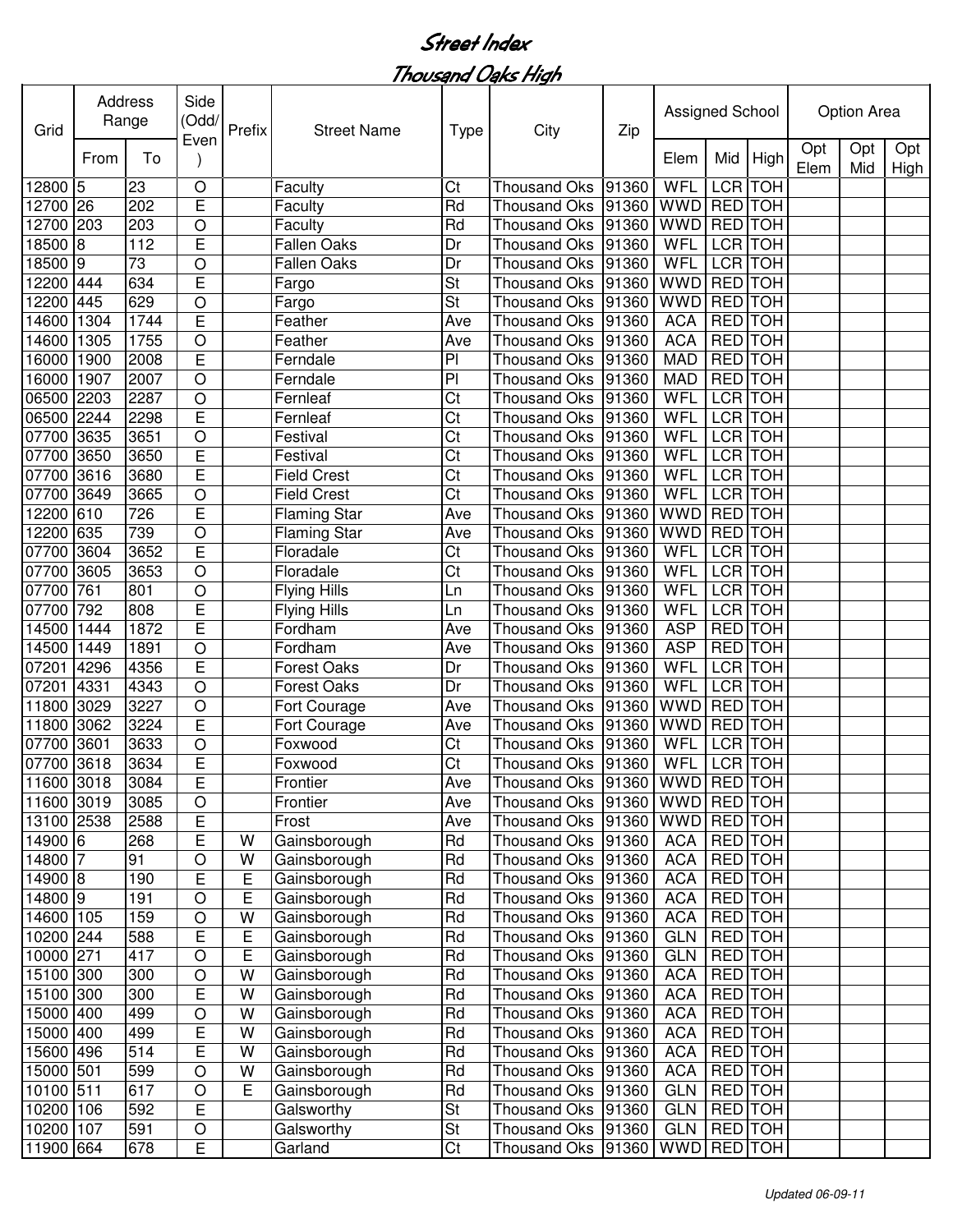# Street Index

## Thousand Oaks High

| Grid | Address Range | | Side (Odd/ Even) | Prefix | Street Name | Type | City | Zip | Assigned School | | | Option Area | | |
|---|---|---|---|---|---|---|---|---|---|---|---|---|---|---|
| | From | To | | | | | | | Elem | Mid | High | Opt Elem | Opt Mid | Opt High |
| 12800 | 5 | 23 | O | | Faculty | Ct | Thousand Oks | 91360 | WFL | LCR | TOH | | | |
| 12700 | 26 | 202 | E | | Faculty | Rd | Thousand Oks | 91360 | WWD | RED | TOH | | | |
| 12700 | 203 | 203 | O | | Faculty | Rd | Thousand Oks | 91360 | WWD | RED | TOH | | | |
| 18500 | 8 | 112 | E | | Fallen Oaks | Dr | Thousand Oks | 91360 | WFL | LCR | TOH | | | |
| 18500 | 9 | 73 | O | | Fallen Oaks | Dr | Thousand Oks | 91360 | WFL | LCR | TOH | | | |
| 12200 | 444 | 634 | E | | Fargo | St | Thousand Oks | 91360 | WWD | RED | TOH | | | |
| 12200 | 445 | 629 | O | | Fargo | St | Thousand Oks | 91360 | WWD | RED | TOH | | | |
| 14600 | 1304 | 1744 | E | | Feather | Ave | Thousand Oks | 91360 | ACA | RED | TOH | | | |
| 14600 | 1305 | 1755 | O | | Feather | Ave | Thousand Oks | 91360 | ACA | RED | TOH | | | |
| 16000 | 1900 | 2008 | E | | Ferndale | Pl | Thousand Oks | 91360 | MAD | RED | TOH | | | |
| 16000 | 1907 | 2007 | O | | Ferndale | Pl | Thousand Oks | 91360 | MAD | RED | TOH | | | |
| 06500 | 2203 | 2287 | O | | Fernleaf | Ct | Thousand Oks | 91360 | WFL | LCR | TOH | | | |
| 06500 | 2244 | 2298 | E | | Fernleaf | Ct | Thousand Oks | 91360 | WFL | LCR | TOH | | | |
| 07700 | 3635 | 3651 | O | | Festival | Ct | Thousand Oks | 91360 | WFL | LCR | TOH | | | |
| 07700 | 3650 | 3650 | E | | Festival | Ct | Thousand Oks | 91360 | WFL | LCR | TOH | | | |
| 07700 | 3616 | 3680 | E | | Field Crest | Ct | Thousand Oks | 91360 | WFL | LCR | TOH | | | |
| 07700 | 3649 | 3665 | O | | Field Crest | Ct | Thousand Oks | 91360 | WFL | LCR | TOH | | | |
| 12200 | 610 | 726 | E | | Flaming Star | Ave | Thousand Oks | 91360 | WWD | RED | TOH | | | |
| 12200 | 635 | 739 | O | | Flaming Star | Ave | Thousand Oks | 91360 | WWD | RED | TOH | | | |
| 07700 | 3604 | 3652 | E | | Floradale | Ct | Thousand Oks | 91360 | WFL | LCR | TOH | | | |
| 07700 | 3605 | 3653 | O | | Floradale | Ct | Thousand Oks | 91360 | WFL | LCR | TOH | | | |
| 07700 | 761 | 801 | O | | Flying Hills | Ln | Thousand Oks | 91360 | WFL | LCR | TOH | | | |
| 07700 | 792 | 808 | E | | Flying Hills | Ln | Thousand Oks | 91360 | WFL | LCR | TOH | | | |
| 14500 | 1444 | 1872 | E | | Fordham | Ave | Thousand Oks | 91360 | ASP | RED | TOH | | | |
| 14500 | 1449 | 1891 | O | | Fordham | Ave | Thousand Oks | 91360 | ASP | RED | TOH | | | |
| 07201 | 4296 | 4356 | E | | Forest Oaks | Dr | Thousand Oks | 91360 | WFL | LCR | TOH | | | |
| 07201 | 4331 | 4343 | O | | Forest Oaks | Dr | Thousand Oks | 91360 | WFL | LCR | TOH | | | |
| 11800 | 3029 | 3227 | O | | Fort Courage | Ave | Thousand Oks | 91360 | WWD | RED | TOH | | | |
| 11800 | 3062 | 3224 | E | | Fort Courage | Ave | Thousand Oks | 91360 | WWD | RED | TOH | | | |
| 07700 | 3601 | 3633 | O | | Foxwood | Ct | Thousand Oks | 91360 | WFL | LCR | TOH | | | |
| 07700 | 3618 | 3634 | E | | Foxwood | Ct | Thousand Oks | 91360 | WFL | LCR | TOH | | | |
| 11600 | 3018 | 3084 | E | | Frontier | Ave | Thousand Oks | 91360 | WWD | RED | TOH | | | |
| 11600 | 3019 | 3085 | O | | Frontier | Ave | Thousand Oks | 91360 | WWD | RED | TOH | | | |
| 13100 | 2538 | 2588 | E | | Frost | Ave | Thousand Oks | 91360 | WWD | RED | TOH | | | |
| 14900 | 6 | 268 | E | W | Gainsborough | Rd | Thousand Oks | 91360 | ACA | RED | TOH | | | |
| 14800 | 7 | 91 | O | W | Gainsborough | Rd | Thousand Oks | 91360 | ACA | RED | TOH | | | |
| 14900 | 8 | 190 | E | E | Gainsborough | Rd | Thousand Oks | 91360 | ACA | RED | TOH | | | |
| 14800 | 9 | 191 | O | E | Gainsborough | Rd | Thousand Oks | 91360 | ACA | RED | TOH | | | |
| 14600 | 105 | 159 | O | W | Gainsborough | Rd | Thousand Oks | 91360 | ACA | RED | TOH | | | |
| 10200 | 244 | 588 | E | E | Gainsborough | Rd | Thousand Oks | 91360 | GLN | RED | TOH | | | |
| 10000 | 271 | 417 | O | E | Gainsborough | Rd | Thousand Oks | 91360 | GLN | RED | TOH | | | |
| 15100 | 300 | 300 | O | W | Gainsborough | Rd | Thousand Oks | 91360 | ACA | RED | TOH | | | |
| 15100 | 300 | 300 | E | W | Gainsborough | Rd | Thousand Oks | 91360 | ACA | RED | TOH | | | |
| 15000 | 400 | 499 | O | W | Gainsborough | Rd | Thousand Oks | 91360 | ACA | RED | TOH | | | |
| 15000 | 400 | 499 | E | W | Gainsborough | Rd | Thousand Oks | 91360 | ACA | RED | TOH | | | |
| 15600 | 496 | 514 | E | W | Gainsborough | Rd | Thousand Oks | 91360 | ACA | RED | TOH | | | |
| 15000 | 501 | 599 | O | W | Gainsborough | Rd | Thousand Oks | 91360 | ACA | RED | TOH | | | |
| 10100 | 511 | 617 | O | E | Gainsborough | Rd | Thousand Oks | 91360 | GLN | RED | TOH | | | |
| 10200 | 106 | 592 | E | | Galsworthy | St | Thousand Oks | 91360 | GLN | RED | TOH | | | |
| 10200 | 107 | 591 | O | | Galsworthy | St | Thousand Oks | 91360 | GLN | RED | TOH | | | |
| 11900 | 664 | 678 | E | | Garland | Ct | Thousand Oks | 91360 | WWD | RED | TOH | | | |

*Updated 06-09-11*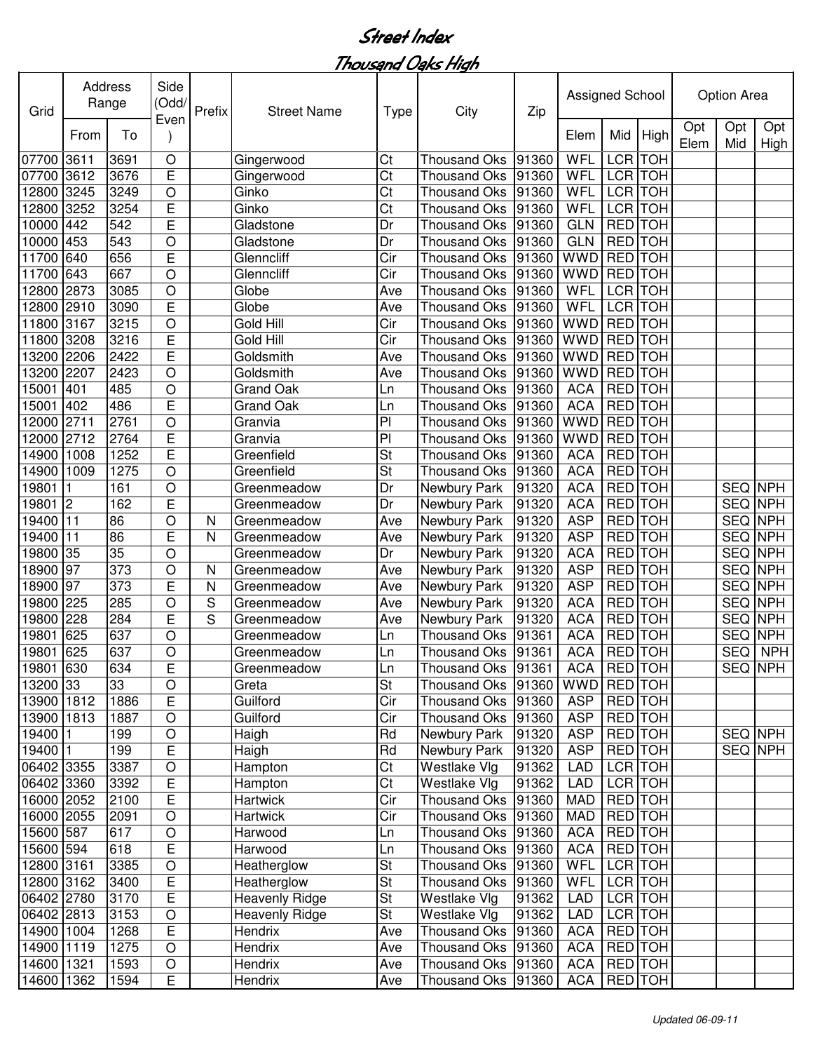# Street Index

## Thousand Oaks High

| Grid | Address Range | | Side (Odd/Even) | Prefix | Street Name | Type | City | Zip | Assigned School | | | Option Area | | |
|---|---|---|---|---|---|---|---|---|---|---|---|---|---|---|
| | From | To | | | | | | | Elem | Mid | High | Opt Elem | Opt Mid | Opt High |
| 07700 | 3611 | 3691 | O | | Gingerwood | Ct | Thousand Oks | 91360 | WFL | LCR | TOH | | | |
| 07700 | 3612 | 3676 | E | | Gingerwood | Ct | Thousand Oks | 91360 | WFL | LCR | TOH | | | |
| 12800 | 3245 | 3249 | O | | Ginko | Ct | Thousand Oks | 91360 | WFL | LCR | TOH | | | |
| 12800 | 3252 | 3254 | E | | Ginko | Ct | Thousand Oks | 91360 | WFL | LCR | TOH | | | |
| 10000 | 442 | 542 | E | | Gladstone | Dr | Thousand Oks | 91360 | GLN | RED | TOH | | | |
| 10000 | 453 | 543 | O | | Gladstone | Dr | Thousand Oks | 91360 | GLN | RED | TOH | | | |
| 11700 | 640 | 656 | E | | Glenncliff | Cir | Thousand Oks | 91360 | WWD | RED | TOH | | | |
| 11700 | 643 | 667 | O | | Glenncliff | Cir | Thousand Oks | 91360 | WWD | RED | TOH | | | |
| 12800 | 2873 | 3085 | O | | Globe | Ave | Thousand Oks | 91360 | WFL | LCR | TOH | | | |
| 12800 | 2910 | 3090 | E | | Globe | Ave | Thousand Oks | 91360 | WFL | LCR | TOH | | | |
| 11800 | 3167 | 3215 | O | | Gold Hill | Cir | Thousand Oks | 91360 | WWD | RED | TOH | | | |
| 11800 | 3208 | 3216 | E | | Gold Hill | Cir | Thousand Oks | 91360 | WWD | RED | TOH | | | |
| 13200 | 2206 | 2422 | E | | Goldsmith | Ave | Thousand Oks | 91360 | WWD | RED | TOH | | | |
| 13200 | 2207 | 2423 | O | | Goldsmith | Ave | Thousand Oks | 91360 | WWD | RED | TOH | | | |
| 15001 | 401 | 485 | O | | Grand Oak | Ln | Thousand Oks | 91360 | ACA | RED | TOH | | | |
| 15001 | 402 | 486 | E | | Grand Oak | Ln | Thousand Oks | 91360 | ACA | RED | TOH | | | |
| 12000 | 2711 | 2761 | O | | Granvia | Pl | Thousand Oks | 91360 | WWD | RED | TOH | | | |
| 12000 | 2712 | 2764 | E | | Granvia | Pl | Thousand Oks | 91360 | WWD | RED | TOH | | | |
| 14900 | 1008 | 1252 | E | | Greenfield | St | Thousand Oks | 91360 | ACA | RED | TOH | | | |
| 14900 | 1009 | 1275 | O | | Greenfield | St | Thousand Oks | 91360 | ACA | RED | TOH | | | |
| 19801 | 1 | 161 | O | | Greenmeadow | Dr | Newbury Park | 91320 | ACA | RED | TOH | | SEQ | NPH |
| 19801 | 2 | 162 | E | | Greenmeadow | Dr | Newbury Park | 91320 | ACA | RED | TOH | | SEQ | NPH |
| 19400 | 11 | 86 | O | N | Greenmeadow | Ave | Newbury Park | 91320 | ASP | RED | TOH | | SEQ | NPH |
| 19400 | 11 | 86 | E | N | Greenmeadow | Ave | Newbury Park | 91320 | ASP | RED | TOH | | SEQ | NPH |
| 19800 | 35 | 35 | O | | Greenmeadow | Dr | Newbury Park | 91320 | ACA | RED | TOH | | SEQ | NPH |
| 18900 | 97 | 373 | O | N | Greenmeadow | Ave | Newbury Park | 91320 | ASP | RED | TOH | | SEQ | NPH |
| 18900 | 97 | 373 | E | N | Greenmeadow | Ave | Newbury Park | 91320 | ASP | RED | TOH | | SEQ | NPH |
| 19800 | 225 | 285 | O | S | Greenmeadow | Ave | Newbury Park | 91320 | ACA | RED | TOH | | SEQ | NPH |
| 19800 | 228 | 284 | E | S | Greenmeadow | Ave | Newbury Park | 91320 | ACA | RED | TOH | | SEQ | NPH |
| 19801 | 625 | 637 | O | | Greenmeadow | Ln | Thousand Oks | 91361 | ACA | RED | TOH | | SEQ | NPH |
| 19801 | 625 | 637 | O | | Greenmeadow | Ln | Thousand Oks | 91361 | ACA | RED | TOH | | SEQ | NPH |
| 19801 | 630 | 634 | E | | Greenmeadow | Ln | Thousand Oks | 91361 | ACA | RED | TOH | | SEQ | NPH |
| 13200 | 33 | 33 | O | | Greta | St | Thousand Oks | 91360 | WWD | RED | TOH | | | |
| 13900 | 1812 | 1886 | E | | Guilford | Cir | Thousand Oks | 91360 | ASP | RED | TOH | | | |
| 13900 | 1813 | 1887 | O | | Guilford | Cir | Thousand Oks | 91360 | ASP | RED | TOH | | | |
| 19400 | 1 | 199 | O | | Haigh | Rd | Newbury Park | 91320 | ASP | RED | TOH | | SEQ | NPH |
| 19400 | 1 | 199 | E | | Haigh | Rd | Newbury Park | 91320 | ASP | RED | TOH | | SEQ | NPH |
| 06402 | 3355 | 3387 | O | | Hampton | Ct | Westlake Vlg | 91362 | LAD | LCR | TOH | | | |
| 06402 | 3360 | 3392 | E | | Hampton | Ct | Westlake Vlg | 91362 | LAD | LCR | TOH | | | |
| 16000 | 2052 | 2100 | E | | Hartwick | Cir | Thousand Oks | 91360 | MAD | RED | TOH | | | |
| 16000 | 2055 | 2091 | O | | Hartwick | Cir | Thousand Oks | 91360 | MAD | RED | TOH | | | |
| 15600 | 587 | 617 | O | | Harwood | Ln | Thousand Oks | 91360 | ACA | RED | TOH | | | |
| 15600 | 594 | 618 | E | | Harwood | Ln | Thousand Oks | 91360 | ACA | RED | TOH | | | |
| 12800 | 3161 | 3385 | O | | Heatherglow | St | Thousand Oks | 91360 | WFL | LCR | TOH | | | |
| 12800 | 3162 | 3400 | E | | Heatherglow | St | Thousand Oks | 91360 | WFL | LCR | TOH | | | |
| 06402 | 2780 | 3170 | E | | Heavenly Ridge | St | Westlake Vlg | 91362 | LAD | LCR | TOH | | | |
| 06402 | 2813 | 3153 | O | | Heavenly Ridge | St | Westlake Vlg | 91362 | LAD | LCR | TOH | | | |
| 14900 | 1004 | 1268 | E | | Hendrix | Ave | Thousand Oks | 91360 | ACA | RED | TOH | | | |
| 14900 | 1119 | 1275 | O | | Hendrix | Ave | Thousand Oks | 91360 | ACA | RED | TOH | | | |
| 14600 | 1321 | 1593 | O | | Hendrix | Ave | Thousand Oks | 91360 | ACA | RED | TOH | | | |
| 14600 | 1362 | 1594 | E | | Hendrix | Ave | Thousand Oks | 91360 | ACA | RED | TOH | | | |

*Updated 06-09-11*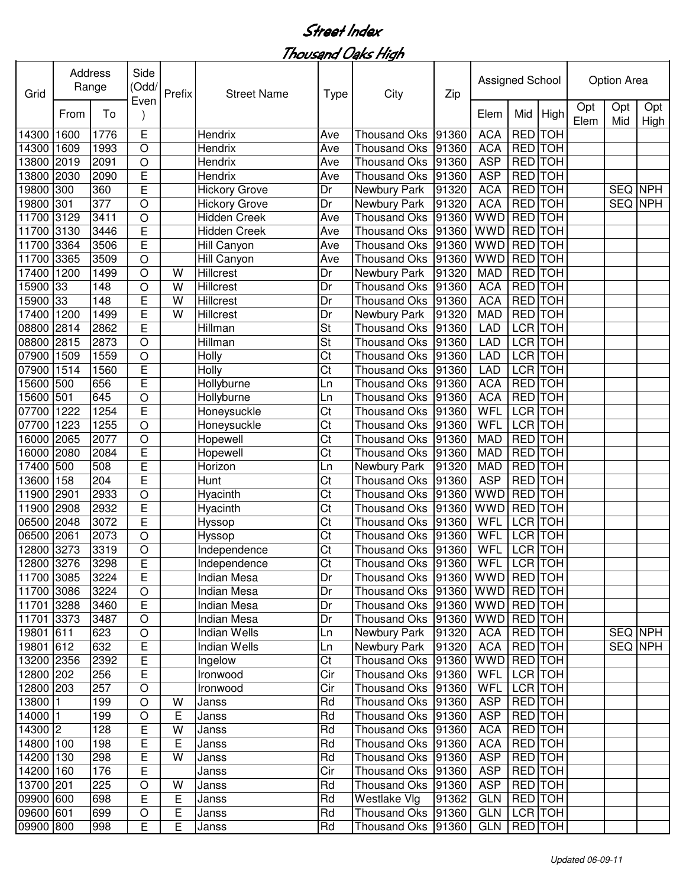# Street Index

## Thousand Oaks High

| Grid | Address Range | | Side (Odd/ Even) | Prefix | Street Name | Type | City | Zip | Assigned School | | | Option Area | | |
|---|---|---|---|---|---|---|---|---|---|---|---|---|---|---|
| | From | To | | | | | | | Elem | Mid | High | Opt Elem | Opt Mid | Opt High |
| 14300 | 1600 | 1776 | E | | Hendrix | Ave | Thousand Oks | 91360 | ACA | RED | TOH | | | |
| 14300 | 1609 | 1993 | O | | Hendrix | Ave | Thousand Oks | 91360 | ACA | RED | TOH | | | |
| 13800 | 2019 | 2091 | O | | Hendrix | Ave | Thousand Oks | 91360 | ASP | RED | TOH | | | |
| 13800 | 2030 | 2090 | E | | Hendrix | Ave | Thousand Oks | 91360 | ASP | RED | TOH | | | |
| 19800 | 300 | 360 | E | | Hickory Grove | Dr | Newbury Park | 91320 | ACA | RED | TOH | | SEQ | NPH |
| 19800 | 301 | 377 | O | | Hickory Grove | Dr | Newbury Park | 91320 | ACA | RED | TOH | | SEQ | NPH |
| 11700 | 3129 | 3411 | O | | Hidden Creek | Ave | Thousand Oks | 91360 | WWD | RED | TOH | | | |
| 11700 | 3130 | 3446 | E | | Hidden Creek | Ave | Thousand Oks | 91360 | WWD | RED | TOH | | | |
| 11700 | 3364 | 3506 | E | | Hill Canyon | Ave | Thousand Oks | 91360 | WWD | RED | TOH | | | |
| 11700 | 3365 | 3509 | O | | Hill Canyon | Ave | Thousand Oks | 91360 | WWD | RED | TOH | | | |
| 17400 | 1200 | 1499 | O | W | Hillcrest | Dr | Newbury Park | 91320 | MAD | RED | TOH | | | |
| 15900 | 33 | 148 | O | W | Hillcrest | Dr | Thousand Oks | 91360 | ACA | RED | TOH | | | |
| 15900 | 33 | 148 | E | W | Hillcrest | Dr | Thousand Oks | 91360 | ACA | RED | TOH | | | |
| 17400 | 1200 | 1499 | E | W | Hillcrest | Dr | Newbury Park | 91320 | MAD | RED | TOH | | | |
| 08800 | 2814 | 2862 | E | | Hillman | St | Thousand Oks | 91360 | LAD | LCR | TOH | | | |
| 08800 | 2815 | 2873 | O | | Hillman | St | Thousand Oks | 91360 | LAD | LCR | TOH | | | |
| 07900 | 1509 | 1559 | O | | Holly | Ct | Thousand Oks | 91360 | LAD | LCR | TOH | | | |
| 07900 | 1514 | 1560 | E | | Holly | Ct | Thousand Oks | 91360 | LAD | LCR | TOH | | | |
| 15600 | 500 | 656 | E | | Hollyburne | Ln | Thousand Oks | 91360 | ACA | RED | TOH | | | |
| 15600 | 501 | 645 | O | | Hollyburne | Ln | Thousand Oks | 91360 | ACA | RED | TOH | | | |
| 07700 | 1222 | 1254 | E | | Honeysuckle | Ct | Thousand Oks | 91360 | WFL | LCR | TOH | | | |
| 07700 | 1223 | 1255 | O | | Honeysuckle | Ct | Thousand Oks | 91360 | WFL | LCR | TOH | | | |
| 16000 | 2065 | 2077 | O | | Hopewell | Ct | Thousand Oks | 91360 | MAD | RED | TOH | | | |
| 16000 | 2080 | 2084 | E | | Hopewell | Ct | Thousand Oks | 91360 | MAD | RED | TOH | | | |
| 17400 | 500 | 508 | E | | Horizon | Ln | Newbury Park | 91320 | MAD | RED | TOH | | | |
| 13600 | 158 | 204 | E | | Hunt | Ct | Thousand Oks | 91360 | ASP | RED | TOH | | | |
| 11900 | 2901 | 2933 | O | | Hyacinth | Ct | Thousand Oks | 91360 | WWD | RED | TOH | | | |
| 11900 | 2908 | 2932 | E | | Hyacinth | Ct | Thousand Oks | 91360 | WWD | RED | TOH | | | |
| 06500 | 2048 | 3072 | E | | Hyssop | Ct | Thousand Oks | 91360 | WFL | LCR | TOH | | | |
| 06500 | 2061 | 2073 | O | | Hyssop | Ct | Thousand Oks | 91360 | WFL | LCR | TOH | | | |
| 12800 | 3273 | 3319 | O | | Independence | Ct | Thousand Oks | 91360 | WFL | LCR | TOH | | | |
| 12800 | 3276 | 3298 | E | | Independence | Ct | Thousand Oks | 91360 | WFL | LCR | TOH | | | |
| 11700 | 3085 | 3224 | E | | Indian Mesa | Dr | Thousand Oks | 91360 | WWD | RED | TOH | | | |
| 11700 | 3086 | 3224 | O | | Indian Mesa | Dr | Thousand Oks | 91360 | WWD | RED | TOH | | | |
| 11701 | 3288 | 3460 | E | | Indian Mesa | Dr | Thousand Oks | 91360 | WWD | RED | TOH | | | |
| 11701 | 3373 | 3487 | O | | Indian Mesa | Dr | Thousand Oks | 91360 | WWD | RED | TOH | | | |
| 19801 | 611 | 623 | O | | Indian Wells | Ln | Newbury Park | 91320 | ACA | RED | TOH | | SEQ | NPH |
| 19801 | 612 | 632 | E | | Indian Wells | Ln | Newbury Park | 91320 | ACA | RED | TOH | | SEQ | NPH |
| 13200 | 2356 | 2392 | E | | Ingelow | Ct | Thousand Oks | 91360 | WWD | RED | TOH | | | |
| 12800 | 202 | 256 | E | | Ironwood | Cir | Thousand Oks | 91360 | WFL | LCR | TOH | | | |
| 12800 | 203 | 257 | O | | Ironwood | Cir | Thousand Oks | 91360 | WFL | LCR | TOH | | | |
| 13800 | 1 | 199 | O | W | Janss | Rd | Thousand Oks | 91360 | ASP | RED | TOH | | | |
| 14000 | 1 | 199 | O | E | Janss | Rd | Thousand Oks | 91360 | ASP | RED | TOH | | | |
| 14300 | 2 | 128 | E | W | Janss | Rd | Thousand Oks | 91360 | ACA | RED | TOH | | | |
| 14800 | 100 | 198 | E | E | Janss | Rd | Thousand Oks | 91360 | ACA | RED | TOH | | | |
| 14200 | 130 | 298 | E | W | Janss | Rd | Thousand Oks | 91360 | ASP | RED | TOH | | | |
| 14200 | 160 | 176 | E | | Janss | Cir | Thousand Oks | 91360 | ASP | RED | TOH | | | |
| 13700 | 201 | 225 | O | W | Janss | Rd | Thousand Oks | 91360 | ASP | RED | TOH | | | |
| 09900 | 600 | 698 | E | E | Janss | Rd | Westlake Vlg | 91362 | GLN | RED | TOH | | | |
| 09600 | 601 | 699 | O | E | Janss | Rd | Thousand Oks | 91360 | GLN | LCR | TOH | | | |
| 09900 | 800 | 998 | E | E | Janss | Rd | Thousand Oks | 91360 | GLN | RED | TOH | | | |

*Updated 06-09-11*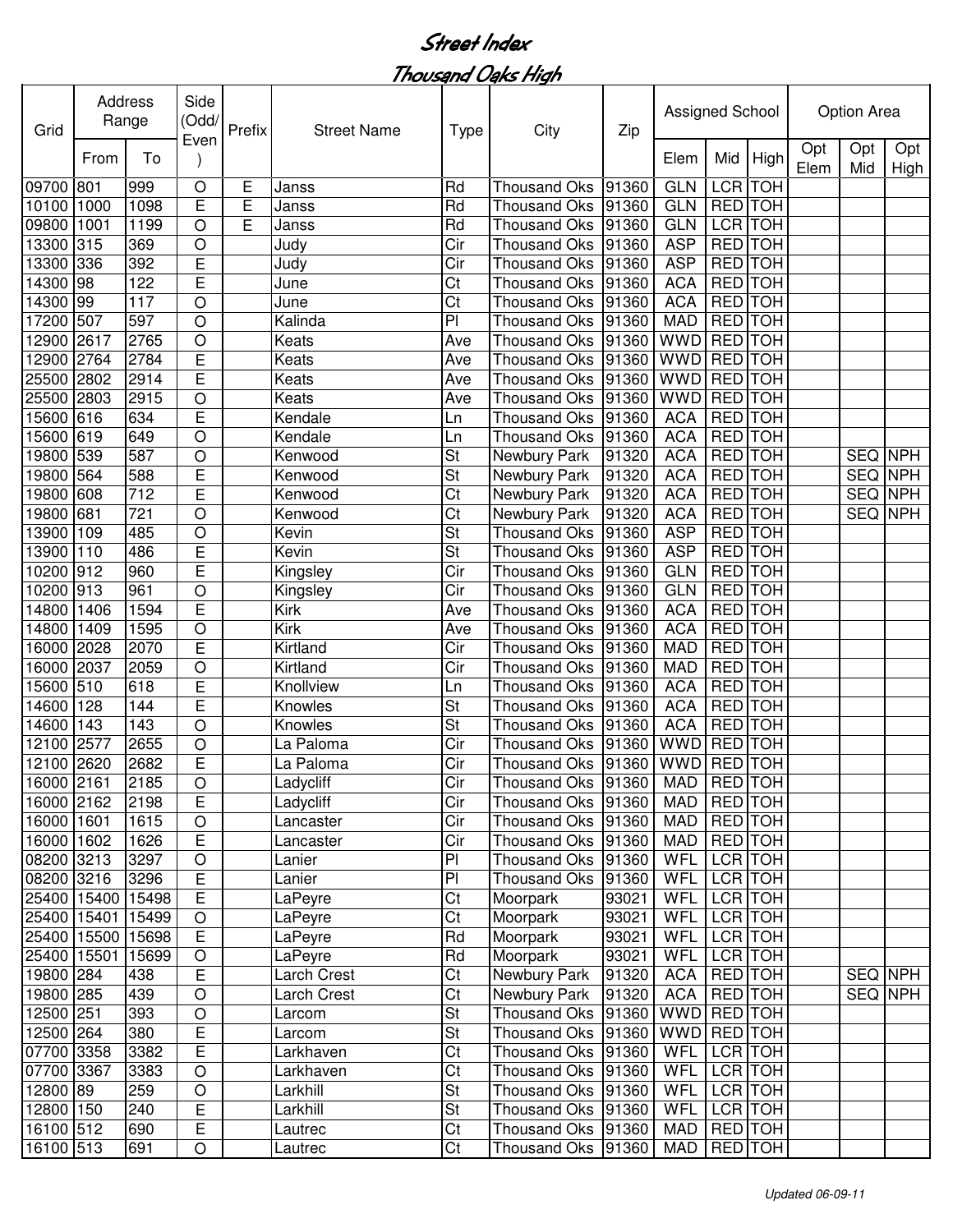# Street Index

## Thousand Oaks High

| Grid | Address Range | | Side (Odd/Even) | Prefix | Street Name | Type | City | Zip | Assigned School | | | Option Area | | |
|---|---|---|---|---|---|---|---|---|---|---|---|---|---|---|
| | From | To | | | | | | | Elem | Mid | High | Opt Elem | Opt Mid | Opt High |
| 09700 | 801 | 999 | O | E | Janss | Rd | Thousand Oks | 91360 | GLN | LCR | TOH | | | |
| 10100 | 1000 | 1098 | E | E | Janss | Rd | Thousand Oks | 91360 | GLN | RED | TOH | | | |
| 09800 | 1001 | 1199 | O | E | Janss | Rd | Thousand Oks | 91360 | GLN | LCR | TOH | | | |
| 13300 | 315 | 369 | O | | Judy | Cir | Thousand Oks | 91360 | ASP | RED | TOH | | | |
| 13300 | 336 | 392 | E | | Judy | Cir | Thousand Oks | 91360 | ASP | RED | TOH | | | |
| 14300 | 98 | 122 | E | | June | Ct | Thousand Oks | 91360 | ACA | RED | TOH | | | |
| 14300 | 99 | 117 | O | | June | Ct | Thousand Oks | 91360 | ACA | RED | TOH | | | |
| 17200 | 507 | 597 | O | | Kalinda | Pl | Thousand Oks | 91360 | MAD | RED | TOH | | | |
| 12900 | 2617 | 2765 | O | | Keats | Ave | Thousand Oks | 91360 | WWD | RED | TOH | | | |
| 12900 | 2764 | 2784 | E | | Keats | Ave | Thousand Oks | 91360 | WWD | RED | TOH | | | |
| 25500 | 2802 | 2914 | E | | Keats | Ave | Thousand Oks | 91360 | WWD | RED | TOH | | | |
| 25500 | 2803 | 2915 | O | | Keats | Ave | Thousand Oks | 91360 | WWD | RED | TOH | | | |
| 15600 | 616 | 634 | E | | Kendale | Ln | Thousand Oks | 91360 | ACA | RED | TOH | | | |
| 15600 | 619 | 649 | O | | Kendale | Ln | Thousand Oks | 91360 | ACA | RED | TOH | | | |
| 19800 | 539 | 587 | O | | Kenwood | St | Newbury Park | 91320 | ACA | RED | TOH | | SEQ | NPH |
| 19800 | 564 | 588 | E | | Kenwood | St | Newbury Park | 91320 | ACA | RED | TOH | | SEQ | NPH |
| 19800 | 608 | 712 | E | | Kenwood | Ct | Newbury Park | 91320 | ACA | RED | TOH | | SEQ | NPH |
| 19800 | 681 | 721 | O | | Kenwood | Ct | Newbury Park | 91320 | ACA | RED | TOH | | SEQ | NPH |
| 13900 | 109 | 485 | O | | Kevin | St | Thousand Oks | 91360 | ASP | RED | TOH | | | |
| 13900 | 110 | 486 | E | | Kevin | St | Thousand Oks | 91360 | ASP | RED | TOH | | | |
| 10200 | 912 | 960 | E | | Kingsley | Cir | Thousand Oks | 91360 | GLN | RED | TOH | | | |
| 10200 | 913 | 961 | O | | Kingsley | Cir | Thousand Oks | 91360 | GLN | RED | TOH | | | |
| 14800 | 1406 | 1594 | E | | Kirk | Ave | Thousand Oks | 91360 | ACA | RED | TOH | | | |
| 14800 | 1409 | 1595 | O | | Kirk | Ave | Thousand Oks | 91360 | ACA | RED | TOH | | | |
| 16000 | 2028 | 2070 | E | | Kirtland | Cir | Thousand Oks | 91360 | MAD | RED | TOH | | | |
| 16000 | 2037 | 2059 | O | | Kirtland | Cir | Thousand Oks | 91360 | MAD | RED | TOH | | | |
| 15600 | 510 | 618 | E | | Knollview | Ln | Thousand Oks | 91360 | ACA | RED | TOH | | | |
| 14600 | 128 | 144 | E | | Knowles | St | Thousand Oks | 91360 | ACA | RED | TOH | | | |
| 14600 | 143 | 143 | O | | Knowles | St | Thousand Oks | 91360 | ACA | RED | TOH | | | |
| 12100 | 2577 | 2655 | O | | La Paloma | Cir | Thousand Oks | 91360 | WWD | RED | TOH | | | |
| 12100 | 2620 | 2682 | E | | La Paloma | Cir | Thousand Oks | 91360 | WWD | RED | TOH | | | |
| 16000 | 2161 | 2185 | O | | Ladycliff | Cir | Thousand Oks | 91360 | MAD | RED | TOH | | | |
| 16000 | 2162 | 2198 | E | | Ladycliff | Cir | Thousand Oks | 91360 | MAD | RED | TOH | | | |
| 16000 | 1601 | 1615 | O | | Lancaster | Cir | Thousand Oks | 91360 | MAD | RED | TOH | | | |
| 16000 | 1602 | 1626 | E | | Lancaster | Cir | Thousand Oks | 91360 | MAD | RED | TOH | | | |
| 08200 | 3213 | 3297 | O | | Lanier | Pl | Thousand Oks | 91360 | WFL | LCR | TOH | | | |
| 08200 | 3216 | 3296 | E | | Lanier | Pl | Thousand Oks | 91360 | WFL | LCR | TOH | | | |
| 25400 | 15400 | 15498 | E | | LaPeyre | Ct | Moorpark | 93021 | WFL | LCR | TOH | | | |
| 25400 | 15401 | 15499 | O | | LaPeyre | Ct | Moorpark | 93021 | WFL | LCR | TOH | | | |
| 25400 | 15500 | 15698 | E | | LaPeyre | Rd | Moorpark | 93021 | WFL | LCR | TOH | | | |
| 25400 | 15501 | 15699 | O | | LaPeyre | Rd | Moorpark | 93021 | WFL | LCR | TOH | | | |
| 19800 | 284 | 438 | E | | Larch Crest | Ct | Newbury Park | 91320 | ACA | RED | TOH | | SEQ | NPH |
| 19800 | 285 | 439 | O | | Larch Crest | Ct | Newbury Park | 91320 | ACA | RED | TOH | | SEQ | NPH |
| 12500 | 251 | 393 | O | | Larcom | St | Thousand Oks | 91360 | WWD | RED | TOH | | | |
| 12500 | 264 | 380 | E | | Larcom | St | Thousand Oks | 91360 | WWD | RED | TOH | | | |
| 07700 | 3358 | 3382 | E | | Larkhaven | Ct | Thousand Oks | 91360 | WFL | LCR | TOH | | | |
| 07700 | 3367 | 3383 | O | | Larkhaven | Ct | Thousand Oks | 91360 | WFL | LCR | TOH | | | |
| 12800 | 89 | 259 | O | | Larkhill | St | Thousand Oks | 91360 | WFL | LCR | TOH | | | |
| 12800 | 150 | 240 | E | | Larkhill | St | Thousand Oks | 91360 | WFL | LCR | TOH | | | |
| 16100 | 512 | 690 | E | | Lautrec | Ct | Thousand Oks | 91360 | MAD | RED | TOH | | | |
| 16100 | 513 | 691 | O | | Lautrec | Ct | Thousand Oks | 91360 | MAD | RED | TOH | | | |

*Updated 06-09-11*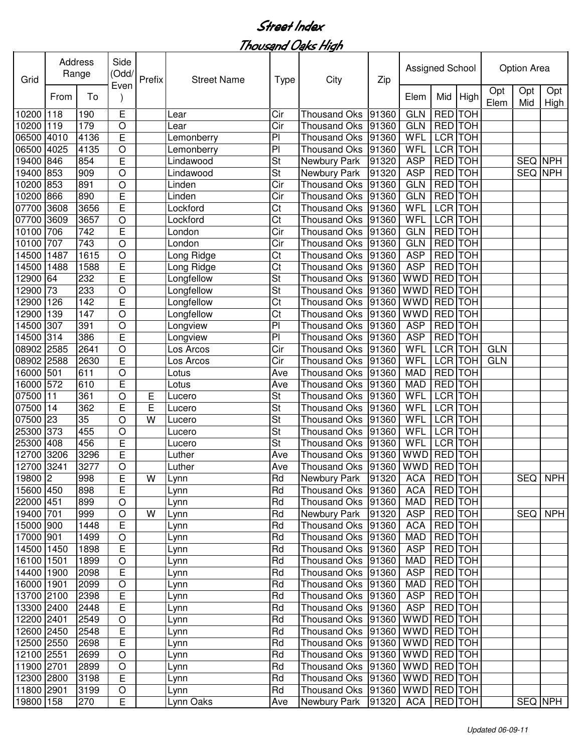# Street Index

## Thousand Oaks High

| Grid | Address Range | | Side (Odd/Even) | Prefix | Street Name | Type | City | Zip | Assigned School | | | Option Area | | |
|---|---|---|---|---|---|---|---|---|---|---|---|---|---|---|
| | From | To | | | | | | | Elem | Mid | High | Opt Elem | Opt Mid | Opt High |
| 10200 | 118 | 190 | E | | Lear | Cir | Thousand Oks | 91360 | GLN | RED | TOH | | | |
| 10200 | 119 | 179 | O | | Lear | Cir | Thousand Oks | 91360 | GLN | RED | TOH | | | |
| 06500 | 4010 | 4136 | E | | Lemonberry | Pl | Thousand Oks | 91360 | WFL | LCR | TOH | | | |
| 06500 | 4025 | 4135 | O | | Lemonberry | Pl | Thousand Oks | 91360 | WFL | LCR | TOH | | | |
| 19400 | 846 | 854 | E | | Lindawood | St | Newbury Park | 91320 | ASP | RED | TOH | | SEQ | NPH |
| 19400 | 853 | 909 | O | | Lindawood | St | Newbury Park | 91320 | ASP | RED | TOH | | SEQ | NPH |
| 10200 | 853 | 891 | O | | Linden | Cir | Thousand Oks | 91360 | GLN | RED | TOH | | | |
| 10200 | 866 | 890 | E | | Linden | Cir | Thousand Oks | 91360 | GLN | RED | TOH | | | |
| 07700 | 3608 | 3656 | E | | Lockford | Ct | Thousand Oks | 91360 | WFL | LCR | TOH | | | |
| 07700 | 3609 | 3657 | O | | Lockford | Ct | Thousand Oks | 91360 | WFL | LCR | TOH | | | |
| 10100 | 706 | 742 | E | | London | Cir | Thousand Oks | 91360 | GLN | RED | TOH | | | |
| 10100 | 707 | 743 | O | | London | Cir | Thousand Oks | 91360 | GLN | RED | TOH | | | |
| 14500 | 1487 | 1615 | O | | Long Ridge | Ct | Thousand Oks | 91360 | ASP | RED | TOH | | | |
| 14500 | 1488 | 1588 | E | | Long Ridge | Ct | Thousand Oks | 91360 | ASP | RED | TOH | | | |
| 12900 | 64 | 232 | E | | Longfellow | St | Thousand Oks | 91360 | WWD | RED | TOH | | | |
| 12900 | 73 | 233 | O | | Longfellow | St | Thousand Oks | 91360 | WWD | RED | TOH | | | |
| 12900 | 126 | 142 | E | | Longfellow | Ct | Thousand Oks | 91360 | WWD | RED | TOH | | | |
| 12900 | 139 | 147 | O | | Longfellow | Ct | Thousand Oks | 91360 | WWD | RED | TOH | | | |
| 14500 | 307 | 391 | O | | Longview | Pl | Thousand Oks | 91360 | ASP | RED | TOH | | | |
| 14500 | 314 | 386 | E | | Longview | Pl | Thousand Oks | 91360 | ASP | RED | TOH | | | |
| 08902 | 2585 | 2641 | O | | Los Arcos | Cir | Thousand Oks | 91360 | WFL | LCR | TOH | GLN | | |
| 08902 | 2588 | 2630 | E | | Los Arcos | Cir | Thousand Oks | 91360 | WFL | LCR | TOH | GLN | | |
| 16000 | 501 | 611 | O | | Lotus | Ave | Thousand Oks | 91360 | MAD | RED | TOH | | | |
| 16000 | 572 | 610 | E | | Lotus | Ave | Thousand Oks | 91360 | MAD | RED | TOH | | | |
| 07500 | 11 | 361 | O | E | Lucero | St | Thousand Oks | 91360 | WFL | LCR | TOH | | | |
| 07500 | 14 | 362 | E | E | Lucero | St | Thousand Oks | 91360 | WFL | LCR | TOH | | | |
| 07500 | 23 | 35 | O | W | Lucero | St | Thousand Oks | 91360 | WFL | LCR | TOH | | | |
| 25300 | 373 | 455 | O | | Lucero | St | Thousand Oks | 91360 | WFL | LCR | TOH | | | |
| 25300 | 408 | 456 | E | | Lucero | St | Thousand Oks | 91360 | WFL | LCR | TOH | | | |
| 12700 | 3206 | 3296 | E | | Luther | Ave | Thousand Oks | 91360 | WWD | RED | TOH | | | |
| 12700 | 3241 | 3277 | O | | Luther | Ave | Thousand Oks | 91360 | WWD | RED | TOH | | | |
| 19800 | 2 | 998 | E | W | Lynn | Rd | Newbury Park | 91320 | ACA | RED | TOH | | SEQ | NPH |
| 15600 | 450 | 898 | E | | Lynn | Rd | Thousand Oks | 91360 | ACA | RED | TOH | | | |
| 22000 | 451 | 899 | O | | Lynn | Rd | Thousand Oks | 91360 | MAD | RED | TOH | | | |
| 19400 | 701 | 999 | O | W | Lynn | Rd | Newbury Park | 91320 | ASP | RED | TOH | | SEQ | NPH |
| 15000 | 900 | 1448 | E | | Lynn | Rd | Thousand Oks | 91360 | ACA | RED | TOH | | | |
| 17000 | 901 | 1499 | O | | Lynn | Rd | Thousand Oks | 91360 | MAD | RED | TOH | | | |
| 14500 | 1450 | 1898 | E | | Lynn | Rd | Thousand Oks | 91360 | ASP | RED | TOH | | | |
| 16100 | 1501 | 1899 | O | | Lynn | Rd | Thousand Oks | 91360 | MAD | RED | TOH | | | |
| 14400 | 1900 | 2098 | E | | Lynn | Rd | Thousand Oks | 91360 | ASP | RED | TOH | | | |
| 16000 | 1901 | 2099 | O | | Lynn | Rd | Thousand Oks | 91360 | MAD | RED | TOH | | | |
| 13700 | 2100 | 2398 | E | | Lynn | Rd | Thousand Oks | 91360 | ASP | RED | TOH | | | |
| 13300 | 2400 | 2448 | E | | Lynn | Rd | Thousand Oks | 91360 | ASP | RED | TOH | | | |
| 12200 | 2401 | 2549 | O | | Lynn | Rd | Thousand Oks | 91360 | WWD | RED | TOH | | | |
| 12600 | 2450 | 2548 | E | | Lynn | Rd | Thousand Oks | 91360 | WWD | RED | TOH | | | |
| 12500 | 2550 | 2698 | E | | Lynn | Rd | Thousand Oks | 91360 | WWD | RED | TOH | | | |
| 12100 | 2551 | 2699 | O | | Lynn | Rd | Thousand Oks | 91360 | WWD | RED | TOH | | | |
| 11900 | 2701 | 2899 | O | | Lynn | Rd | Thousand Oks | 91360 | WWD | RED | TOH | | | |
| 12300 | 2800 | 3198 | E | | Lynn | Rd | Thousand Oks | 91360 | WWD | RED | TOH | | | |
| 11800 | 2901 | 3199 | O | | Lynn | Rd | Thousand Oks | 91360 | WWD | RED | TOH | | | |
| 19800 | 158 | 270 | E | | Lynn Oaks | Ave | Newbury Park | 91320 | ACA | RED | TOH | | SEQ | NPH |

*Updated 06-09-11*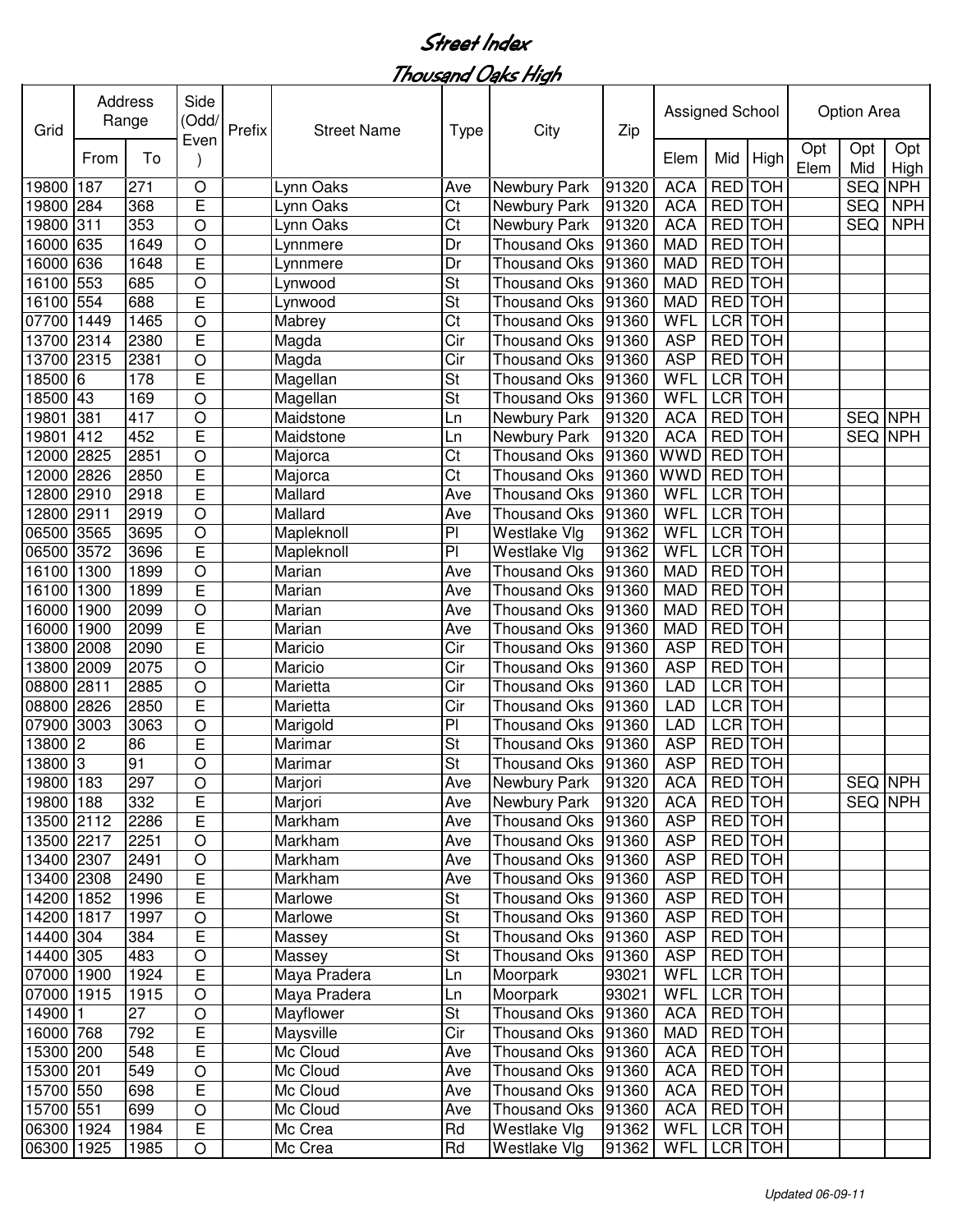# Street Index

## Thousand Oaks High

| Grid | Address Range | | Side (Odd/Even) | Prefix | Street Name | Type | City | Zip | Assigned School | | | Option Area | | |
|---|---|---|---|---|---|---|---|---|---|---|---|---|---|---|
| | From | To | | | | | | | Elem | Mid | High | Opt Elem | Opt Mid | Opt High |
| 19800 | 187 | 271 | O | | Lynn Oaks | Ave | Newbury Park | 91320 | ACA | RED | TOH | | SEQ | NPH |
| 19800 | 284 | 368 | E | | Lynn Oaks | Ct | Newbury Park | 91320 | ACA | RED | TOH | | SEQ | NPH |
| 19800 | 311 | 353 | O | | Lynn Oaks | Ct | Newbury Park | 91320 | ACA | RED | TOH | | SEQ | NPH |
| 16000 | 635 | 1649 | O | | Lynnmere | Dr | Thousand Oks | 91360 | MAD | RED | TOH | | | |
| 16000 | 636 | 1648 | E | | Lynnmere | Dr | Thousand Oks | 91360 | MAD | RED | TOH | | | |
| 16100 | 553 | 685 | O | | Lynwood | St | Thousand Oks | 91360 | MAD | RED | TOH | | | |
| 16100 | 554 | 688 | E | | Lynwood | St | Thousand Oks | 91360 | MAD | RED | TOH | | | |
| 07700 | 1449 | 1465 | O | | Mabrey | Ct | Thousand Oks | 91360 | WFL | LCR | TOH | | | |
| 13700 | 2314 | 2380 | E | | Magda | Cir | Thousand Oks | 91360 | ASP | RED | TOH | | | |
| 13700 | 2315 | 2381 | O | | Magda | Cir | Thousand Oks | 91360 | ASP | RED | TOH | | | |
| 18500 | 6 | 178 | E | | Magellan | St | Thousand Oks | 91360 | WFL | LCR | TOH | | | |
| 18500 | 43 | 169 | O | | Magellan | St | Thousand Oks | 91360 | WFL | LCR | TOH | | | |
| 19801 | 381 | 417 | O | | Maidstone | Ln | Newbury Park | 91320 | ACA | RED | TOH | | SEQ | NPH |
| 19801 | 412 | 452 | E | | Maidstone | Ln | Newbury Park | 91320 | ACA | RED | TOH | | SEQ | NPH |
| 12000 | 2825 | 2851 | O | | Majorca | Ct | Thousand Oks | 91360 | WWD | RED | TOH | | | |
| 12000 | 2826 | 2850 | E | | Majorca | Ct | Thousand Oks | 91360 | WWD | RED | TOH | | | |
| 12800 | 2910 | 2918 | E | | Mallard | Ave | Thousand Oks | 91360 | WFL | LCR | TOH | | | |
| 12800 | 2911 | 2919 | O | | Mallard | Ave | Thousand Oks | 91360 | WFL | LCR | TOH | | | |
| 06500 | 3565 | 3695 | O | | Mapleknoll | Pl | Westlake Vlg | 91362 | WFL | LCR | TOH | | | |
| 06500 | 3572 | 3696 | E | | Mapleknoll | Pl | Westlake Vlg | 91362 | WFL | LCR | TOH | | | |
| 16100 | 1300 | 1899 | O | | Marian | Ave | Thousand Oks | 91360 | MAD | RED | TOH | | | |
| 16100 | 1300 | 1899 | E | | Marian | Ave | Thousand Oks | 91360 | MAD | RED | TOH | | | |
| 16000 | 1900 | 2099 | O | | Marian | Ave | Thousand Oks | 91360 | MAD | RED | TOH | | | |
| 16000 | 1900 | 2099 | E | | Marian | Ave | Thousand Oks | 91360 | MAD | RED | TOH | | | |
| 13800 | 2008 | 2090 | E | | Maricio | Cir | Thousand Oks | 91360 | ASP | RED | TOH | | | |
| 13800 | 2009 | 2075 | O | | Maricio | Cir | Thousand Oks | 91360 | ASP | RED | TOH | | | |
| 08800 | 2811 | 2885 | O | | Marietta | Cir | Thousand Oks | 91360 | LAD | LCR | TOH | | | |
| 08800 | 2826 | 2850 | E | | Marietta | Cir | Thousand Oks | 91360 | LAD | LCR | TOH | | | |
| 07900 | 3003 | 3063 | O | | Marigold | Pl | Thousand Oks | 91360 | LAD | LCR | TOH | | | |
| 13800 | 2 | 86 | E | | Marimar | St | Thousand Oks | 91360 | ASP | RED | TOH | | | |
| 13800 | 3 | 91 | O | | Marimar | St | Thousand Oks | 91360 | ASP | RED | TOH | | | |
| 19800 | 183 | 297 | O | | Marjori | Ave | Newbury Park | 91320 | ACA | RED | TOH | | SEQ | NPH |
| 19800 | 188 | 332 | E | | Marjori | Ave | Newbury Park | 91320 | ACA | RED | TOH | | SEQ | NPH |
| 13500 | 2112 | 2286 | E | | Markham | Ave | Thousand Oks | 91360 | ASP | RED | TOH | | | |
| 13500 | 2217 | 2251 | O | | Markham | Ave | Thousand Oks | 91360 | ASP | RED | TOH | | | |
| 13400 | 2307 | 2491 | O | | Markham | Ave | Thousand Oks | 91360 | ASP | RED | TOH | | | |
| 13400 | 2308 | 2490 | E | | Markham | Ave | Thousand Oks | 91360 | ASP | RED | TOH | | | |
| 14200 | 1852 | 1996 | E | | Marlowe | St | Thousand Oks | 91360 | ASP | RED | TOH | | | |
| 14200 | 1817 | 1997 | O | | Marlowe | St | Thousand Oks | 91360 | ASP | RED | TOH | | | |
| 14400 | 304 | 384 | E | | Massey | St | Thousand Oks | 91360 | ASP | RED | TOH | | | |
| 14400 | 305 | 483 | O | | Massey | St | Thousand Oks | 91360 | ASP | RED | TOH | | | |
| 07000 | 1900 | 1924 | E | | Maya Pradera | Ln | Moorpark | 93021 | WFL | LCR | TOH | | | |
| 07000 | 1915 | 1915 | O | | Maya Pradera | Ln | Moorpark | 93021 | WFL | LCR | TOH | | | |
| 14900 | 1 | 27 | O | | Mayflower | St | Thousand Oks | 91360 | ACA | RED | TOH | | | |
| 16000 | 768 | 792 | E | | Maysville | Cir | Thousand Oks | 91360 | MAD | RED | TOH | | | |
| 15300 | 200 | 548 | E | | Mc Cloud | Ave | Thousand Oks | 91360 | ACA | RED | TOH | | | |
| 15300 | 201 | 549 | O | | Mc Cloud | Ave | Thousand Oks | 91360 | ACA | RED | TOH | | | |
| 15700 | 550 | 698 | E | | Mc Cloud | Ave | Thousand Oks | 91360 | ACA | RED | TOH | | | |
| 15700 | 551 | 699 | O | | Mc Cloud | Ave | Thousand Oks | 91360 | ACA | RED | TOH | | | |
| 06300 | 1924 | 1984 | E | | Mc Crea | Rd | Westlake Vlg | 91362 | WFL | LCR | TOH | | | |
| 06300 | 1925 | 1985 | O | | Mc Crea | Rd | Westlake Vlg | 91362 | WFL | LCR | TOH | | | |

*Updated 06-09-11*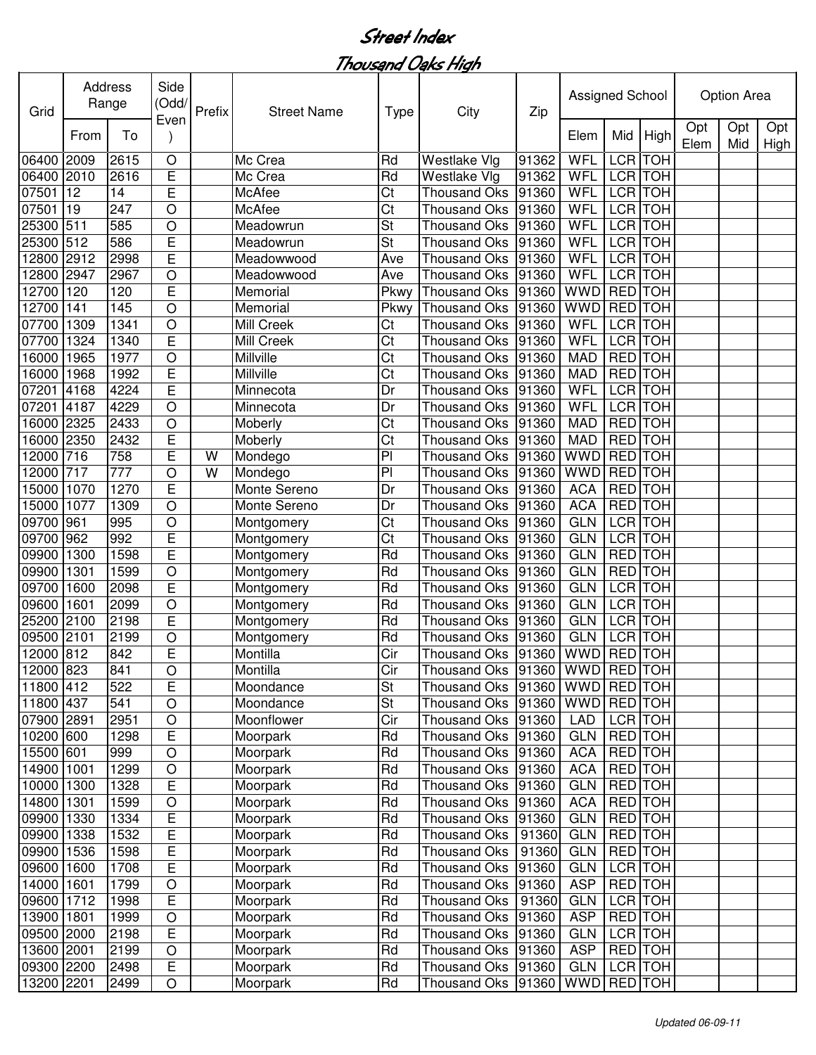# Street Index

## Thousand Oaks High

| Grid | Address Range | | Side (Odd/Even) | Prefix | Street Name | Type | City | Zip | Assigned School | | | Option Area | | |
|---|---|---|---|---|---|---|---|---|---|---|---|---|---|---|
| | From | To | | | | | | | Elem | Mid | High | Opt Elem | Opt Mid | Opt High |
| 06400 | 2009 | 2615 | O | | Mc Crea | Rd | Westlake Vlg | 91362 | WFL | LCR | TOH | | | |
| 06400 | 2010 | 2616 | E | | Mc Crea | Rd | Westlake Vlg | 91362 | WFL | LCR | TOH | | | |
| 07501 | 12 | 14 | E | | McAfee | Ct | Thousand Oks | 91360 | WFL | LCR | TOH | | | |
| 07501 | 19 | 247 | O | | McAfee | Ct | Thousand Oks | 91360 | WFL | LCR | TOH | | | |
| 25300 | 511 | 585 | O | | Meadowrun | St | Thousand Oks | 91360 | WFL | LCR | TOH | | | |
| 25300 | 512 | 586 | E | | Meadowrun | St | Thousand Oks | 91360 | WFL | LCR | TOH | | | |
| 12800 | 2912 | 2998 | E | | Meadowwood | Ave | Thousand Oks | 91360 | WFL | LCR | TOH | | | |
| 12800 | 2947 | 2967 | O | | Meadowwood | Ave | Thousand Oks | 91360 | WFL | LCR | TOH | | | |
| 12700 | 120 | 120 | E | | Memorial | Pkwy | Thousand Oks | 91360 | WWD | RED | TOH | | | |
| 12700 | 141 | 145 | O | | Memorial | Pkwy | Thousand Oks | 91360 | WWD | RED | TOH | | | |
| 07700 | 1309 | 1341 | O | | Mill Creek | Ct | Thousand Oks | 91360 | WFL | LCR | TOH | | | |
| 07700 | 1324 | 1340 | E | | Mill Creek | Ct | Thousand Oks | 91360 | WFL | LCR | TOH | | | |
| 16000 | 1965 | 1977 | O | | Millville | Ct | Thousand Oks | 91360 | MAD | RED | TOH | | | |
| 16000 | 1968 | 1992 | E | | Millville | Ct | Thousand Oks | 91360 | MAD | RED | TOH | | | |
| 07201 | 4168 | 4224 | E | | Minnecota | Dr | Thousand Oks | 91360 | WFL | LCR | TOH | | | |
| 07201 | 4187 | 4229 | O | | Minnecota | Dr | Thousand Oks | 91360 | WFL | LCR | TOH | | | |
| 16000 | 2325 | 2433 | O | | Moberly | Ct | Thousand Oks | 91360 | MAD | RED | TOH | | | |
| 16000 | 2350 | 2432 | E | | Moberly | Ct | Thousand Oks | 91360 | MAD | RED | TOH | | | |
| 12000 | 716 | 758 | E | W | Mondego | Pl | Thousand Oks | 91360 | WWD | RED | TOH | | | |
| 12000 | 717 | 777 | O | W | Mondego | Pl | Thousand Oks | 91360 | WWD | RED | TOH | | | |
| 15000 | 1070 | 1270 | E | | Monte Sereno | Dr | Thousand Oks | 91360 | ACA | RED | TOH | | | |
| 15000 | 1077 | 1309 | O | | Monte Sereno | Dr | Thousand Oks | 91360 | ACA | RED | TOH | | | |
| 09700 | 961 | 995 | O | | Montgomery | Ct | Thousand Oks | 91360 | GLN | LCR | TOH | | | |
| 09700 | 962 | 992 | E | | Montgomery | Ct | Thousand Oks | 91360 | GLN | LCR | TOH | | | |
| 09900 | 1300 | 1598 | E | | Montgomery | Rd | Thousand Oks | 91360 | GLN | RED | TOH | | | |
| 09900 | 1301 | 1599 | O | | Montgomery | Rd | Thousand Oks | 91360 | GLN | RED | TOH | | | |
| 09700 | 1600 | 2098 | E | | Montgomery | Rd | Thousand Oks | 91360 | GLN | LCR | TOH | | | |
| 09600 | 1601 | 2099 | O | | Montgomery | Rd | Thousand Oks | 91360 | GLN | LCR | TOH | | | |
| 25200 | 2100 | 2198 | E | | Montgomery | Rd | Thousand Oks | 91360 | GLN | LCR | TOH | | | |
| 09500 | 2101 | 2199 | O | | Montgomery | Rd | Thousand Oks | 91360 | GLN | LCR | TOH | | | |
| 12000 | 812 | 842 | E | | Montilla | Cir | Thousand Oks | 91360 | WWD | RED | TOH | | | |
| 12000 | 823 | 841 | O | | Montilla | Cir | Thousand Oks | 91360 | WWD | RED | TOH | | | |
| 11800 | 412 | 522 | E | | Moondance | St | Thousand Oks | 91360 | WWD | RED | TOH | | | |
| 11800 | 437 | 541 | O | | Moondance | St | Thousand Oks | 91360 | WWD | RED | TOH | | | |
| 07900 | 2891 | 2951 | O | | Moonflower | Cir | Thousand Oks | 91360 | LAD | LCR | TOH | | | |
| 10200 | 600 | 1298 | E | | Moorpark | Rd | Thousand Oks | 91360 | GLN | RED | TOH | | | |
| 15500 | 601 | 999 | O | | Moorpark | Rd | Thousand Oks | 91360 | ACA | RED | TOH | | | |
| 14900 | 1001 | 1299 | O | | Moorpark | Rd | Thousand Oks | 91360 | ACA | RED | TOH | | | |
| 10000 | 1300 | 1328 | E | | Moorpark | Rd | Thousand Oks | 91360 | GLN | RED | TOH | | | |
| 14800 | 1301 | 1599 | O | | Moorpark | Rd | Thousand Oks | 91360 | ACA | RED | TOH | | | |
| 09900 | 1330 | 1334 | E | | Moorpark | Rd | Thousand Oks | 91360 | GLN | RED | TOH | | | |
| 09900 | 1338 | 1532 | E | | Moorpark | Rd | Thousand Oks | 91360 | GLN | RED | TOH | | | |
| 09900 | 1536 | 1598 | E | | Moorpark | Rd | Thousand Oks | 91360 | GLN | RED | TOH | | | |
| 09600 | 1600 | 1708 | E | | Moorpark | Rd | Thousand Oks | 91360 | GLN | LCR | TOH | | | |
| 14000 | 1601 | 1799 | O | | Moorpark | Rd | Thousand Oks | 91360 | ASP | RED | TOH | | | |
| 09600 | 1712 | 1998 | E | | Moorpark | Rd | Thousand Oks | 91360 | GLN | LCR | TOH | | | |
| 13900 | 1801 | 1999 | O | | Moorpark | Rd | Thousand Oks | 91360 | ASP | RED | TOH | | | |
| 09500 | 2000 | 2198 | E | | Moorpark | Rd | Thousand Oks | 91360 | GLN | LCR | TOH | | | |
| 13600 | 2001 | 2199 | O | | Moorpark | Rd | Thousand Oks | 91360 | ASP | RED | TOH | | | |
| 09300 | 2200 | 2498 | E | | Moorpark | Rd | Thousand Oks | 91360 | GLN | LCR | TOH | | | |
| 13200 | 2201 | 2499 | O | | Moorpark | Rd | Thousand Oks | 91360 | WWD | RED | TOH | | | |

*Updated 06-09-11*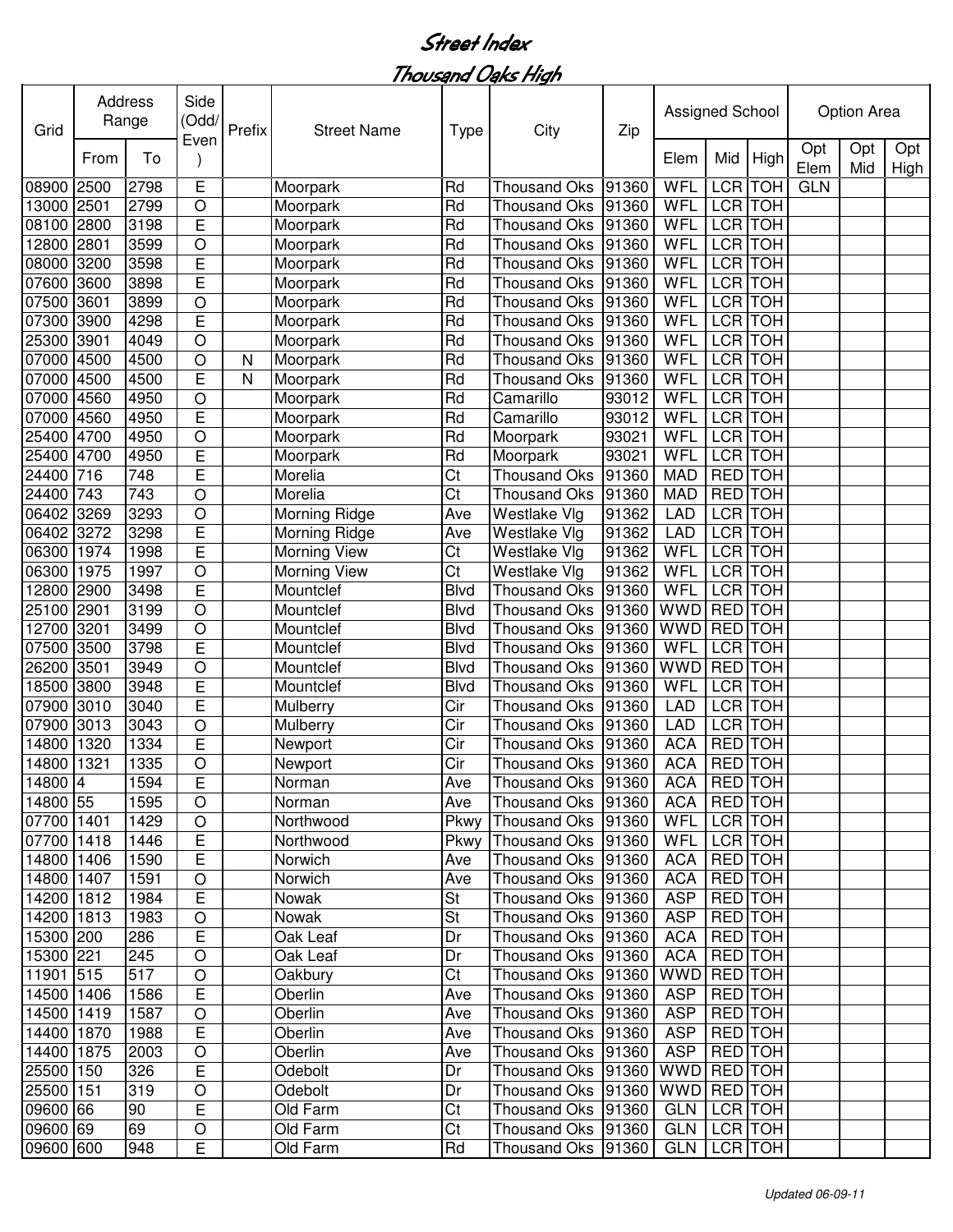# Street Index

## Thousand Oaks High

| Grid | Address Range | | Side (Odd/ Even) | Prefix | Street Name | Type | City | Zip | Assigned School | | | Option Area | | |
|---|---|---|---|---|---|---|---|---|---|---|---|---|---|---|
| | From | To | | | | | | | Elem | Mid | High | Opt Elem | Opt Mid | Opt High |
| 08900 | 2500 | 2798 | E | | Moorpark | Rd | Thousand Oks | 91360 | WFL | LCR | TOH | GLN | | |
| 13000 | 2501 | 2799 | O | | Moorpark | Rd | Thousand Oks | 91360 | WFL | LCR | TOH | | | |
| 08100 | 2800 | 3198 | E | | Moorpark | Rd | Thousand Oks | 91360 | WFL | LCR | TOH | | | |
| 12800 | 2801 | 3599 | O | | Moorpark | Rd | Thousand Oks | 91360 | WFL | LCR | TOH | | | |
| 08000 | 3200 | 3598 | E | | Moorpark | Rd | Thousand Oks | 91360 | WFL | LCR | TOH | | | |
| 07600 | 3600 | 3898 | E | | Moorpark | Rd | Thousand Oks | 91360 | WFL | LCR | TOH | | | |
| 07500 | 3601 | 3899 | O | | Moorpark | Rd | Thousand Oks | 91360 | WFL | LCR | TOH | | | |
| 07300 | 3900 | 4298 | E | | Moorpark | Rd | Thousand Oks | 91360 | WFL | LCR | TOH | | | |
| 25300 | 3901 | 4049 | O | | Moorpark | Rd | Thousand Oks | 91360 | WFL | LCR | TOH | | | |
| 07000 | 4500 | 4500 | O | N | Moorpark | Rd | Thousand Oks | 91360 | WFL | LCR | TOH | | | |
| 07000 | 4500 | 4500 | E | N | Moorpark | Rd | Thousand Oks | 91360 | WFL | LCR | TOH | | | |
| 07000 | 4560 | 4950 | O | | Moorpark | Rd | Camarillo | 93012 | WFL | LCR | TOH | | | |
| 07000 | 4560 | 4950 | E | | Moorpark | Rd | Camarillo | 93012 | WFL | LCR | TOH | | | |
| 25400 | 4700 | 4950 | O | | Moorpark | Rd | Moorpark | 93021 | WFL | LCR | TOH | | | |
| 25400 | 4700 | 4950 | E | | Moorpark | Rd | Moorpark | 93021 | WFL | LCR | TOH | | | |
| 24400 | 716 | 748 | E | | Morelia | Ct | Thousand Oks | 91360 | MAD | RED | TOH | | | |
| 24400 | 743 | 743 | O | | Morelia | Ct | Thousand Oks | 91360 | MAD | RED | TOH | | | |
| 06402 | 3269 | 3293 | O | | Morning Ridge | Ave | Westlake Vlg | 91362 | LAD | LCR | TOH | | | |
| 06402 | 3272 | 3298 | E | | Morning Ridge | Ave | Westlake Vlg | 91362 | LAD | LCR | TOH | | | |
| 06300 | 1974 | 1998 | E | | Morning View | Ct | Westlake Vlg | 91362 | WFL | LCR | TOH | | | |
| 06300 | 1975 | 1997 | O | | Morning View | Ct | Westlake Vlg | 91362 | WFL | LCR | TOH | | | |
| 12800 | 2900 | 3498 | E | | Mountclef | Blvd | Thousand Oks | 91360 | WFL | LCR | TOH | | | |
| 25100 | 2901 | 3199 | O | | Mountclef | Blvd | Thousand Oks | 91360 | WWD | RED | TOH | | | |
| 12700 | 3201 | 3499 | O | | Mountclef | Blvd | Thousand Oks | 91360 | WWD | RED | TOH | | | |
| 07500 | 3500 | 3798 | E | | Mountclef | Blvd | Thousand Oks | 91360 | WFL | LCR | TOH | | | |
| 26200 | 3501 | 3949 | O | | Mountclef | Blvd | Thousand Oks | 91360 | WWD | RED | TOH | | | |
| 18500 | 3800 | 3948 | E | | Mountclef | Blvd | Thousand Oks | 91360 | WFL | LCR | TOH | | | |
| 07900 | 3010 | 3040 | E | | Mulberry | Cir | Thousand Oks | 91360 | LAD | LCR | TOH | | | |
| 07900 | 3013 | 3043 | O | | Mulberry | Cir | Thousand Oks | 91360 | LAD | LCR | TOH | | | |
| 14800 | 1320 | 1334 | E | | Newport | Cir | Thousand Oks | 91360 | ACA | RED | TOH | | | |
| 14800 | 1321 | 1335 | O | | Newport | Cir | Thousand Oks | 91360 | ACA | RED | TOH | | | |
| 14800 | 4 | 1594 | E | | Norman | Ave | Thousand Oks | 91360 | ACA | RED | TOH | | | |
| 14800 | 55 | 1595 | O | | Norman | Ave | Thousand Oks | 91360 | ACA | RED | TOH | | | |
| 07700 | 1401 | 1429 | O | | Northwood | Pkwy | Thousand Oks | 91360 | WFL | LCR | TOH | | | |
| 07700 | 1418 | 1446 | E | | Northwood | Pkwy | Thousand Oks | 91360 | WFL | LCR | TOH | | | |
| 14800 | 1406 | 1590 | E | | Norwich | Ave | Thousand Oks | 91360 | ACA | RED | TOH | | | |
| 14800 | 1407 | 1591 | O | | Norwich | Ave | Thousand Oks | 91360 | ACA | RED | TOH | | | |
| 14200 | 1812 | 1984 | E | | Nowak | St | Thousand Oks | 91360 | ASP | RED | TOH | | | |
| 14200 | 1813 | 1983 | O | | Nowak | St | Thousand Oks | 91360 | ASP | RED | TOH | | | |
| 15300 | 200 | 286 | E | | Oak Leaf | Dr | Thousand Oks | 91360 | ACA | RED | TOH | | | |
| 15300 | 221 | 245 | O | | Oak Leaf | Dr | Thousand Oks | 91360 | ACA | RED | TOH | | | |
| 11901 | 515 | 517 | O | | Oakbury | Ct | Thousand Oks | 91360 | WWD | RED | TOH | | | |
| 14500 | 1406 | 1586 | E | | Oberlin | Ave | Thousand Oks | 91360 | ASP | RED | TOH | | | |
| 14500 | 1419 | 1587 | O | | Oberlin | Ave | Thousand Oks | 91360 | ASP | RED | TOH | | | |
| 14400 | 1870 | 1988 | E | | Oberlin | Ave | Thousand Oks | 91360 | ASP | RED | TOH | | | |
| 14400 | 1875 | 2003 | O | | Oberlin | Ave | Thousand Oks | 91360 | ASP | RED | TOH | | | |
| 25500 | 150 | 326 | E | | Odebolt | Dr | Thousand Oks | 91360 | WWD | RED | TOH | | | |
| 25500 | 151 | 319 | O | | Odebolt | Dr | Thousand Oks | 91360 | WWD | RED | TOH | | | |
| 09600 | 66 | 90 | E | | Old Farm | Ct | Thousand Oks | 91360 | GLN | LCR | TOH | | | |
| 09600 | 69 | 69 | O | | Old Farm | Ct | Thousand Oks | 91360 | GLN | LCR | TOH | | | |
| 09600 | 600 | 948 | E | | Old Farm | Rd | Thousand Oks | 91360 | GLN | LCR | TOH | | | |

*Updated 06-09-11*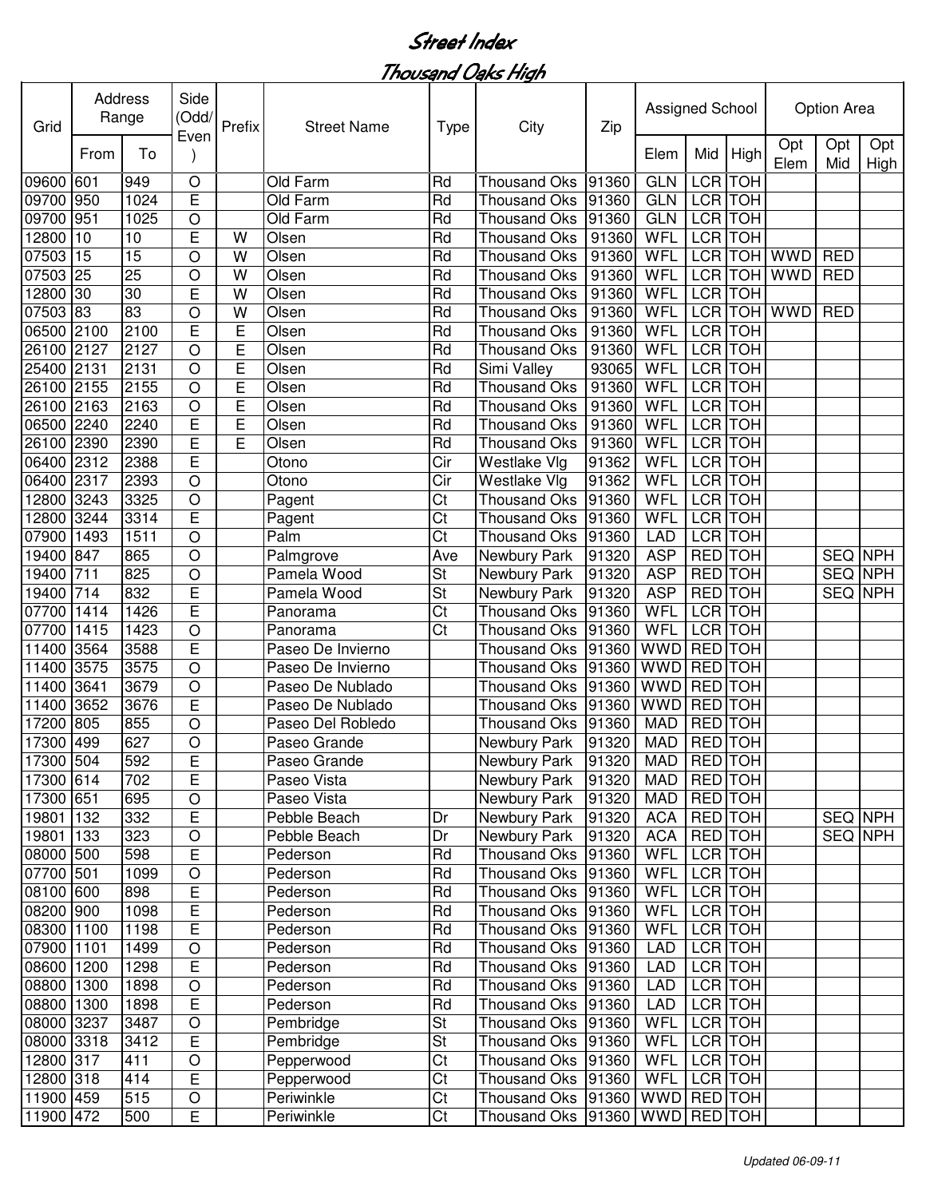# Street Index

## Thousand Oaks High

| Grid | Address Range | | Side (Odd/Even) | Prefix | Street Name | Type | City | Zip | Assigned School | | | Option Area | | |
|---|---|---|---|---|---|---|---|---|---|---|---|---|---|---|
| | From | To | | | | | | | Elem | Mid | High | Opt Elem | Opt Mid | Opt High |
| 09600 | 601 | 949 | O | | Old Farm | Rd | Thousand Oks | 91360 | GLN | LCR | TOH | | | |
| 09700 | 950 | 1024 | E | | Old Farm | Rd | Thousand Oks | 91360 | GLN | LCR | TOH | | | |
| 09700 | 951 | 1025 | O | | Old Farm | Rd | Thousand Oks | 91360 | GLN | LCR | TOH | | | |
| 12800 | 10 | 10 | E | W | Olsen | Rd | Thousand Oks | 91360 | WFL | LCR | TOH | | | |
| 07503 | 15 | 15 | O | W | Olsen | Rd | Thousand Oks | 91360 | WFL | LCR | TOH | WWD | RED | |
| 07503 | 25 | 25 | O | W | Olsen | Rd | Thousand Oks | 91360 | WFL | LCR | TOH | WWD | RED | |
| 12800 | 30 | 30 | E | W | Olsen | Rd | Thousand Oks | 91360 | WFL | LCR | TOH | | | |
| 07503 | 83 | 83 | O | W | Olsen | Rd | Thousand Oks | 91360 | WFL | LCR | TOH | WWD | RED | |
| 06500 | 2100 | 2100 | E | E | Olsen | Rd | Thousand Oks | 91360 | WFL | LCR | TOH | | | |
| 26100 | 2127 | 2127 | O | E | Olsen | Rd | Thousand Oks | 91360 | WFL | LCR | TOH | | | |
| 25400 | 2131 | 2131 | O | E | Olsen | Rd | Simi Valley | 93065 | WFL | LCR | TOH | | | |
| 26100 | 2155 | 2155 | O | E | Olsen | Rd | Thousand Oks | 91360 | WFL | LCR | TOH | | | |
| 26100 | 2163 | 2163 | O | E | Olsen | Rd | Thousand Oks | 91360 | WFL | LCR | TOH | | | |
| 06500 | 2240 | 2240 | E | E | Olsen | Rd | Thousand Oks | 91360 | WFL | LCR | TOH | | | |
| 26100 | 2390 | 2390 | E | E | Olsen | Rd | Thousand Oks | 91360 | WFL | LCR | TOH | | | |
| 06400 | 2312 | 2388 | E | | Otono | Cir | Westlake Vlg | 91362 | WFL | LCR | TOH | | | |
| 06400 | 2317 | 2393 | O | | Otono | Cir | Westlake Vlg | 91362 | WFL | LCR | TOH | | | |
| 12800 | 3243 | 3325 | O | | Pagent | Ct | Thousand Oks | 91360 | WFL | LCR | TOH | | | |
| 12800 | 3244 | 3314 | E | | Pagent | Ct | Thousand Oks | 91360 | WFL | LCR | TOH | | | |
| 07900 | 1493 | 1511 | O | | Palm | Ct | Thousand Oks | 91360 | LAD | LCR | TOH | | | |
| 19400 | 847 | 865 | O | | Palmgrove | Ave | Newbury Park | 91320 | ASP | RED | TOH | | SEQ | NPH |
| 19400 | 711 | 825 | O | | Pamela Wood | St | Newbury Park | 91320 | ASP | RED | TOH | | SEQ | NPH |
| 19400 | 714 | 832 | E | | Pamela Wood | St | Newbury Park | 91320 | ASP | RED | TOH | | SEQ | NPH |
| 07700 | 1414 | 1426 | E | | Panorama | Ct | Thousand Oks | 91360 | WFL | LCR | TOH | | | |
| 07700 | 1415 | 1423 | O | | Panorama | Ct | Thousand Oks | 91360 | WFL | LCR | TOH | | | |
| 11400 | 3564 | 3588 | E | | Paseo De Invierno | | Thousand Oks | 91360 | WWD | RED | TOH | | | |
| 11400 | 3575 | 3575 | O | | Paseo De Invierno | | Thousand Oks | 91360 | WWD | RED | TOH | | | |
| 11400 | 3641 | 3679 | O | | Paseo De Nublado | | Thousand Oks | 91360 | WWD | RED | TOH | | | |
| 11400 | 3652 | 3676 | E | | Paseo De Nublado | | Thousand Oks | 91360 | WWD | RED | TOH | | | |
| 17200 | 805 | 855 | O | | Paseo Del Robledo | | Thousand Oks | 91360 | MAD | RED | TOH | | | |
| 17300 | 499 | 627 | O | | Paseo Grande | | Newbury Park | 91320 | MAD | RED | TOH | | | |
| 17300 | 504 | 592 | E | | Paseo Grande | | Newbury Park | 91320 | MAD | RED | TOH | | | |
| 17300 | 614 | 702 | E | | Paseo Vista | | Newbury Park | 91320 | MAD | RED | TOH | | | |
| 17300 | 651 | 695 | O | | Paseo Vista | | Newbury Park | 91320 | MAD | RED | TOH | | | |
| 19801 | 132 | 332 | E | | Pebble Beach | Dr | Newbury Park | 91320 | ACA | RED | TOH | | SEQ | NPH |
| 19801 | 133 | 323 | O | | Pebble Beach | Dr | Newbury Park | 91320 | ACA | RED | TOH | | SEQ | NPH |
| 08000 | 500 | 598 | E | | Pederson | Rd | Thousand Oks | 91360 | WFL | LCR | TOH | | | |
| 07700 | 501 | 1099 | O | | Pederson | Rd | Thousand Oks | 91360 | WFL | LCR | TOH | | | |
| 08100 | 600 | 898 | E | | Pederson | Rd | Thousand Oks | 91360 | WFL | LCR | TOH | | | |
| 08200 | 900 | 1098 | E | | Pederson | Rd | Thousand Oks | 91360 | WFL | LCR | TOH | | | |
| 08300 | 1100 | 1198 | E | | Pederson | Rd | Thousand Oks | 91360 | WFL | LCR | TOH | | | |
| 07900 | 1101 | 1499 | O | | Pederson | Rd | Thousand Oks | 91360 | LAD | LCR | TOH | | | |
| 08600 | 1200 | 1298 | E | | Pederson | Rd | Thousand Oks | 91360 | LAD | LCR | TOH | | | |
| 08800 | 1300 | 1898 | O | | Pederson | Rd | Thousand Oks | 91360 | LAD | LCR | TOH | | | |
| 08800 | 1300 | 1898 | E | | Pederson | Rd | Thousand Oks | 91360 | LAD | LCR | TOH | | | |
| 08000 | 3237 | 3487 | O | | Pembridge | St | Thousand Oks | 91360 | WFL | LCR | TOH | | | |
| 08000 | 3318 | 3412 | E | | Pembridge | St | Thousand Oks | 91360 | WFL | LCR | TOH | | | |
| 12800 | 317 | 411 | O | | Pepperwood | Ct | Thousand Oks | 91360 | WFL | LCR | TOH | | | |
| 12800 | 318 | 414 | E | | Pepperwood | Ct | Thousand Oks | 91360 | WFL | LCR | TOH | | | |
| 11900 | 459 | 515 | O | | Periwinkle | Ct | Thousand Oks | 91360 | WWD | RED | TOH | | | |
| 11900 | 472 | 500 | E | | Periwinkle | Ct | Thousand Oks | 91360 | WWD | RED | TOH | | | |

*Updated 06-09-11*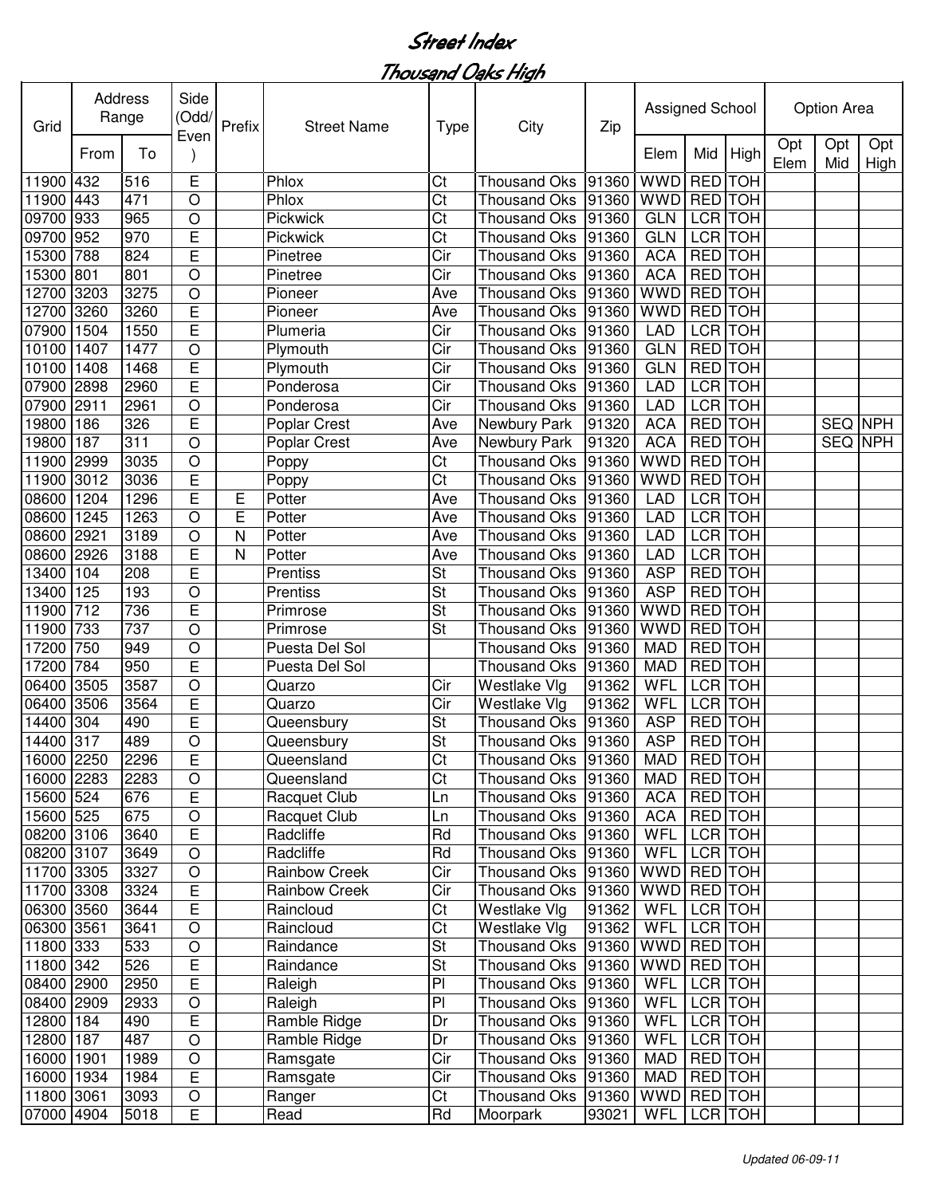# Street Index

## Thousand Oaks High

| Grid | Address Range | | Side (Odd/ Even) | Prefix | Street Name | Type | City | Zip | Assigned School | | | Option Area | | |
|---|---|---|---|---|---|---|---|---|---|---|---|---|---|---|
| | From | To | | | | | | | Elem | Mid | High | Opt Elem | Opt Mid | Opt High |
| 11900 | 432 | 516 | E | | Phlox | Ct | Thousand Oks | 91360 | WWD | RED | TOH | | | |
| 11900 | 443 | 471 | O | | Phlox | Ct | Thousand Oks | 91360 | WWD | RED | TOH | | | |
| 09700 | 933 | 965 | O | | Pickwick | Ct | Thousand Oks | 91360 | GLN | LCR | TOH | | | |
| 09700 | 952 | 970 | E | | Pickwick | Ct | Thousand Oks | 91360 | GLN | LCR | TOH | | | |
| 15300 | 788 | 824 | E | | Pinetree | Cir | Thousand Oks | 91360 | ACA | RED | TOH | | | |
| 15300 | 801 | 801 | O | | Pinetree | Cir | Thousand Oks | 91360 | ACA | RED | TOH | | | |
| 12700 | 3203 | 3275 | O | | Pioneer | Ave | Thousand Oks | 91360 | WWD | RED | TOH | | | |
| 12700 | 3260 | 3260 | E | | Pioneer | Ave | Thousand Oks | 91360 | WWD | RED | TOH | | | |
| 07900 | 1504 | 1550 | E | | Plumeria | Cir | Thousand Oks | 91360 | LAD | LCR | TOH | | | |
| 10100 | 1407 | 1477 | O | | Plymouth | Cir | Thousand Oks | 91360 | GLN | RED | TOH | | | |
| 10100 | 1408 | 1468 | E | | Plymouth | Cir | Thousand Oks | 91360 | GLN | RED | TOH | | | |
| 07900 | 2898 | 2960 | E | | Ponderosa | Cir | Thousand Oks | 91360 | LAD | LCR | TOH | | | |
| 07900 | 2911 | 2961 | O | | Ponderosa | Cir | Thousand Oks | 91360 | LAD | LCR | TOH | | | |
| 19800 | 186 | 326 | E | | Poplar Crest | Ave | Newbury Park | 91320 | ACA | RED | TOH | | SEQ | NPH |
| 19800 | 187 | 311 | O | | Poplar Crest | Ave | Newbury Park | 91320 | ACA | RED | TOH | | SEQ | NPH |
| 11900 | 2999 | 3035 | O | | Poppy | Ct | Thousand Oks | 91360 | WWD | RED | TOH | | | |
| 11900 | 3012 | 3036 | E | | Poppy | Ct | Thousand Oks | 91360 | WWD | RED | TOH | | | |
| 08600 | 1204 | 1296 | E | E | Potter | Ave | Thousand Oks | 91360 | LAD | LCR | TOH | | | |
| 08600 | 1245 | 1263 | O | E | Potter | Ave | Thousand Oks | 91360 | LAD | LCR | TOH | | | |
| 08600 | 2921 | 3189 | O | N | Potter | Ave | Thousand Oks | 91360 | LAD | LCR | TOH | | | |
| 08600 | 2926 | 3188 | E | N | Potter | Ave | Thousand Oks | 91360 | LAD | LCR | TOH | | | |
| 13400 | 104 | 208 | E | | Prentiss | St | Thousand Oks | 91360 | ASP | RED | TOH | | | |
| 13400 | 125 | 193 | O | | Prentiss | St | Thousand Oks | 91360 | ASP | RED | TOH | | | |
| 11900 | 712 | 736 | E | | Primrose | St | Thousand Oks | 91360 | WWD | RED | TOH | | | |
| 11900 | 733 | 737 | O | | Primrose | St | Thousand Oks | 91360 | WWD | RED | TOH | | | |
| 17200 | 750 | 949 | O | | Puesta Del Sol | | Thousand Oks | 91360 | MAD | RED | TOH | | | |
| 17200 | 784 | 950 | E | | Puesta Del Sol | | Thousand Oks | 91360 | MAD | RED | TOH | | | |
| 06400 | 3505 | 3587 | O | | Quarzo | Cir | Westlake Vlg | 91362 | WFL | LCR | TOH | | | |
| 06400 | 3506 | 3564 | E | | Quarzo | Cir | Westlake Vlg | 91362 | WFL | LCR | TOH | | | |
| 14400 | 304 | 490 | E | | Queensbury | St | Thousand Oks | 91360 | ASP | RED | TOH | | | |
| 14400 | 317 | 489 | O | | Queensbury | St | Thousand Oks | 91360 | ASP | RED | TOH | | | |
| 16000 | 2250 | 2296 | E | | Queensland | Ct | Thousand Oks | 91360 | MAD | RED | TOH | | | |
| 16000 | 2283 | 2283 | O | | Queensland | Ct | Thousand Oks | 91360 | MAD | RED | TOH | | | |
| 15600 | 524 | 676 | E | | Racquet Club | Ln | Thousand Oks | 91360 | ACA | RED | TOH | | | |
| 15600 | 525 | 675 | O | | Racquet Club | Ln | Thousand Oks | 91360 | ACA | RED | TOH | | | |
| 08200 | 3106 | 3640 | E | | Radcliffe | Rd | Thousand Oks | 91360 | WFL | LCR | TOH | | | |
| 08200 | 3107 | 3649 | O | | Radcliffe | Rd | Thousand Oks | 91360 | WFL | LCR | TOH | | | |
| 11700 | 3305 | 3327 | O | | Rainbow Creek | Cir | Thousand Oks | 91360 | WWD | RED | TOH | | | |
| 11700 | 3308 | 3324 | E | | Rainbow Creek | Cir | Thousand Oks | 91360 | WWD | RED | TOH | | | |
| 06300 | 3560 | 3644 | E | | Raincloud | Ct | Westlake Vlg | 91362 | WFL | LCR | TOH | | | |
| 06300 | 3561 | 3641 | O | | Raincloud | Ct | Westlake Vlg | 91362 | WFL | LCR | TOH | | | |
| 11800 | 333 | 533 | O | | Raindance | St | Thousand Oks | 91360 | WWD | RED | TOH | | | |
| 11800 | 342 | 526 | E | | Raindance | St | Thousand Oks | 91360 | WWD | RED | TOH | | | |
| 08400 | 2900 | 2950 | E | | Raleigh | Pl | Thousand Oks | 91360 | WFL | LCR | TOH | | | |
| 08400 | 2909 | 2933 | O | | Raleigh | Pl | Thousand Oks | 91360 | WFL | LCR | TOH | | | |
| 12800 | 184 | 490 | E | | Ramble Ridge | Dr | Thousand Oks | 91360 | WFL | LCR | TOH | | | |
| 12800 | 187 | 487 | O | | Ramble Ridge | Dr | Thousand Oks | 91360 | WFL | LCR | TOH | | | |
| 16000 | 1901 | 1989 | O | | Ramsgate | Cir | Thousand Oks | 91360 | MAD | RED | TOH | | | |
| 16000 | 1934 | 1984 | E | | Ramsgate | Cir | Thousand Oks | 91360 | MAD | RED | TOH | | | |
| 11800 | 3061 | 3093 | O | | Ranger | Ct | Thousand Oks | 91360 | WWD | RED | TOH | | | |
| 07000 | 4904 | 5018 | E | | Read | Rd | Moorpark | 93021 | WFL | LCR | TOH | | | |

*Updated 06-09-11*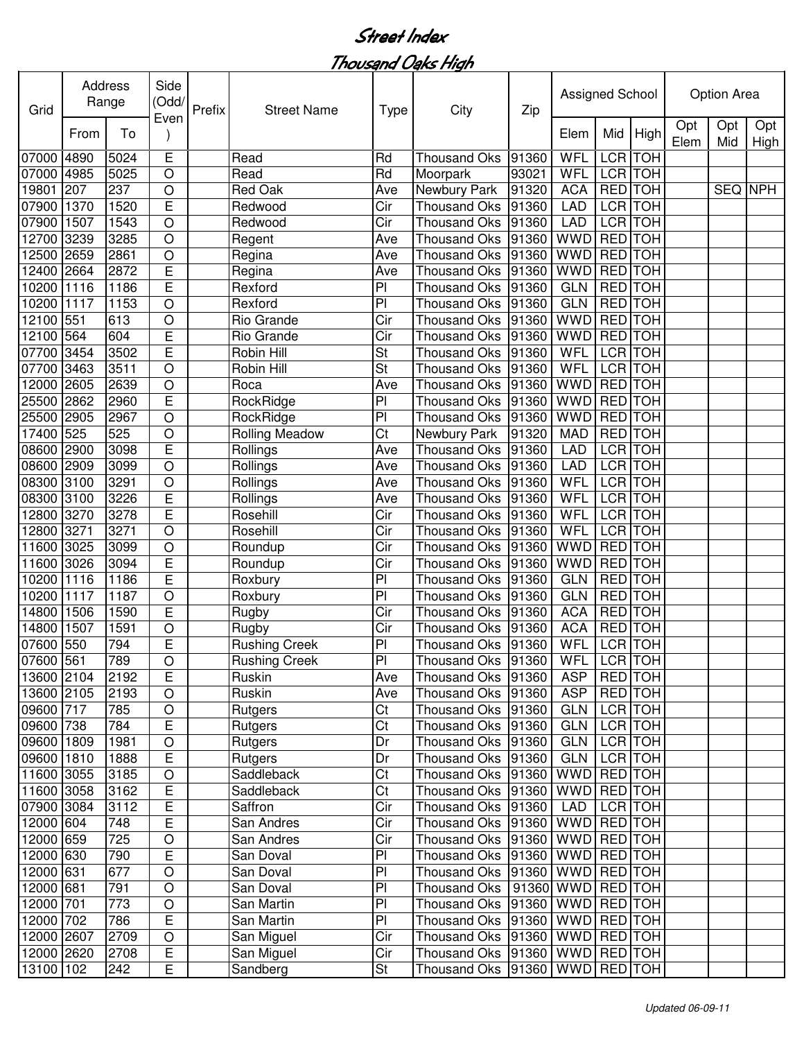# Street Index

## Thousand Oaks High

| Grid | Address Range | | Side (Odd/Even) | Prefix | Street Name | Type | City | Zip | Assigned School | | | Option Area | | |
|---|---|---|---|---|---|---|---|---|---|---|---|---|---|---|
| | From | To | | | | | | | Elem | Mid | High | Opt Elem | Opt Mid | Opt High |
| 07000 | 4890 | 5024 | E | | Read | Rd | Thousand Oks | 91360 | WFL | LCR | TOH | | | |
| 07000 | 4985 | 5025 | O | | Read | Rd | Moorpark | 93021 | WFL | LCR | TOH | | | |
| 19801 | 207 | 237 | O | | Red Oak | Ave | Newbury Park | 91320 | ACA | RED | TOH | | SEQ | NPH |
| 07900 | 1370 | 1520 | E | | Redwood | Cir | Thousand Oks | 91360 | LAD | LCR | TOH | | | |
| 07900 | 1507 | 1543 | O | | Redwood | Cir | Thousand Oks | 91360 | LAD | LCR | TOH | | | |
| 12700 | 3239 | 3285 | O | | Regent | Ave | Thousand Oks | 91360 | WWD | RED | TOH | | | |
| 12500 | 2659 | 2861 | O | | Regina | Ave | Thousand Oks | 91360 | WWD | RED | TOH | | | |
| 12400 | 2664 | 2872 | E | | Regina | Ave | Thousand Oks | 91360 | WWD | RED | TOH | | | |
| 10200 | 1116 | 1186 | E | | Rexford | Pl | Thousand Oks | 91360 | GLN | RED | TOH | | | |
| 10200 | 1117 | 1153 | O | | Rexford | Pl | Thousand Oks | 91360 | GLN | RED | TOH | | | |
| 12100 | 551 | 613 | O | | Rio Grande | Cir | Thousand Oks | 91360 | WWD | RED | TOH | | | |
| 12100 | 564 | 604 | E | | Rio Grande | Cir | Thousand Oks | 91360 | WWD | RED | TOH | | | |
| 07700 | 3454 | 3502 | E | | Robin Hill | St | Thousand Oks | 91360 | WFL | LCR | TOH | | | |
| 07700 | 3463 | 3511 | O | | Robin Hill | St | Thousand Oks | 91360 | WFL | LCR | TOH | | | |
| 12000 | 2605 | 2639 | O | | Roca | Ave | Thousand Oks | 91360 | WWD | RED | TOH | | | |
| 25500 | 2862 | 2960 | E | | RockRidge | Pl | Thousand Oks | 91360 | WWD | RED | TOH | | | |
| 25500 | 2905 | 2967 | O | | RockRidge | Pl | Thousand Oks | 91360 | WWD | RED | TOH | | | |
| 17400 | 525 | 525 | O | | Rolling Meadow | Ct | Newbury Park | 91320 | MAD | RED | TOH | | | |
| 08600 | 2900 | 3098 | E | | Rollings | Ave | Thousand Oks | 91360 | LAD | LCR | TOH | | | |
| 08600 | 2909 | 3099 | O | | Rollings | Ave | Thousand Oks | 91360 | LAD | LCR | TOH | | | |
| 08300 | 3100 | 3291 | O | | Rollings | Ave | Thousand Oks | 91360 | WFL | LCR | TOH | | | |
| 08300 | 3100 | 3226 | E | | Rollings | Ave | Thousand Oks | 91360 | WFL | LCR | TOH | | | |
| 12800 | 3270 | 3278 | E | | Rosehill | Cir | Thousand Oks | 91360 | WFL | LCR | TOH | | | |
| 12800 | 3271 | 3271 | O | | Rosehill | Cir | Thousand Oks | 91360 | WFL | LCR | TOH | | | |
| 11600 | 3025 | 3099 | O | | Roundup | Cir | Thousand Oks | 91360 | WWD | RED | TOH | | | |
| 11600 | 3026 | 3094 | E | | Roundup | Cir | Thousand Oks | 91360 | WWD | RED | TOH | | | |
| 10200 | 1116 | 1186 | E | | Roxbury | Pl | Thousand Oks | 91360 | GLN | RED | TOH | | | |
| 10200 | 1117 | 1187 | O | | Roxbury | Pl | Thousand Oks | 91360 | GLN | RED | TOH | | | |
| 14800 | 1506 | 1590 | E | | Rugby | Cir | Thousand Oks | 91360 | ACA | RED | TOH | | | |
| 14800 | 1507 | 1591 | O | | Rugby | Cir | Thousand Oks | 91360 | ACA | RED | TOH | | | |
| 07600 | 550 | 794 | E | | Rushing Creek | Pl | Thousand Oks | 91360 | WFL | LCR | TOH | | | |
| 07600 | 561 | 789 | O | | Rushing Creek | Pl | Thousand Oks | 91360 | WFL | LCR | TOH | | | |
| 13600 | 2104 | 2192 | E | | Ruskin | Ave | Thousand Oks | 91360 | ASP | RED | TOH | | | |
| 13600 | 2105 | 2193 | O | | Ruskin | Ave | Thousand Oks | 91360 | ASP | RED | TOH | | | |
| 09600 | 717 | 785 | O | | Rutgers | Ct | Thousand Oks | 91360 | GLN | LCR | TOH | | | |
| 09600 | 738 | 784 | E | | Rutgers | Ct | Thousand Oks | 91360 | GLN | LCR | TOH | | | |
| 09600 | 1809 | 1981 | O | | Rutgers | Dr | Thousand Oks | 91360 | GLN | LCR | TOH | | | |
| 09600 | 1810 | 1888 | E | | Rutgers | Dr | Thousand Oks | 91360 | GLN | LCR | TOH | | | |
| 11600 | 3055 | 3185 | O | | Saddleback | Ct | Thousand Oks | 91360 | WWD | RED | TOH | | | |
| 11600 | 3058 | 3162 | E | | Saddleback | Ct | Thousand Oks | 91360 | WWD | RED | TOH | | | |
| 07900 | 3084 | 3112 | E | | Saffron | Cir | Thousand Oks | 91360 | LAD | LCR | TOH | | | |
| 12000 | 604 | 748 | E | | San Andres | Cir | Thousand Oks | 91360 | WWD | RED | TOH | | | |
| 12000 | 659 | 725 | O | | San Andres | Cir | Thousand Oks | 91360 | WWD | RED | TOH | | | |
| 12000 | 630 | 790 | E | | San Doval | Pl | Thousand Oks | 91360 | WWD | RED | TOH | | | |
| 12000 | 631 | 677 | O | | San Doval | Pl | Thousand Oks | 91360 | WWD | RED | TOH | | | |
| 12000 | 681 | 791 | O | | San Doval | Pl | Thousand Oks | 91360 | WWD | RED | TOH | | | |
| 12000 | 701 | 773 | O | | San Martin | Pl | Thousand Oks | 91360 | WWD | RED | TOH | | | |
| 12000 | 702 | 786 | E | | San Martin | Pl | Thousand Oks | 91360 | WWD | RED | TOH | | | |
| 12000 | 2607 | 2709 | O | | San Miguel | Cir | Thousand Oks | 91360 | WWD | RED | TOH | | | |
| 12000 | 2620 | 2708 | E | | San Miguel | Cir | Thousand Oks | 91360 | WWD | RED | TOH | | | |
| 13100 | 102 | 242 | E | | Sandberg | St | Thousand Oks | 91360 | WWD | RED | TOH | | | |

*Updated 06-09-11*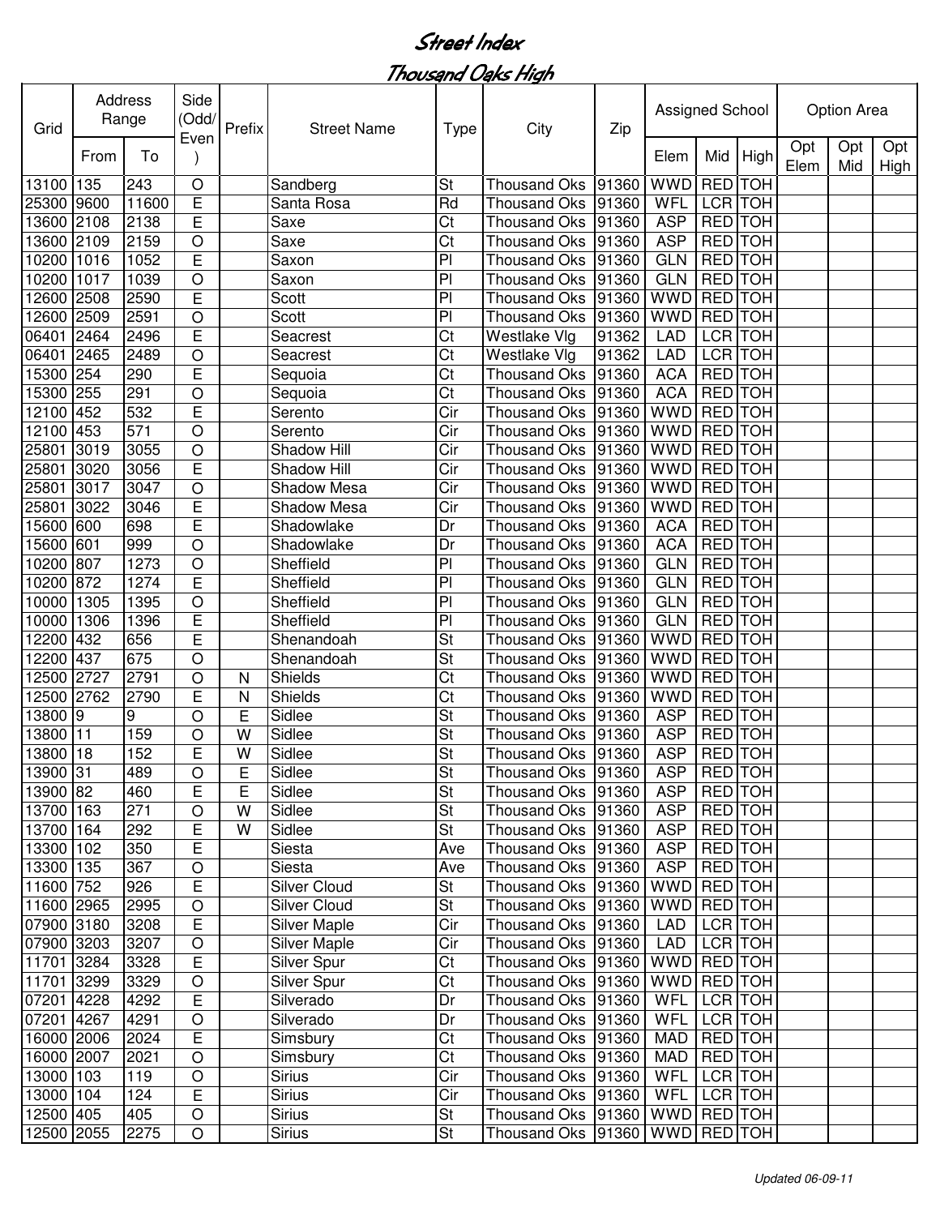# Street Index

## Thousand Oaks High

| Grid | Address Range | | Side (Odd/ Even) | Prefix | Street Name | Type | City | Zip | Assigned School | | | Option Area | | |
|---|---|---|---|---|---|---|---|---|---|---|---|---|---|---|
| | From | To | | | | | | | Elem | Mid | High | Opt Elem | Opt Mid | Opt High |
| 13100 | 135 | 243 | O | | Sandberg | St | Thousand Oks | 91360 | WWD | RED | TOH | | | |
| 25300 | 9600 | 11600 | E | | Santa Rosa | Rd | Thousand Oks | 91360 | WFL | LCR | TOH | | | |
| 13600 | 2108 | 2138 | E | | Saxe | Ct | Thousand Oks | 91360 | ASP | RED | TOH | | | |
| 13600 | 2109 | 2159 | O | | Saxe | Ct | Thousand Oks | 91360 | ASP | RED | TOH | | | |
| 10200 | 1016 | 1052 | E | | Saxon | Pl | Thousand Oks | 91360 | GLN | RED | TOH | | | |
| 10200 | 1017 | 1039 | O | | Saxon | Pl | Thousand Oks | 91360 | GLN | RED | TOH | | | |
| 12600 | 2508 | 2590 | E | | Scott | Pl | Thousand Oks | 91360 | WWD | RED | TOH | | | |
| 12600 | 2509 | 2591 | O | | Scott | Pl | Thousand Oks | 91360 | WWD | RED | TOH | | | |
| 06401 | 2464 | 2496 | E | | Seacrest | Ct | Westlake Vlg | 91362 | LAD | LCR | TOH | | | |
| 06401 | 2465 | 2489 | O | | Seacrest | Ct | Westlake Vlg | 91362 | LAD | LCR | TOH | | | |
| 15300 | 254 | 290 | E | | Sequoia | Ct | Thousand Oks | 91360 | ACA | RED | TOH | | | |
| 15300 | 255 | 291 | O | | Sequoia | Ct | Thousand Oks | 91360 | ACA | RED | TOH | | | |
| 12100 | 452 | 532 | E | | Serento | Cir | Thousand Oks | 91360 | WWD | RED | TOH | | | |
| 12100 | 453 | 571 | O | | Serento | Cir | Thousand Oks | 91360 | WWD | RED | TOH | | | |
| 25801 | 3019 | 3055 | O | | Shadow Hill | Cir | Thousand Oks | 91360 | WWD | RED | TOH | | | |
| 25801 | 3020 | 3056 | E | | Shadow Hill | Cir | Thousand Oks | 91360 | WWD | RED | TOH | | | |
| 25801 | 3017 | 3047 | O | | Shadow Mesa | Cir | Thousand Oks | 91360 | WWD | RED | TOH | | | |
| 25801 | 3022 | 3046 | E | | Shadow Mesa | Cir | Thousand Oks | 91360 | WWD | RED | TOH | | | |
| 15600 | 600 | 698 | E | | Shadowlake | Dr | Thousand Oks | 91360 | ACA | RED | TOH | | | |
| 15600 | 601 | 999 | O | | Shadowlake | Dr | Thousand Oks | 91360 | ACA | RED | TOH | | | |
| 10200 | 807 | 1273 | O | | Sheffield | Pl | Thousand Oks | 91360 | GLN | RED | TOH | | | |
| 10200 | 872 | 1274 | E | | Sheffield | Pl | Thousand Oks | 91360 | GLN | RED | TOH | | | |
| 10000 | 1305 | 1395 | O | | Sheffield | Pl | Thousand Oks | 91360 | GLN | RED | TOH | | | |
| 10000 | 1306 | 1396 | E | | Sheffield | Pl | Thousand Oks | 91360 | GLN | RED | TOH | | | |
| 12200 | 432 | 656 | E | | Shenandoah | St | Thousand Oks | 91360 | WWD | RED | TOH | | | |
| 12200 | 437 | 675 | O | | Shenandoah | St | Thousand Oks | 91360 | WWD | RED | TOH | | | |
| 12500 | 2727 | 2791 | O | N | Shields | Ct | Thousand Oks | 91360 | WWD | RED | TOH | | | |
| 12500 | 2762 | 2790 | E | N | Shields | Ct | Thousand Oks | 91360 | WWD | RED | TOH | | | |
| 13800 | 9 | 9 | O | E | Sidlee | St | Thousand Oks | 91360 | ASP | RED | TOH | | | |
| 13800 | 11 | 159 | O | W | Sidlee | St | Thousand Oks | 91360 | ASP | RED | TOH | | | |
| 13800 | 18 | 152 | E | W | Sidlee | St | Thousand Oks | 91360 | ASP | RED | TOH | | | |
| 13900 | 31 | 489 | O | E | Sidlee | St | Thousand Oks | 91360 | ASP | RED | TOH | | | |
| 13900 | 82 | 460 | E | E | Sidlee | St | Thousand Oks | 91360 | ASP | RED | TOH | | | |
| 13700 | 163 | 271 | O | W | Sidlee | St | Thousand Oks | 91360 | ASP | RED | TOH | | | |
| 13700 | 164 | 292 | E | W | Sidlee | St | Thousand Oks | 91360 | ASP | RED | TOH | | | |
| 13300 | 102 | 350 | E | | Siesta | Ave | Thousand Oks | 91360 | ASP | RED | TOH | | | |
| 13300 | 135 | 367 | O | | Siesta | Ave | Thousand Oks | 91360 | ASP | RED | TOH | | | |
| 11600 | 752 | 926 | E | | Silver Cloud | St | Thousand Oks | 91360 | WWD | RED | TOH | | | |
| 11600 | 2965 | 2995 | O | | Silver Cloud | St | Thousand Oks | 91360 | WWD | RED | TOH | | | |
| 07900 | 3180 | 3208 | E | | Silver Maple | Cir | Thousand Oks | 91360 | LAD | LCR | TOH | | | |
| 07900 | 3203 | 3207 | O | | Silver Maple | Cir | Thousand Oks | 91360 | LAD | LCR | TOH | | | |
| 11701 | 3284 | 3328 | E | | Silver Spur | Ct | Thousand Oks | 91360 | WWD | RED | TOH | | | |
| 11701 | 3299 | 3329 | O | | Silver Spur | Ct | Thousand Oks | 91360 | WWD | RED | TOH | | | |
| 07201 | 4228 | 4292 | E | | Silverado | Dr | Thousand Oks | 91360 | WFL | LCR | TOH | | | |
| 07201 | 4267 | 4291 | O | | Silverado | Dr | Thousand Oks | 91360 | WFL | LCR | TOH | | | |
| 16000 | 2006 | 2024 | E | | Simsbury | Ct | Thousand Oks | 91360 | MAD | RED | TOH | | | |
| 16000 | 2007 | 2021 | O | | Simsbury | Ct | Thousand Oks | 91360 | MAD | RED | TOH | | | |
| 13000 | 103 | 119 | O | | Sirius | Cir | Thousand Oks | 91360 | WFL | LCR | TOH | | | |
| 13000 | 104 | 124 | E | | Sirius | Cir | Thousand Oks | 91360 | WFL | LCR | TOH | | | |
| 12500 | 405 | 405 | O | | Sirius | St | Thousand Oks | 91360 | WWD | RED | TOH | | | |
| 12500 | 2055 | 2275 | O | | Sirius | St | Thousand Oks | 91360 | WWD | RED | TOH | | | |

*Updated 06-09-11*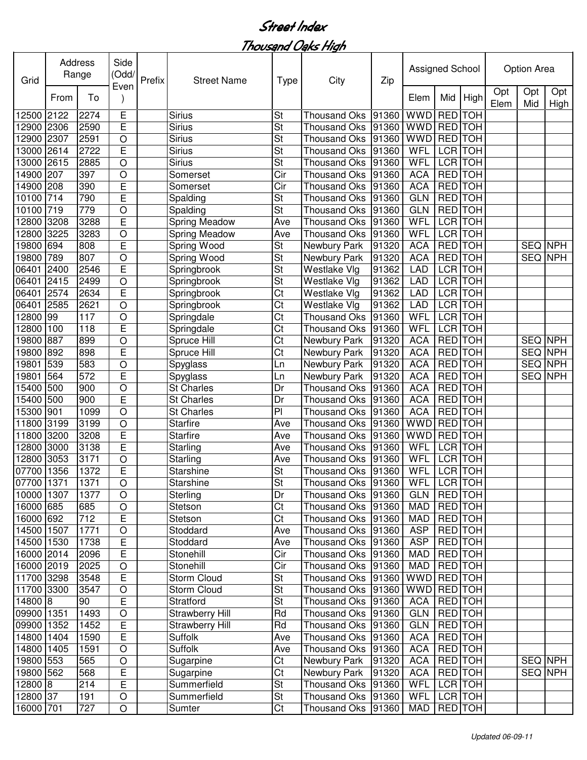# Street Index

## Thousand Oaks High

| Grid | Address Range | | Side (Odd/ Even) | Prefix | Street Name | Type | City | Zip | Assigned School | | | Option Area | | |
|---|---|---|---|---|---|---|---|---|---|---|---|---|---|---|
| | From | To | | | | | | | Elem | Mid | High | Opt Elem | Opt Mid | Opt High |
| 12500 | 2122 | 2274 | E | | Sirius | St | Thousand Oks | 91360 | WWD | RED | TOH | | | |
| 12900 | 2306 | 2590 | E | | Sirius | St | Thousand Oks | 91360 | WWD | RED | TOH | | | |
| 12900 | 2307 | 2591 | O | | Sirius | St | Thousand Oks | 91360 | WWD | RED | TOH | | | |
| 13000 | 2614 | 2722 | E | | Sirius | St | Thousand Oks | 91360 | WFL | LCR | TOH | | | |
| 13000 | 2615 | 2885 | O | | Sirius | St | Thousand Oks | 91360 | WFL | LCR | TOH | | | |
| 14900 | 207 | 397 | O | | Somerset | Cir | Thousand Oks | 91360 | ACA | RED | TOH | | | |
| 14900 | 208 | 390 | E | | Somerset | Cir | Thousand Oks | 91360 | ACA | RED | TOH | | | |
| 10100 | 714 | 790 | E | | Spalding | St | Thousand Oks | 91360 | GLN | RED | TOH | | | |
| 10100 | 719 | 779 | O | | Spalding | St | Thousand Oks | 91360 | GLN | RED | TOH | | | |
| 12800 | 3208 | 3288 | E | | Spring Meadow | Ave | Thousand Oks | 91360 | WFL | LCR | TOH | | | |
| 12800 | 3225 | 3283 | O | | Spring Meadow | Ave | Thousand Oks | 91360 | WFL | LCR | TOH | | | |
| 19800 | 694 | 808 | E | | Spring Wood | St | Newbury Park | 91320 | ACA | RED | TOH | | SEQ | NPH |
| 19800 | 789 | 807 | O | | Spring Wood | St | Newbury Park | 91320 | ACA | RED | TOH | | SEQ | NPH |
| 06401 | 2400 | 2546 | E | | Springbrook | St | Westlake Vlg | 91362 | LAD | LCR | TOH | | | |
| 06401 | 2415 | 2499 | O | | Springbrook | St | Westlake Vlg | 91362 | LAD | LCR | TOH | | | |
| 06401 | 2574 | 2634 | E | | Springbrook | Ct | Westlake Vlg | 91362 | LAD | LCR | TOH | | | |
| 06401 | 2585 | 2621 | O | | Springbrook | Ct | Westlake Vlg | 91362 | LAD | LCR | TOH | | | |
| 12800 | 99 | 117 | O | | Springdale | Ct | Thousand Oks | 91360 | WFL | LCR | TOH | | | |
| 12800 | 100 | 118 | E | | Springdale | Ct | Thousand Oks | 91360 | WFL | LCR | TOH | | | |
| 19800 | 887 | 899 | O | | Spruce Hill | Ct | Newbury Park | 91320 | ACA | RED | TOH | | SEQ | NPH |
| 19800 | 892 | 898 | E | | Spruce Hill | Ct | Newbury Park | 91320 | ACA | RED | TOH | | SEQ | NPH |
| 19801 | 539 | 583 | O | | Spyglass | Ln | Newbury Park | 91320 | ACA | RED | TOH | | SEQ | NPH |
| 19801 | 564 | 572 | E | | Spyglass | Ln | Newbury Park | 91320 | ACA | RED | TOH | | SEQ | NPH |
| 15400 | 500 | 900 | O | | St Charles | Dr | Thousand Oks | 91360 | ACA | RED | TOH | | | |
| 15400 | 500 | 900 | E | | St Charles | Dr | Thousand Oks | 91360 | ACA | RED | TOH | | | |
| 15300 | 901 | 1099 | O | | St Charles | Pl | Thousand Oks | 91360 | ACA | RED | TOH | | | |
| 11800 | 3199 | 3199 | O | | Starfire | Ave | Thousand Oks | 91360 | WWD | RED | TOH | | | |
| 11800 | 3200 | 3208 | E | | Starfire | Ave | Thousand Oks | 91360 | WWD | RED | TOH | | | |
| 12800 | 3000 | 3138 | E | | Starling | Ave | Thousand Oks | 91360 | WFL | LCR | TOH | | | |
| 12800 | 3053 | 3171 | O | | Starling | Ave | Thousand Oks | 91360 | WFL | LCR | TOH | | | |
| 07700 | 1356 | 1372 | E | | Starshine | St | Thousand Oks | 91360 | WFL | LCR | TOH | | | |
| 07700 | 1371 | 1371 | O | | Starshine | St | Thousand Oks | 91360 | WFL | LCR | TOH | | | |
| 10000 | 1307 | 1377 | O | | Sterling | Dr | Thousand Oks | 91360 | GLN | RED | TOH | | | |
| 16000 | 685 | 685 | O | | Stetson | Ct | Thousand Oks | 91360 | MAD | RED | TOH | | | |
| 16000 | 692 | 712 | E | | Stetson | Ct | Thousand Oks | 91360 | MAD | RED | TOH | | | |
| 14500 | 1507 | 1771 | O | | Stoddard | Ave | Thousand Oks | 91360 | ASP | RED | TOH | | | |
| 14500 | 1530 | 1738 | E | | Stoddard | Ave | Thousand Oks | 91360 | ASP | RED | TOH | | | |
| 16000 | 2014 | 2096 | E | | Stonehill | Cir | Thousand Oks | 91360 | MAD | RED | TOH | | | |
| 16000 | 2019 | 2025 | O | | Stonehill | Cir | Thousand Oks | 91360 | MAD | RED | TOH | | | |
| 11700 | 3298 | 3548 | E | | Storm Cloud | St | Thousand Oks | 91360 | WWD | RED | TOH | | | |
| 11700 | 3300 | 3547 | O | | Storm Cloud | St | Thousand Oks | 91360 | WWD | RED | TOH | | | |
| 14800 | 8 | 90 | E | | Stratford | St | Thousand Oks | 91360 | ACA | RED | TOH | | | |
| 09900 | 1351 | 1493 | O | | Strawberry Hill | Rd | Thousand Oks | 91360 | GLN | RED | TOH | | | |
| 09900 | 1352 | 1452 | E | | Strawberry Hill | Rd | Thousand Oks | 91360 | GLN | RED | TOH | | | |
| 14800 | 1404 | 1590 | E | | Suffolk | Ave | Thousand Oks | 91360 | ACA | RED | TOH | | | |
| 14800 | 1405 | 1591 | O | | Suffolk | Ave | Thousand Oks | 91360 | ACA | RED | TOH | | | |
| 19800 | 553 | 565 | O | | Sugarpine | Ct | Newbury Park | 91320 | ACA | RED | TOH | | SEQ | NPH |
| 19800 | 562 | 568 | E | | Sugarpine | Ct | Newbury Park | 91320 | ACA | RED | TOH | | SEQ | NPH |
| 12800 | 8 | 214 | E | | Summerfield | St | Thousand Oks | 91360 | WFL | LCR | TOH | | | |
| 12800 | 37 | 191 | O | | Summerfield | St | Thousand Oks | 91360 | WFL | LCR | TOH | | | |
| 16000 | 701 | 727 | O | | Sumter | Ct | Thousand Oks | 91360 | MAD | RED | TOH | | | |

*Updated 06-09-11*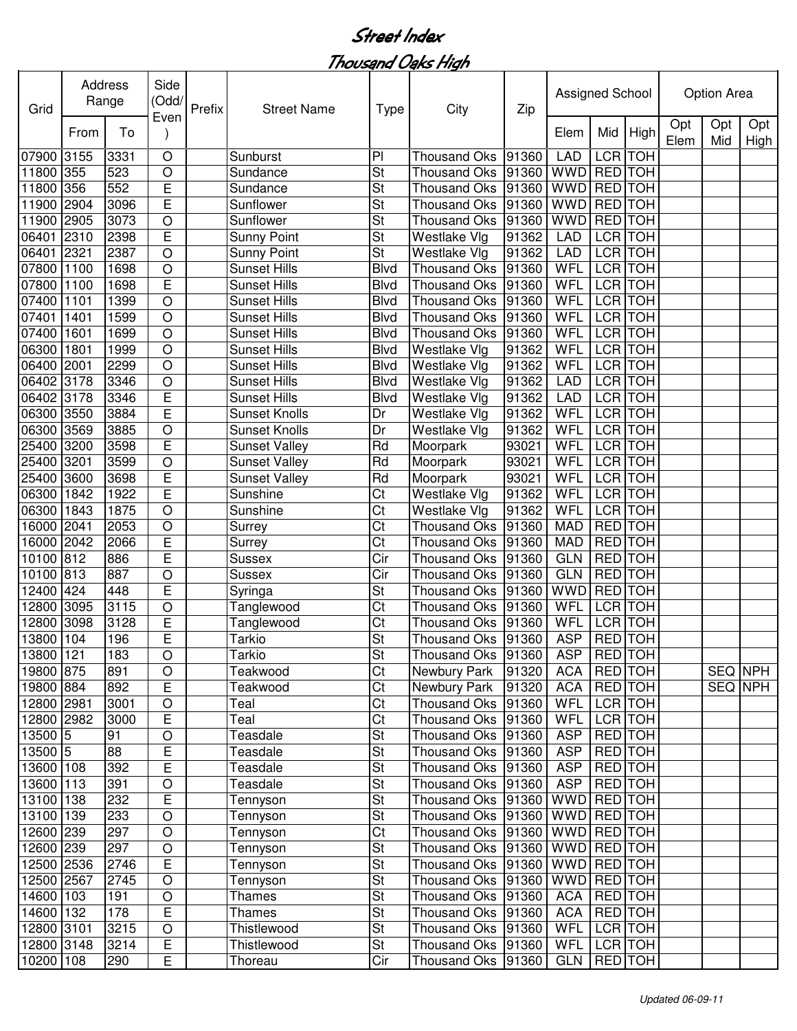# Street Index

## Thousand Oaks High

| Grid | Address Range | | Side (Odd/ Even) | Prefix | Street Name | Type | City | Zip | Assigned School | | | Option Area | | |
|---|---|---|---|---|---|---|---|---|---|---|---|---|---|---|
| | From | To | | | | | | | Elem | Mid | High | Opt Elem | Opt Mid | Opt High |
| 07900 | 3155 | 3331 | O | | Sunburst | Pl | Thousand Oks | 91360 | LAD | LCR | TOH | | | |
| 11800 | 355 | 523 | O | | Sundance | St | Thousand Oks | 91360 | WWD | RED | TOH | | | |
| 11800 | 356 | 552 | E | | Sundance | St | Thousand Oks | 91360 | WWD | RED | TOH | | | |
| 11900 | 2904 | 3096 | E | | Sunflower | St | Thousand Oks | 91360 | WWD | RED | TOH | | | |
| 11900 | 2905 | 3073 | O | | Sunflower | St | Thousand Oks | 91360 | WWD | RED | TOH | | | |
| 06401 | 2310 | 2398 | E | | Sunny Point | St | Westlake Vlg | 91362 | LAD | LCR | TOH | | | |
| 06401 | 2321 | 2387 | O | | Sunny Point | St | Westlake Vlg | 91362 | LAD | LCR | TOH | | | |
| 07800 | 1100 | 1698 | O | | Sunset Hills | Blvd | Thousand Oks | 91360 | WFL | LCR | TOH | | | |
| 07800 | 1100 | 1698 | E | | Sunset Hills | Blvd | Thousand Oks | 91360 | WFL | LCR | TOH | | | |
| 07400 | 1101 | 1399 | O | | Sunset Hills | Blvd | Thousand Oks | 91360 | WFL | LCR | TOH | | | |
| 07401 | 1401 | 1599 | O | | Sunset Hills | Blvd | Thousand Oks | 91360 | WFL | LCR | TOH | | | |
| 07400 | 1601 | 1699 | O | | Sunset Hills | Blvd | Thousand Oks | 91360 | WFL | LCR | TOH | | | |
| 06300 | 1801 | 1999 | O | | Sunset Hills | Blvd | Westlake Vlg | 91362 | WFL | LCR | TOH | | | |
| 06400 | 2001 | 2299 | O | | Sunset Hills | Blvd | Westlake Vlg | 91362 | WFL | LCR | TOH | | | |
| 06402 | 3178 | 3346 | O | | Sunset Hills | Blvd | Westlake Vlg | 91362 | LAD | LCR | TOH | | | |
| 06402 | 3178 | 3346 | E | | Sunset Hills | Blvd | Westlake Vlg | 91362 | LAD | LCR | TOH | | | |
| 06300 | 3550 | 3884 | E | | Sunset Knolls | Dr | Westlake Vlg | 91362 | WFL | LCR | TOH | | | |
| 06300 | 3569 | 3885 | O | | Sunset Knolls | Dr | Westlake Vlg | 91362 | WFL | LCR | TOH | | | |
| 25400 | 3200 | 3598 | E | | Sunset Valley | Rd | Moorpark | 93021 | WFL | LCR | TOH | | | |
| 25400 | 3201 | 3599 | O | | Sunset Valley | Rd | Moorpark | 93021 | WFL | LCR | TOH | | | |
| 25400 | 3600 | 3698 | E | | Sunset Valley | Rd | Moorpark | 93021 | WFL | LCR | TOH | | | |
| 06300 | 1842 | 1922 | E | | Sunshine | Ct | Westlake Vlg | 91362 | WFL | LCR | TOH | | | |
| 06300 | 1843 | 1875 | O | | Sunshine | Ct | Westlake Vlg | 91362 | WFL | LCR | TOH | | | |
| 16000 | 2041 | 2053 | O | | Surrey | Ct | Thousand Oks | 91360 | MAD | RED | TOH | | | |
| 16000 | 2042 | 2066 | E | | Surrey | Ct | Thousand Oks | 91360 | MAD | RED | TOH | | | |
| 10100 | 812 | 886 | E | | Sussex | Cir | Thousand Oks | 91360 | GLN | RED | TOH | | | |
| 10100 | 813 | 887 | O | | Sussex | Cir | Thousand Oks | 91360 | GLN | RED | TOH | | | |
| 12400 | 424 | 448 | E | | Syringa | St | Thousand Oks | 91360 | WWD | RED | TOH | | | |
| 12800 | 3095 | 3115 | O | | Tanglewood | Ct | Thousand Oks | 91360 | WFL | LCR | TOH | | | |
| 12800 | 3098 | 3128 | E | | Tanglewood | Ct | Thousand Oks | 91360 | WFL | LCR | TOH | | | |
| 13800 | 104 | 196 | E | | Tarkio | St | Thousand Oks | 91360 | ASP | RED | TOH | | | |
| 13800 | 121 | 183 | O | | Tarkio | St | Thousand Oks | 91360 | ASP | RED | TOH | | | |
| 19800 | 875 | 891 | O | | Teakwood | Ct | Newbury Park | 91320 | ACA | RED | TOH | | SEQ | NPH |
| 19800 | 884 | 892 | E | | Teakwood | Ct | Newbury Park | 91320 | ACA | RED | TOH | | SEQ | NPH |
| 12800 | 2981 | 3001 | O | | Teal | Ct | Thousand Oks | 91360 | WFL | LCR | TOH | | | |
| 12800 | 2982 | 3000 | E | | Teal | Ct | Thousand Oks | 91360 | WFL | LCR | TOH | | | |
| 13500 | 5 | 91 | O | | Teasdale | St | Thousand Oks | 91360 | ASP | RED | TOH | | | |
| 13500 | 5 | 88 | E | | Teasdale | St | Thousand Oks | 91360 | ASP | RED | TOH | | | |
| 13600 | 108 | 392 | E | | Teasdale | St | Thousand Oks | 91360 | ASP | RED | TOH | | | |
| 13600 | 113 | 391 | O | | Teasdale | St | Thousand Oks | 91360 | ASP | RED | TOH | | | |
| 13100 | 138 | 232 | E | | Tennyson | St | Thousand Oks | 91360 | WWD | RED | TOH | | | |
| 13100 | 139 | 233 | O | | Tennyson | St | Thousand Oks | 91360 | WWD | RED | TOH | | | |
| 12600 | 239 | 297 | O | | Tennyson | Ct | Thousand Oks | 91360 | WWD | RED | TOH | | | |
| 12600 | 239 | 297 | O | | Tennyson | St | Thousand Oks | 91360 | WWD | RED | TOH | | | |
| 12500 | 2536 | 2746 | E | | Tennyson | St | Thousand Oks | 91360 | WWD | RED | TOH | | | |
| 12500 | 2567 | 2745 | O | | Tennyson | St | Thousand Oks | 91360 | WWD | RED | TOH | | | |
| 14600 | 103 | 191 | O | | Thames | St | Thousand Oks | 91360 | ACA | RED | TOH | | | |
| 14600 | 132 | 178 | E | | Thames | St | Thousand Oks | 91360 | ACA | RED | TOH | | | |
| 12800 | 3101 | 3215 | O | | Thistlewood | St | Thousand Oks | 91360 | WFL | LCR | TOH | | | |
| 12800 | 3148 | 3214 | E | | Thistlewood | St | Thousand Oks | 91360 | WFL | LCR | TOH | | | |
| 10200 | 108 | 290 | E | | Thoreau | Cir | Thousand Oks | 91360 | GLN | RED | TOH | | | |

*Updated 06-09-11*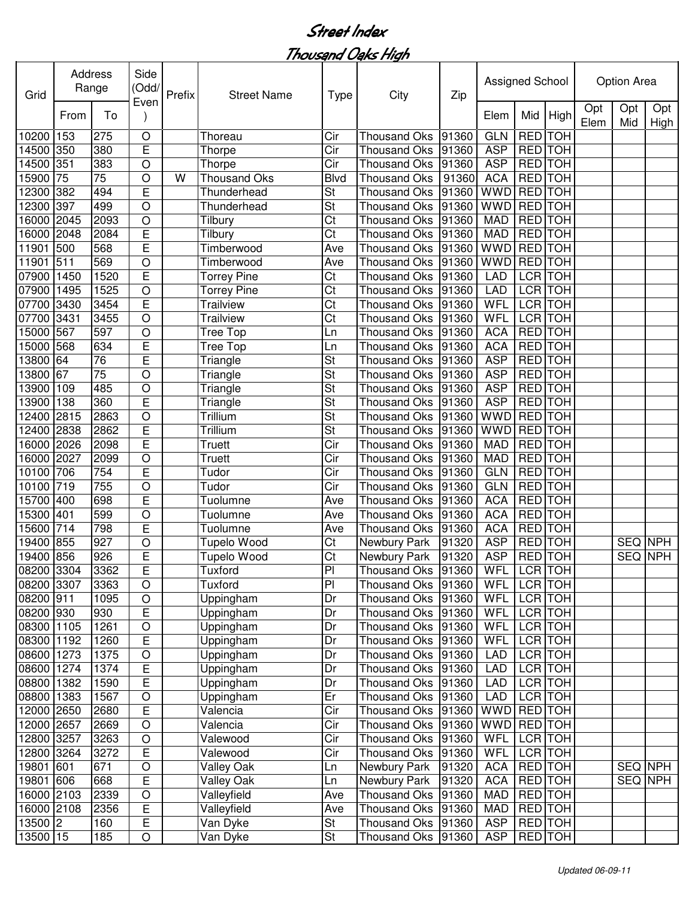# Street Index
## Thousand Oaks High

| Grid | Address Range | | Side (Odd/Even) | Prefix | Street Name | Type | City | Zip | Assigned School | | | Option Area | | |
|---|---|---|---|---|---|---|---|---|---|---|---|---|---|---|
| | From | To | | | | | | | Elem | Mid | High | Opt Elem | Opt Mid | Opt High |
| 10200 | 153 | 275 | O | | Thoreau | Cir | Thousand Oks | 91360 | GLN | RED | TOH | | | |
| 14500 | 350 | 380 | E | | Thorpe | Cir | Thousand Oks | 91360 | ASP | RED | TOH | | | |
| 14500 | 351 | 383 | O | | Thorpe | Cir | Thousand Oks | 91360 | ASP | RED | TOH | | | |
| 15900 | 75 | 75 | O | W | Thousand Oks | Blvd | Thousand Oks | 91360 | ACA | RED | TOH | | | |
| 12300 | 382 | 494 | E | | Thunderhead | St | Thousand Oks | 91360 | WWD | RED | TOH | | | |
| 12300 | 397 | 499 | O | | Thunderhead | St | Thousand Oks | 91360 | WWD | RED | TOH | | | |
| 16000 | 2045 | 2093 | O | | Tilbury | Ct | Thousand Oks | 91360 | MAD | RED | TOH | | | |
| 16000 | 2048 | 2084 | E | | Tilbury | Ct | Thousand Oks | 91360 | MAD | RED | TOH | | | |
| 11901 | 500 | 568 | E | | Timberwood | Ave | Thousand Oks | 91360 | WWD | RED | TOH | | | |
| 11901 | 511 | 569 | O | | Timberwood | Ave | Thousand Oks | 91360 | WWD | RED | TOH | | | |
| 07900 | 1450 | 1520 | E | | Torrey Pine | Ct | Thousand Oks | 91360 | LAD | LCR | TOH | | | |
| 07900 | 1495 | 1525 | O | | Torrey Pine | Ct | Thousand Oks | 91360 | LAD | LCR | TOH | | | |
| 07700 | 3430 | 3454 | E | | Trailview | Ct | Thousand Oks | 91360 | WFL | LCR | TOH | | | |
| 07700 | 3431 | 3455 | O | | Trailview | Ct | Thousand Oks | 91360 | WFL | LCR | TOH | | | |
| 15000 | 567 | 597 | O | | Tree Top | Ln | Thousand Oks | 91360 | ACA | RED | TOH | | | |
| 15000 | 568 | 634 | E | | Tree Top | Ln | Thousand Oks | 91360 | ACA | RED | TOH | | | |
| 13800 | 64 | 76 | E | | Triangle | St | Thousand Oks | 91360 | ASP | RED | TOH | | | |
| 13800 | 67 | 75 | O | | Triangle | St | Thousand Oks | 91360 | ASP | RED | TOH | | | |
| 13900 | 109 | 485 | O | | Triangle | St | Thousand Oks | 91360 | ASP | RED | TOH | | | |
| 13900 | 138 | 360 | E | | Triangle | St | Thousand Oks | 91360 | ASP | RED | TOH | | | |
| 12400 | 2815 | 2863 | O | | Trillium | St | Thousand Oks | 91360 | WWD | RED | TOH | | | |
| 12400 | 2838 | 2862 | E | | Trillium | St | Thousand Oks | 91360 | WWD | RED | TOH | | | |
| 16000 | 2026 | 2098 | E | | Truett | Cir | Thousand Oks | 91360 | MAD | RED | TOH | | | |
| 16000 | 2027 | 2099 | O | | Truett | Cir | Thousand Oks | 91360 | MAD | RED | TOH | | | |
| 10100 | 706 | 754 | E | | Tudor | Cir | Thousand Oks | 91360 | GLN | RED | TOH | | | |
| 10100 | 719 | 755 | O | | Tudor | Cir | Thousand Oks | 91360 | GLN | RED | TOH | | | |
| 15700 | 400 | 698 | E | | Tuolumne | Ave | Thousand Oks | 91360 | ACA | RED | TOH | | | |
| 15300 | 401 | 599 | O | | Tuolumne | Ave | Thousand Oks | 91360 | ACA | RED | TOH | | | |
| 15600 | 714 | 798 | E | | Tuolumne | Ave | Thousand Oks | 91360 | ACA | RED | TOH | | | |
| 19400 | 855 | 927 | O | | Tupelo Wood | Ct | Newbury Park | 91320 | ASP | RED | TOH | | SEQ | NPH |
| 19400 | 856 | 926 | E | | Tupelo Wood | Ct | Newbury Park | 91320 | ASP | RED | TOH | | SEQ | NPH |
| 08200 | 3304 | 3362 | E | | Tuxford | Pl | Thousand Oks | 91360 | WFL | LCR | TOH | | | |
| 08200 | 3307 | 3363 | O | | Tuxford | Pl | Thousand Oks | 91360 | WFL | LCR | TOH | | | |
| 08200 | 911 | 1095 | O | | Uppingham | Dr | Thousand Oks | 91360 | WFL | LCR | TOH | | | |
| 08200 | 930 | 930 | E | | Uppingham | Dr | Thousand Oks | 91360 | WFL | LCR | TOH | | | |
| 08300 | 1105 | 1261 | O | | Uppingham | Dr | Thousand Oks | 91360 | WFL | LCR | TOH | | | |
| 08300 | 1192 | 1260 | E | | Uppingham | Dr | Thousand Oks | 91360 | WFL | LCR | TOH | | | |
| 08600 | 1273 | 1375 | O | | Uppingham | Dr | Thousand Oks | 91360 | LAD | LCR | TOH | | | |
| 08600 | 1274 | 1374 | E | | Uppingham | Dr | Thousand Oks | 91360 | LAD | LCR | TOH | | | |
| 08800 | 1382 | 1590 | E | | Uppingham | Dr | Thousand Oks | 91360 | LAD | LCR | TOH | | | |
| 08800 | 1383 | 1567 | O | | Uppingham | Er | Thousand Oks | 91360 | LAD | LCR | TOH | | | |
| 12000 | 2650 | 2680 | E | | Valencia | Cir | Thousand Oks | 91360 | WWD | RED | TOH | | | |
| 12000 | 2657 | 2669 | O | | Valencia | Cir | Thousand Oks | 91360 | WWD | RED | TOH | | | |
| 12800 | 3257 | 3263 | O | | Valewood | Cir | Thousand Oks | 91360 | WFL | LCR | TOH | | | |
| 12800 | 3264 | 3272 | E | | Valewood | Cir | Thousand Oks | 91360 | WFL | LCR | TOH | | | |
| 19801 | 601 | 671 | O | | Valley Oak | Ln | Newbury Park | 91320 | ACA | RED | TOH | | SEQ | NPH |
| 19801 | 606 | 668 | E | | Valley Oak | Ln | Newbury Park | 91320 | ACA | RED | TOH | | SEQ | NPH |
| 16000 | 2103 | 2339 | O | | Valleyfield | Ave | Thousand Oks | 91360 | MAD | RED | TOH | | | |
| 16000 | 2108 | 2356 | E | | Valleyfield | Ave | Thousand Oks | 91360 | MAD | RED | TOH | | | |
| 13500 | 2 | 160 | E | | Van Dyke | St | Thousand Oks | 91360 | ASP | RED | TOH | | | |
| 13500 | 15 | 185 | O | | Van Dyke | St | Thousand Oks | 91360 | ASP | RED | TOH | | | |

*Updated 06-09-11*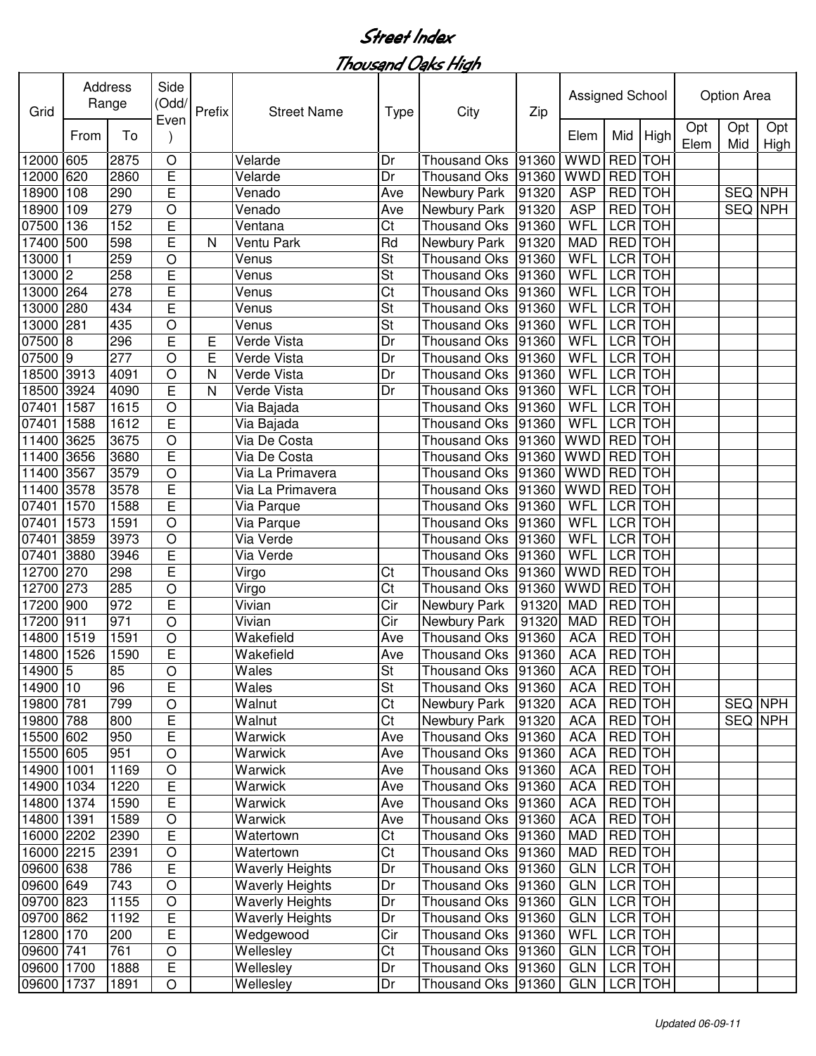# Street Index

## Thousand Oaks High

| Grid | Address Range | | Side (Odd/Even) | Prefix | Street Name | Type | City | Zip | Assigned School | | | Option Area | | |
|---|---|---|---|---|---|---|---|---|---|---|---|---|---|---|
| | From | To | | | | | | | Elem | Mid | High | Opt Elem | Opt Mid | Opt High |
| 12000 | 605 | 2875 | O | | Velarde | Dr | Thousand Oks | 91360 | WWD | RED | TOH | | | |
| 12000 | 620 | 2860 | E | | Velarde | Dr | Thousand Oks | 91360 | WWD | RED | TOH | | | |
| 18900 | 108 | 290 | E | | Venado | Ave | Newbury Park | 91320 | ASP | RED | TOH | | SEQ | NPH |
| 18900 | 109 | 279 | O | | Venado | Ave | Newbury Park | 91320 | ASP | RED | TOH | | SEQ | NPH |
| 07500 | 136 | 152 | E | | Ventana | Ct | Thousand Oks | 91360 | WFL | LCR | TOH | | | |
| 17400 | 500 | 598 | E | N | Ventu Park | Rd | Newbury Park | 91320 | MAD | RED | TOH | | | |
| 13000 | 1 | 259 | O | | Venus | St | Thousand Oks | 91360 | WFL | LCR | TOH | | | |
| 13000 | 2 | 258 | E | | Venus | St | Thousand Oks | 91360 | WFL | LCR | TOH | | | |
| 13000 | 264 | 278 | E | | Venus | Ct | Thousand Oks | 91360 | WFL | LCR | TOH | | | |
| 13000 | 280 | 434 | E | | Venus | St | Thousand Oks | 91360 | WFL | LCR | TOH | | | |
| 13000 | 281 | 435 | O | | Venus | St | Thousand Oks | 91360 | WFL | LCR | TOH | | | |
| 07500 | 8 | 296 | E | E | Verde Vista | Dr | Thousand Oks | 91360 | WFL | LCR | TOH | | | |
| 07500 | 9 | 277 | O | E | Verde Vista | Dr | Thousand Oks | 91360 | WFL | LCR | TOH | | | |
| 18500 | 3913 | 4091 | O | N | Verde Vista | Dr | Thousand Oks | 91360 | WFL | LCR | TOH | | | |
| 18500 | 3924 | 4090 | E | N | Verde Vista | Dr | Thousand Oks | 91360 | WFL | LCR | TOH | | | |
| 07401 | 1587 | 1615 | O | | Via Bajada | | Thousand Oks | 91360 | WFL | LCR | TOH | | | |
| 07401 | 1588 | 1612 | E | | Via Bajada | | Thousand Oks | 91360 | WFL | LCR | TOH | | | |
| 11400 | 3625 | 3675 | O | | Via De Costa | | Thousand Oks | 91360 | WWD | RED | TOH | | | |
| 11400 | 3656 | 3680 | E | | Via De Costa | | Thousand Oks | 91360 | WWD | RED | TOH | | | |
| 11400 | 3567 | 3579 | O | | Via La Primavera | | Thousand Oks | 91360 | WWD | RED | TOH | | | |
| 11400 | 3578 | 3578 | E | | Via La Primavera | | Thousand Oks | 91360 | WWD | RED | TOH | | | |
| 07401 | 1570 | 1588 | E | | Via Parque | | Thousand Oks | 91360 | WFL | LCR | TOH | | | |
| 07401 | 1573 | 1591 | O | | Via Parque | | Thousand Oks | 91360 | WFL | LCR | TOH | | | |
| 07401 | 3859 | 3973 | O | | Via Verde | | Thousand Oks | 91360 | WFL | LCR | TOH | | | |
| 07401 | 3880 | 3946 | E | | Via Verde | | Thousand Oks | 91360 | WFL | LCR | TOH | | | |
| 12700 | 270 | 298 | E | | Virgo | Ct | Thousand Oks | 91360 | WWD | RED | TOH | | | |
| 12700 | 273 | 285 | O | | Virgo | Ct | Thousand Oks | 91360 | WWD | RED | TOH | | | |
| 17200 | 900 | 972 | E | | Vivian | Cir | Newbury Park | 91320 | MAD | RED | TOH | | | |
| 17200 | 911 | 971 | O | | Vivian | Cir | Newbury Park | 91320 | MAD | RED | TOH | | | |
| 14800 | 1519 | 1591 | O | | Wakefield | Ave | Thousand Oks | 91360 | ACA | RED | TOH | | | |
| 14800 | 1526 | 1590 | E | | Wakefield | Ave | Thousand Oks | 91360 | ACA | RED | TOH | | | |
| 14900 | 5 | 85 | O | | Wales | St | Thousand Oks | 91360 | ACA | RED | TOH | | | |
| 14900 | 10 | 96 | E | | Wales | St | Thousand Oks | 91360 | ACA | RED | TOH | | | |
| 19800 | 781 | 799 | O | | Walnut | Ct | Newbury Park | 91320 | ACA | RED | TOH | | SEQ | NPH |
| 19800 | 788 | 800 | E | | Walnut | Ct | Newbury Park | 91320 | ACA | RED | TOH | | SEQ | NPH |
| 15500 | 602 | 950 | E | | Warwick | Ave | Thousand Oks | 91360 | ACA | RED | TOH | | | |
| 15500 | 605 | 951 | O | | Warwick | Ave | Thousand Oks | 91360 | ACA | RED | TOH | | | |
| 14900 | 1001 | 1169 | O | | Warwick | Ave | Thousand Oks | 91360 | ACA | RED | TOH | | | |
| 14900 | 1034 | 1220 | E | | Warwick | Ave | Thousand Oks | 91360 | ACA | RED | TOH | | | |
| 14800 | 1374 | 1590 | E | | Warwick | Ave | Thousand Oks | 91360 | ACA | RED | TOH | | | |
| 14800 | 1391 | 1589 | O | | Warwick | Ave | Thousand Oks | 91360 | ACA | RED | TOH | | | |
| 16000 | 2202 | 2390 | E | | Watertown | Ct | Thousand Oks | 91360 | MAD | RED | TOH | | | |
| 16000 | 2215 | 2391 | O | | Watertown | Ct | Thousand Oks | 91360 | MAD | RED | TOH | | | |
| 09600 | 638 | 786 | E | | Waverly Heights | Dr | Thousand Oks | 91360 | GLN | LCR | TOH | | | |
| 09600 | 649 | 743 | O | | Waverly Heights | Dr | Thousand Oks | 91360 | GLN | LCR | TOH | | | |
| 09700 | 823 | 1155 | O | | Waverly Heights | Dr | Thousand Oks | 91360 | GLN | LCR | TOH | | | |
| 09700 | 862 | 1192 | E | | Waverly Heights | Dr | Thousand Oks | 91360 | GLN | LCR | TOH | | | |
| 12800 | 170 | 200 | E | | Wedgewood | Cir | Thousand Oks | 91360 | WFL | LCR | TOH | | | |
| 09600 | 741 | 761 | O | | Wellesley | Ct | Thousand Oks | 91360 | GLN | LCR | TOH | | | |
| 09600 | 1700 | 1888 | E | | Wellesley | Dr | Thousand Oks | 91360 | GLN | LCR | TOH | | | |
| 09600 | 1737 | 1891 | O | | Wellesley | Dr | Thousand Oks | 91360 | GLN | LCR | TOH | | | |

*Updated 06-09-11*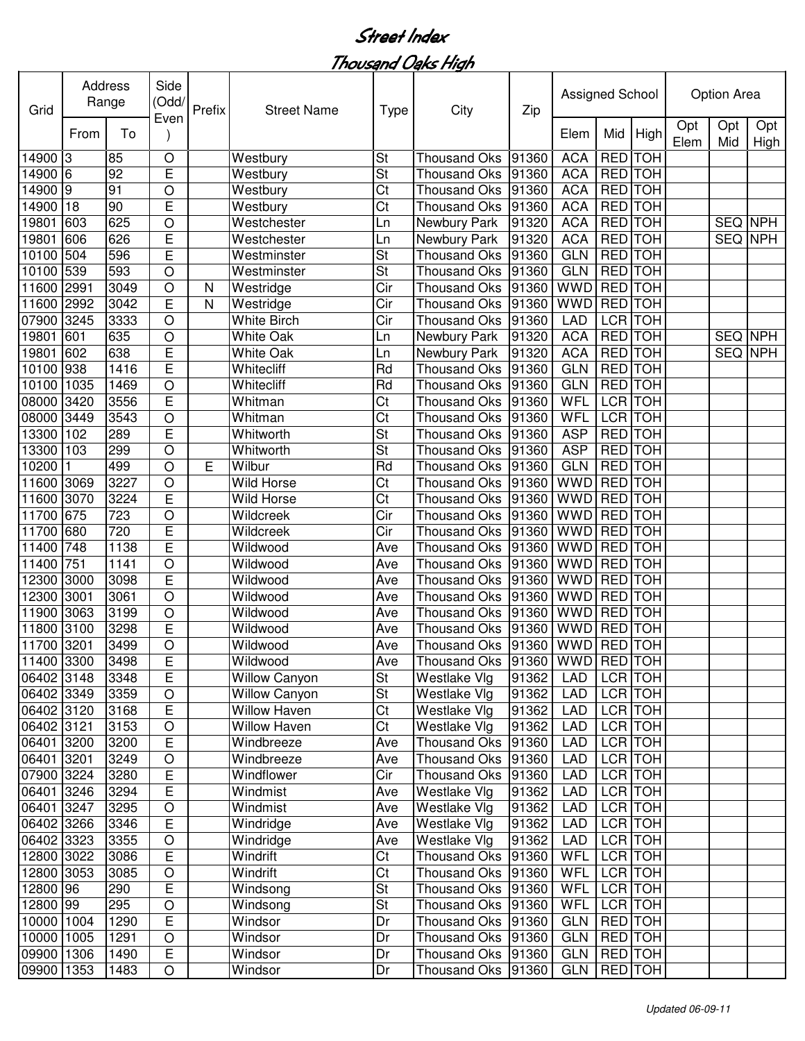# Street Index

## Thousand Oaks High

| Grid | Address Range | | Side (Odd/Even) | Prefix | Street Name | Type | City | Zip | Assigned School | | | Option Area | | |
|---|---|---|---|---|---|---|---|---|---|---|---|---|---|---|
| | From | To | | | | | | | Elem | Mid | High | Opt Elem | Opt Mid | Opt High |
| 14900 | 3 | 85 | O | | Westbury | St | Thousand Oks | 91360 | ACA | RED | TOH | | | |
| 14900 | 6 | 92 | E | | Westbury | St | Thousand Oks | 91360 | ACA | RED | TOH | | | |
| 14900 | 9 | 91 | O | | Westbury | Ct | Thousand Oks | 91360 | ACA | RED | TOH | | | |
| 14900 | 18 | 90 | E | | Westbury | Ct | Thousand Oks | 91360 | ACA | RED | TOH | | | |
| 19801 | 603 | 625 | O | | Westchester | Ln | Newbury Park | 91320 | ACA | RED | TOH | | SEQ | NPH |
| 19801 | 606 | 626 | E | | Westchester | Ln | Newbury Park | 91320 | ACA | RED | TOH | | SEQ | NPH |
| 10100 | 504 | 596 | E | | Westminster | St | Thousand Oks | 91360 | GLN | RED | TOH | | | |
| 10100 | 539 | 593 | O | | Westminster | St | Thousand Oks | 91360 | GLN | RED | TOH | | | |
| 11600 | 2991 | 3049 | O | N | Westridge | Cir | Thousand Oks | 91360 | WWD | RED | TOH | | | |
| 11600 | 2992 | 3042 | E | N | Westridge | Cir | Thousand Oks | 91360 | WWD | RED | TOH | | | |
| 07900 | 3245 | 3333 | O | | White Birch | Cir | Thousand Oks | 91360 | LAD | LCR | TOH | | | |
| 19801 | 601 | 635 | O | | White Oak | Ln | Newbury Park | 91320 | ACA | RED | TOH | | SEQ | NPH |
| 19801 | 602 | 638 | E | | White Oak | Ln | Newbury Park | 91320 | ACA | RED | TOH | | SEQ | NPH |
| 10100 | 938 | 1416 | E | | Whitecliff | Rd | Thousand Oks | 91360 | GLN | RED | TOH | | | |
| 10100 | 1035 | 1469 | O | | Whitecliff | Rd | Thousand Oks | 91360 | GLN | RED | TOH | | | |
| 08000 | 3420 | 3556 | E | | Whitman | Ct | Thousand Oks | 91360 | WFL | LCR | TOH | | | |
| 08000 | 3449 | 3543 | O | | Whitman | Ct | Thousand Oks | 91360 | WFL | LCR | TOH | | | |
| 13300 | 102 | 289 | E | | Whitworth | St | Thousand Oks | 91360 | ASP | RED | TOH | | | |
| 13300 | 103 | 299 | O | | Whitworth | St | Thousand Oks | 91360 | ASP | RED | TOH | | | |
| 10200 | 1 | 499 | O | E | Wilbur | Rd | Thousand Oks | 91360 | GLN | RED | TOH | | | |
| 11600 | 3069 | 3227 | O | | Wild Horse | Ct | Thousand Oks | 91360 | WWD | RED | TOH | | | |
| 11600 | 3070 | 3224 | E | | Wild Horse | Ct | Thousand Oks | 91360 | WWD | RED | TOH | | | |
| 11700 | 675 | 723 | O | | Wildcreek | Cir | Thousand Oks | 91360 | WWD | RED | TOH | | | |
| 11700 | 680 | 720 | E | | Wildcreek | Cir | Thousand Oks | 91360 | WWD | RED | TOH | | | |
| 11400 | 748 | 1138 | E | | Wildwood | Ave | Thousand Oks | 91360 | WWD | RED | TOH | | | |
| 11400 | 751 | 1141 | O | | Wildwood | Ave | Thousand Oks | 91360 | WWD | RED | TOH | | | |
| 12300 | 3000 | 3098 | E | | Wildwood | Ave | Thousand Oks | 91360 | WWD | RED | TOH | | | |
| 12300 | 3001 | 3061 | O | | Wildwood | Ave | Thousand Oks | 91360 | WWD | RED | TOH | | | |
| 11900 | 3063 | 3199 | O | | Wildwood | Ave | Thousand Oks | 91360 | WWD | RED | TOH | | | |
| 11800 | 3100 | 3298 | E | | Wildwood | Ave | Thousand Oks | 91360 | WWD | RED | TOH | | | |
| 11700 | 3201 | 3499 | O | | Wildwood | Ave | Thousand Oks | 91360 | WWD | RED | TOH | | | |
| 11400 | 3300 | 3498 | E | | Wildwood | Ave | Thousand Oks | 91360 | WWD | RED | TOH | | | |
| 06402 | 3148 | 3348 | E | | Willow Canyon | St | Westlake Vlg | 91362 | LAD | LCR | TOH | | | |
| 06402 | 3349 | 3359 | O | | Willow Canyon | St | Westlake Vlg | 91362 | LAD | LCR | TOH | | | |
| 06402 | 3120 | 3168 | E | | Willow Haven | Ct | Westlake Vlg | 91362 | LAD | LCR | TOH | | | |
| 06402 | 3121 | 3153 | O | | Willow Haven | Ct | Westlake Vlg | 91362 | LAD | LCR | TOH | | | |
| 06401 | 3200 | 3200 | E | | Windbreeze | Ave | Thousand Oks | 91360 | LAD | LCR | TOH | | | |
| 06401 | 3201 | 3249 | O | | Windbreeze | Ave | Thousand Oks | 91360 | LAD | LCR | TOH | | | |
| 07900 | 3224 | 3280 | E | | Windflower | Cir | Thousand Oks | 91360 | LAD | LCR | TOH | | | |
| 06401 | 3246 | 3294 | E | | Windmist | Ave | Westlake Vlg | 91362 | LAD | LCR | TOH | | | |
| 06401 | 3247 | 3295 | O | | Windmist | Ave | Westlake Vlg | 91362 | LAD | LCR | TOH | | | |
| 06402 | 3266 | 3346 | E | | Windridge | Ave | Westlake Vlg | 91362 | LAD | LCR | TOH | | | |
| 06402 | 3323 | 3355 | O | | Windridge | Ave | Westlake Vlg | 91362 | LAD | LCR | TOH | | | |
| 12800 | 3022 | 3086 | E | | Windrift | Ct | Thousand Oks | 91360 | WFL | LCR | TOH | | | |
| 12800 | 3053 | 3085 | O | | Windrift | Ct | Thousand Oks | 91360 | WFL | LCR | TOH | | | |
| 12800 | 96 | 290 | E | | Windsong | St | Thousand Oks | 91360 | WFL | LCR | TOH | | | |
| 12800 | 99 | 295 | O | | Windsong | St | Thousand Oks | 91360 | WFL | LCR | TOH | | | |
| 10000 | 1004 | 1290 | E | | Windsor | Dr | Thousand Oks | 91360 | GLN | RED | TOH | | | |
| 10000 | 1005 | 1291 | O | | Windsor | Dr | Thousand Oks | 91360 | GLN | RED | TOH | | | |
| 09900 | 1306 | 1490 | E | | Windsor | Dr | Thousand Oks | 91360 | GLN | RED | TOH | | | |
| 09900 | 1353 | 1483 | O | | Windsor | Dr | Thousand Oks | 91360 | GLN | RED | TOH | | | |

*Updated 06-09-11*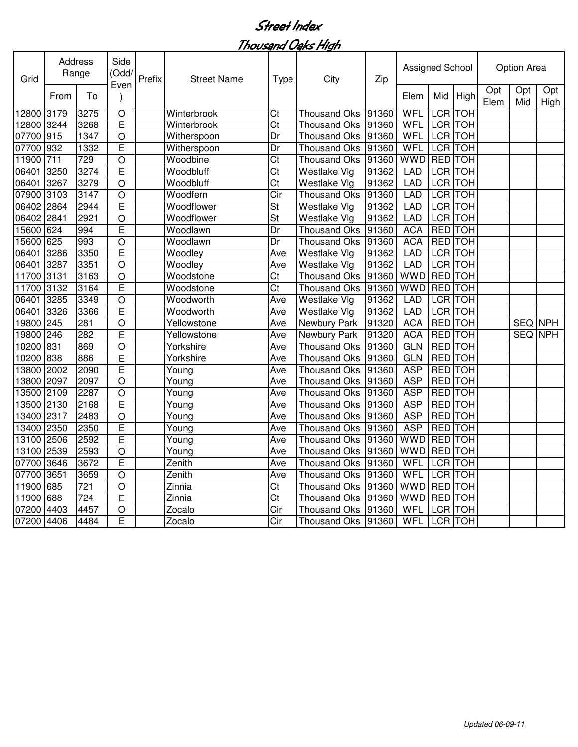# Street Index

## Thousand Oaks High

| Grid | Address Range | | Side (Odd/Even) | Prefix | Street Name | Type | City | Zip | Assigned School | | | Option Area | | |
|---|---|---|---|---|---|---|---|---|---|---|---|---|---|---|
| | From | To | | | | | | | Elem | Mid | High | Opt Elem | Opt Mid | Opt High |
| 12800 | 3179 | 3275 | O | | Winterbrook | Ct | Thousand Oks | 91360 | WFL | LCR | TOH | | | |
| 12800 | 3244 | 3268 | E | | Winterbrook | Ct | Thousand Oks | 91360 | WFL | LCR | TOH | | | |
| 07700 | 915 | 1347 | O | | Witherspoon | Dr | Thousand Oks | 91360 | WFL | LCR | TOH | | | |
| 07700 | 932 | 1332 | E | | Witherspoon | Dr | Thousand Oks | 91360 | WFL | LCR | TOH | | | |
| 11900 | 711 | 729 | O | | Woodbine | Ct | Thousand Oks | 91360 | WWD | RED | TOH | | | |
| 06401 | 3250 | 3274 | E | | Woodbluff | Ct | Westlake Vlg | 91362 | LAD | LCR | TOH | | | |
| 06401 | 3267 | 3279 | O | | Woodbluff | Ct | Westlake Vlg | 91362 | LAD | LCR | TOH | | | |
| 07900 | 3103 | 3147 | O | | Woodfern | Cir | Thousand Oks | 91360 | LAD | LCR | TOH | | | |
| 06402 | 2864 | 2944 | E | | Woodflower | St | Westlake Vlg | 91362 | LAD | LCR | TOH | | | |
| 06402 | 2841 | 2921 | O | | Woodflower | St | Westlake Vlg | 91362 | LAD | LCR | TOH | | | |
| 15600 | 624 | 994 | E | | Woodlawn | Dr | Thousand Oks | 91360 | ACA | RED | TOH | | | |
| 15600 | 625 | 993 | O | | Woodlawn | Dr | Thousand Oks | 91360 | ACA | RED | TOH | | | |
| 06401 | 3286 | 3350 | E | | Woodley | Ave | Westlake Vlg | 91362 | LAD | LCR | TOH | | | |
| 06401 | 3287 | 3351 | O | | Woodley | Ave | Westlake Vlg | 91362 | LAD | LCR | TOH | | | |
| 11700 | 3131 | 3163 | O | | Woodstone | Ct | Thousand Oks | 91360 | WWD | RED | TOH | | | |
| 11700 | 3132 | 3164 | E | | Woodstone | Ct | Thousand Oks | 91360 | WWD | RED | TOH | | | |
| 06401 | 3285 | 3349 | O | | Woodworth | Ave | Westlake Vlg | 91362 | LAD | LCR | TOH | | | |
| 06401 | 3326 | 3366 | E | | Woodworth | Ave | Westlake Vlg | 91362 | LAD | LCR | TOH | | | |
| 19800 | 245 | 281 | O | | Yellowstone | Ave | Newbury Park | 91320 | ACA | RED | TOH | | SEQ | NPH |
| 19800 | 246 | 282 | E | | Yellowstone | Ave | Newbury Park | 91320 | ACA | RED | TOH | | SEQ | NPH |
| 10200 | 831 | 869 | O | | Yorkshire | Ave | Thousand Oks | 91360 | GLN | RED | TOH | | | |
| 10200 | 838 | 886 | E | | Yorkshire | Ave | Thousand Oks | 91360 | GLN | RED | TOH | | | |
| 13800 | 2002 | 2090 | E | | Young | Ave | Thousand Oks | 91360 | ASP | RED | TOH | | | |
| 13800 | 2097 | 2097 | O | | Young | Ave | Thousand Oks | 91360 | ASP | RED | TOH | | | |
| 13500 | 2109 | 2287 | O | | Young | Ave | Thousand Oks | 91360 | ASP | RED | TOH | | | |
| 13500 | 2130 | 2168 | E | | Young | Ave | Thousand Oks | 91360 | ASP | RED | TOH | | | |
| 13400 | 2317 | 2483 | O | | Young | Ave | Thousand Oks | 91360 | ASP | RED | TOH | | | |
| 13400 | 2350 | 2350 | E | | Young | Ave | Thousand Oks | 91360 | ASP | RED | TOH | | | |
| 13100 | 2506 | 2592 | E | | Young | Ave | Thousand Oks | 91360 | WWD | RED | TOH | | | |
| 13100 | 2539 | 2593 | O | | Young | Ave | Thousand Oks | 91360 | WWD | RED | TOH | | | |
| 07700 | 3646 | 3672 | E | | Zenith | Ave | Thousand Oks | 91360 | WFL | LCR | TOH | | | |
| 07700 | 3651 | 3659 | O | | Zenith | Ave | Thousand Oks | 91360 | WFL | LCR | TOH | | | |
| 11900 | 685 | 721 | O | | Zinnia | Ct | Thousand Oks | 91360 | WWD | RED | TOH | | | |
| 11900 | 688 | 724 | E | | Zinnia | Ct | Thousand Oks | 91360 | WWD | RED | TOH | | | |
| 07200 | 4403 | 4457 | O | | Zocalo | Cir | Thousand Oks | 91360 | WFL | LCR | TOH | | | |
| 07200 | 4406 | 4484 | E | | Zocalo | Cir | Thousand Oks | 91360 | WFL | LCR | TOH | | | |

*Updated 06-09-11*